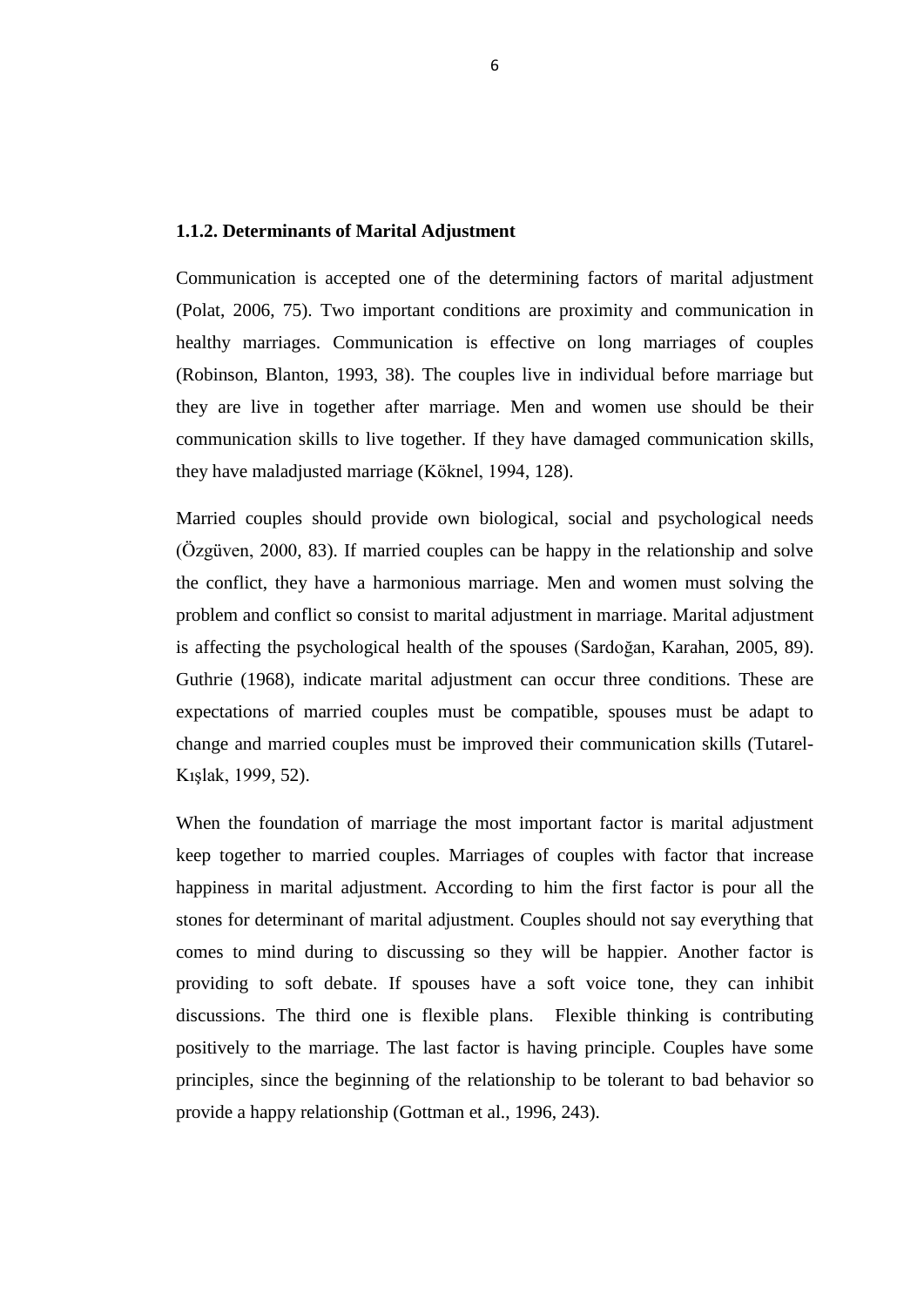### 1.1.2. Determinants of Marital Adjustment

Communication is accepted one of the determining factors of marital adjustment (Polat, 2006, 75). Two important conditions are proximity and communication in healthy marriages. Communication is effective on long marriages of couples (Robinson, Blanton, 1993, 38). The couples live in individual before marriage but they are live in together after marriage. Men and women use should be their communication skills to live together. If they have damaged communication skills, they have maladjusted marriage (Köknel, 1994, 128).

Married couples should provide own biological, social and psychological needs (Özgüven, 2000, 83). If married couples can be happy in the relationship and solve the conflict, they have a harmonious marriage. Men and women must solving the problem and conflict so consist to marital adjustment in marriage. Marital adjustment is affecting the psychological health of the spouses (Sardoğan, Karahan, 2005, 89). Guthrie (1968), indicate marital adjustment can occur three conditions. These are expectations of married couples must be compatible, spouses must be adapt to change and married couples must be improved their communication skills (Tutarel-Kışlak, 1999, 52).

When the foundation of marriage the most important factor is marital adjustment keep together to married couples. Marriages of couples with factor that increase happiness in marital adjustment. According to him the first factor is pour all the stones for determinant of marital adjustment. Couples should not say everything that comes to mind during to discussing so they will be happier. Another factor is providing to soft debate. If spouses have a soft voice tone, they can inhibit discussions. The third one is flexible plans. Flexible thinking is contributing positively to the marriage. The last factor is having principle. Couples have some principles, since the beginning of the relationship to be tolerant to bad behavior so provide a happy relationship (Gottman et al., 1996, 243).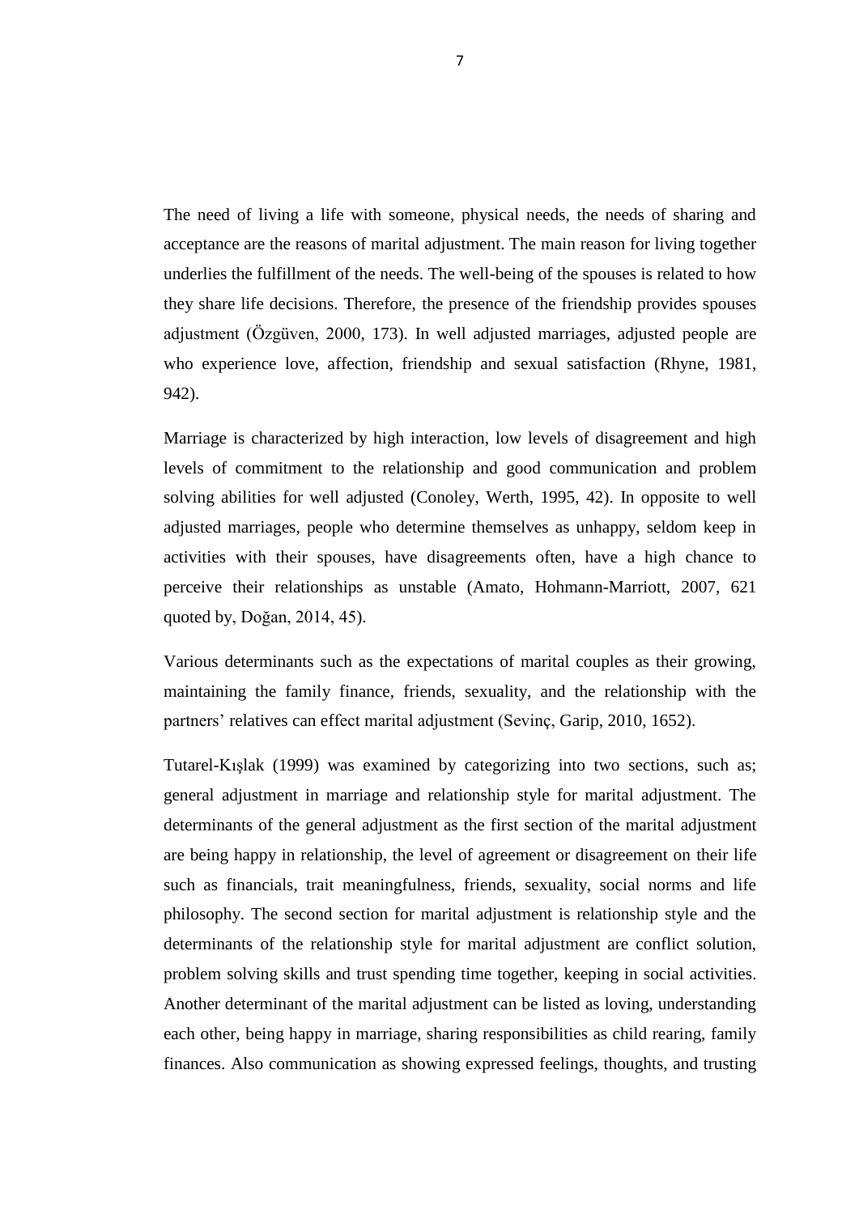The need of living a life with someone, physical needs, the needs of sharing and acceptance are the reasons of marital adjustment. The main reason for living together underlies the fulfillment of the needs. The well-being of the spouses is related to how they share life decisions. Therefore, the presence of the friendship provides spouses adjustment (Özgüven, 2000, 173). In well adjusted marriages, adjusted people are who experience love, affection, friendship and sexual satisfaction (Rhyne, 1981, 942).

Marriage is characterized by high interaction, low levels of disagreement and high levels of commitment to the relationship and good communication and problem solving abilities for well adjusted (Conoley, Werth, 1995, 42). In opposite to well adjusted marriages, people who determine themselves as unhappy, seldom keep in activities with their spouses, have disagreements often, have a high chance to perceive their relationships as unstable (Amato, Hohmann-Marriott, 2007, 621 quoted by, Doğan, 2014, 45).

Various determinants such as the expectations of marital couples as their growing, maintaining the family finance, friends, sexuality, and the relationship with the partners' relatives can effect marital adjustment (Sevinç, Garip, 2010, 1652).

Tutarel-Kışlak (1999) was examined by categorizing into two sections, such as; general adjustment in marriage and relationship style for marital adjustment. The determinants of the general adjustment as the first section of the marital adjustment are being happy in relationship, the level of agreement or disagreement on their life such as financials, trait meaningfulness, friends, sexuality, social norms and life philosophy. The second section for marital adjustment is relationship style and the determinants of the relationship style for marital adjustment are conflict solution, problem solving skills and trust spending time together, keeping in social activities. Another determinant of the marital adjustment can be listed as loving, understanding each other, being happy in marriage, sharing responsibilities as child rearing, family finances. Also communication as showing expressed feelings, thoughts, and trusting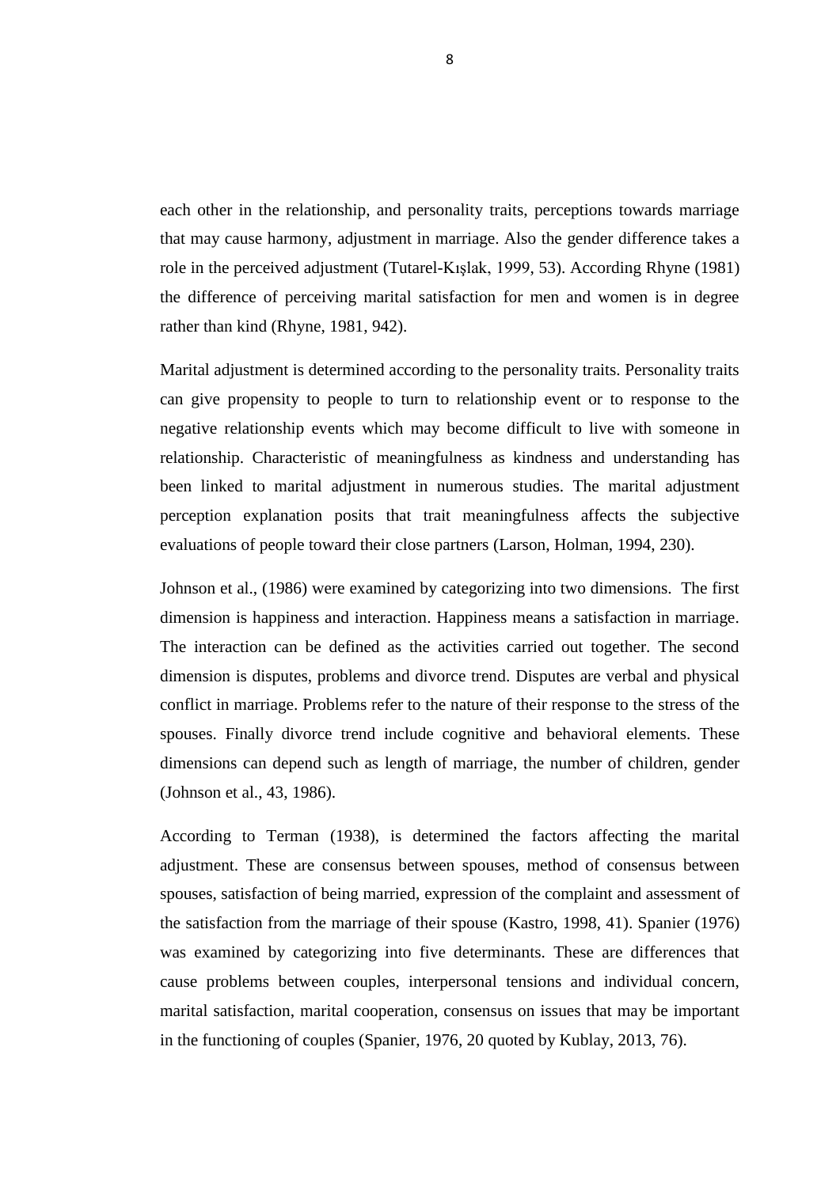each other in the relationship, and personality traits, perceptions towards marriage that may cause harmony, adjustment in marriage. Also the gender difference takes a role in the perceived adjustment (Tutarel-Kışlak, 1999, 53). According Rhyne (1981) the difference of perceiving marital satisfaction for men and women is in degree rather than kind (Rhyne, 1981, 942).

Marital adjustment is determined according to the personality traits. Personality traits can give propensity to people to turn to relationship event or to response to the negative relationship events which may become difficult to live with someone in relationship. Characteristic of meaningfulness as kindness and understanding has been linked to marital adjustment in numerous studies. The marital adjustment perception explanation posits that trait meaningfulness affects the subjective evaluations of people toward their close partners (Larson, Holman, 1994, 230).

Johnson et al., (1986) were examined by categorizing into two dimensions. The first dimension is happiness and interaction. Happiness means a satisfaction in marriage. The interaction can be defined as the activities carried out together. The second dimension is disputes, problems and divorce trend. Disputes are verbal and physical conflict in marriage. Problems refer to the nature of their response to the stress of the spouses. Finally divorce trend include cognitive and behavioral elements. These dimensions can depend such as length of marriage, the number of children, gender (Johnson et al., 43, 1986).

According to Terman (1938), is determined the factors affecting the marital adjustment. These are consensus between spouses, method of consensus between spouses, satisfaction of being married, expression of the complaint and assessment of the satisfaction from the marriage of their spouse (Kastro, 1998, 41). Spanier (1976) was examined by categorizing into five determinants. These are differences that cause problems between couples, interpersonal tensions and individual concern, marital satisfaction, marital cooperation, consensus on issues that may be important in the functioning of couples (Spanier, 1976, 20 quoted by Kublay, 2013, 76).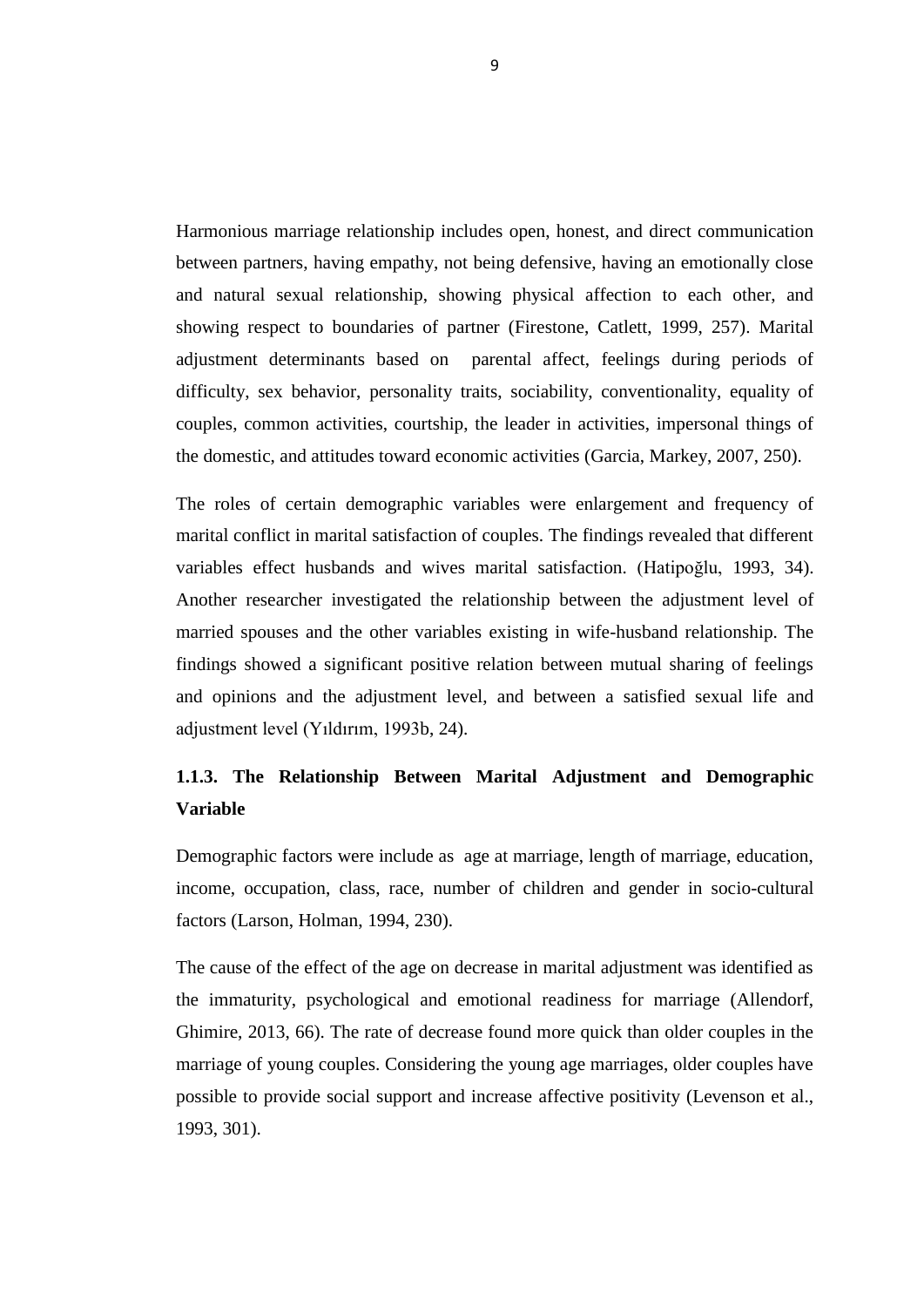Harmonious marriage relationship includes open, honest, and direct communication between partners, having empathy, not being defensive, having an emotionally close and natural sexual relationship, showing physical affection to each other, and showing respect to boundaries of partner (Firestone, Catlett, 1999, 257). Marital adjustment determinants based on parental affect, feelings during periods of difficulty, sex behavior, personality traits, sociability, conventionality, equality of couples, common activities, courtship, the leader in activities, impersonal things of the domestic, and attitudes toward economic activities (Garcia, Markey, 2007, 250).

The roles of certain demographic variables were enlargement and frequency of marital conflict in marital satisfaction of couples. The findings revealed that different variables effect husbands and wives marital satisfaction. (Hatipoğlu, 1993, 34). Another researcher investigated the relationship between the adjustment level of married spouses and the other variables existing in wife-husband relationship. The findings showed a significant positive relation between mutual sharing of feelings and opinions and the adjustment level, and between a satisfied sexual life and adjustment level (Yıldırım, 1993b, 24).

### 1.1.3. The Relationship Between Marital Adjustment and Demographic Variable

Demographic factors were include as age at marriage, length of marriage, education, income, occupation, class, race, number of children and gender in socio-cultural factors (Larson, Holman, 1994, 230).

The cause of the effect of the age on decrease in marital adjustment was identified as the immaturity, psychological and emotional readiness for marriage (Allendorf, Ghimire, 2013, 66). The rate of decrease found more quick than older couples in the marriage of young couples. Considering the young age marriages, older couples have possible to provide social support and increase affective positivity (Levenson et al., 1993, 301).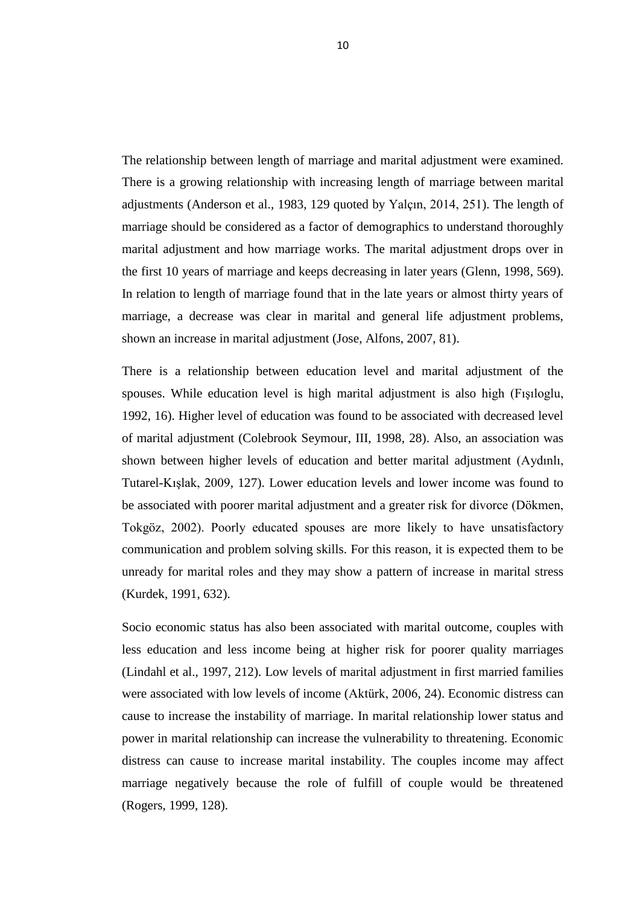The relationship between length of marriage and marital adjustment were examined. There is a growing relationship with increasing length of marriage between marital adjustments (Anderson et al., 1983, 129 quoted by Yalçın, 2014, 251). The length of marriage should be considered as a factor of demographics to understand thoroughly marital adjustment and how marriage works. The marital adjustment drops over in the first 10 years of marriage and keeps decreasing in later years (Glenn, 1998, 569). In relation to length of marriage found that in the late years or almost thirty years of marriage, a decrease was clear in marital and general life adjustment problems, shown an increase in marital adjustment (Jose, Alfons, 2007, 81).

There is a relationship between education level and marital adjustment of the spouses. While education level is high marital adjustment is also high (Fışıloglu, 1992, 16). Higher level of education was found to be associated with decreased level of marital adjustment (Colebrook Seymour, III, 1998, 28). Also, an association was shown between higher levels of education and better marital adjustment (Aydınlı, Tutarel-Kışlak, 2009, 127). Lower education levels and lower income was found to be associated with poorer marital adjustment and a greater risk for divorce (Dökmen, Tokgöz, 2002). Poorly educated spouses are more likely to have unsatisfactory communication and problem solving skills. For this reason, it is expected them to be unready for marital roles and they may show a pattern of increase in marital stress (Kurdek, 1991, 632).

Socio economic status has also been associated with marital outcome, couples with less education and less income being at higher risk for poorer quality marriages (Lindahl et al., 1997, 212). Low levels of marital adjustment in first married families were associated with low levels of income (Aktürk, 2006, 24). Economic distress can cause to increase the instability of marriage. In marital relationship lower status and power in marital relationship can increase the vulnerability to threatening. Economic distress can cause to increase marital instability. The couples income may affect marriage negatively because the role of fulfill of couple would be threatened (Rogers, 1999, 128).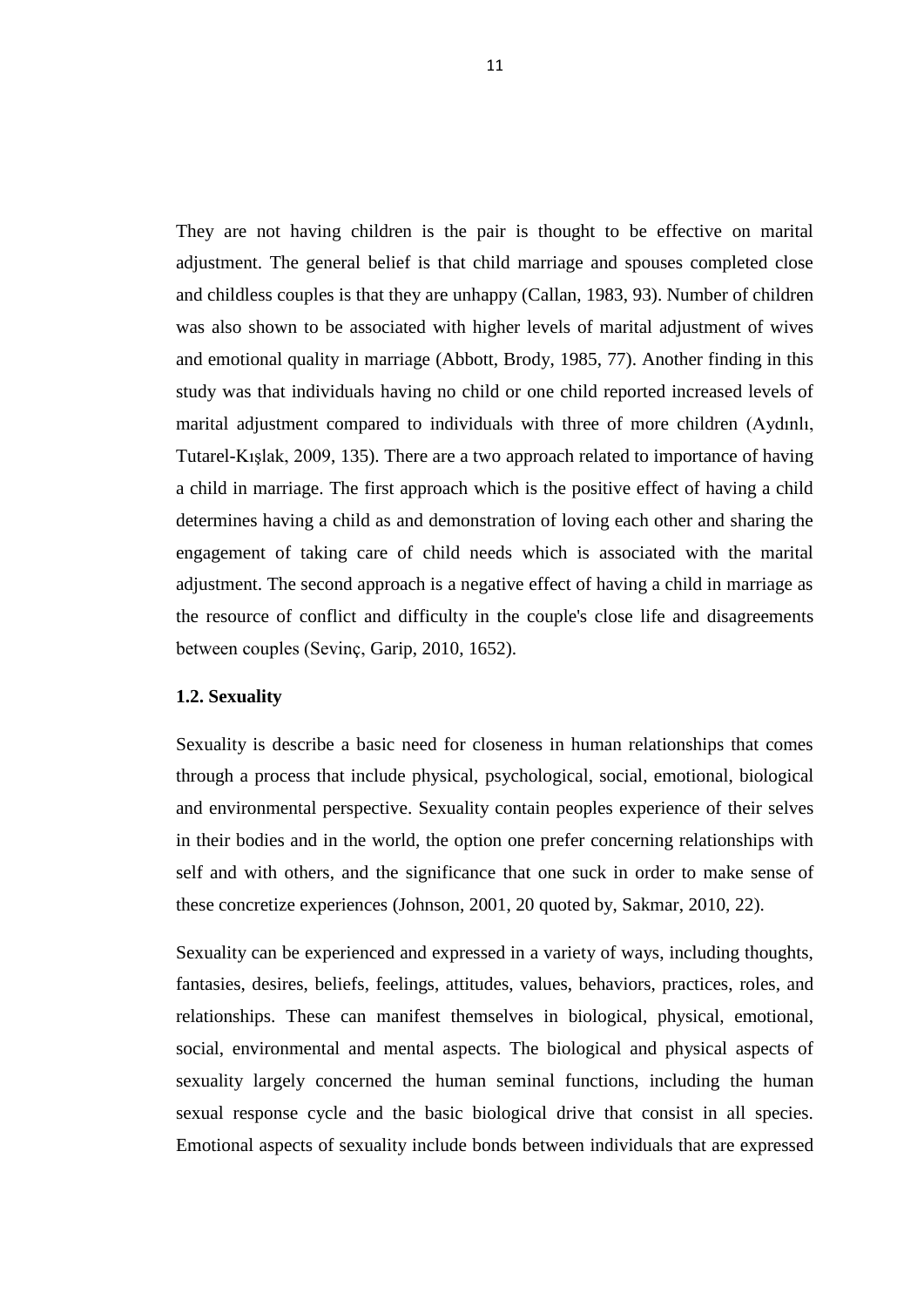They are not having children is the pair is thought to be effective on marital adjustment. The general belief is that child marriage and spouses completed close and childless couples is that they are unhappy (Callan, 1983, 93). Number of children was also shown to be associated with higher levels of marital adjustment of wives and emotional quality in marriage (Abbott, Brody, 1985, 77). Another finding in this study was that individuals having no child or one child reported increased levels of marital adjustment compared to individuals with three of more children (Aydınlı, Tutarel-Kışlak, 2009, 135). There are a two approach related to importance of having a child in marriage. The first approach which is the positive effect of having a child determines having a child as and demonstration of loving each other and sharing the engagement of taking care of child needs which is associated with the marital adjustment. The second approach is a negative effect of having a child in marriage as the resource of conflict and difficulty in the couple's close life and disagreements between couples (Sevinç, Garip, 2010, 1652).

### 1.2. Sexuality

Sexuality is describe a basic need for closeness in human relationships that comes through a process that include physical, psychological, social, emotional, biological and environmental perspective. Sexuality contain peoples experience of their selves in their bodies and in the world, the option one prefer concerning relationships with self and with others, and the significance that one suck in order to make sense of these concretize experiences (Johnson, 2001, 20 quoted by, Sakmar, 2010, 22).

Sexuality can be experienced and expressed in a variety of ways, including thoughts, fantasies, desires, beliefs, feelings, attitudes, values, behaviors, practices, roles, and relationships. These can manifest themselves in biological, physical, emotional, social, environmental and mental aspects. The biological and physical aspects of sexuality largely concerned the human seminal functions, including the human sexual response cycle and the basic biological drive that consist in all species. Emotional aspects of sexuality include bonds between individuals that are expressed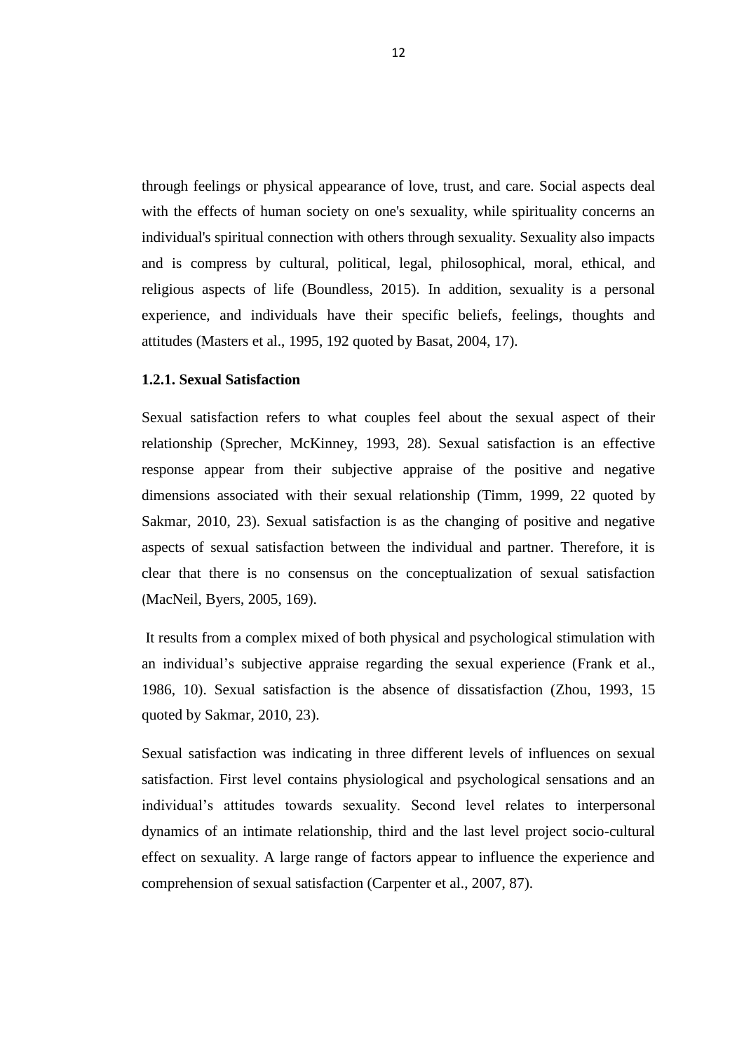through feelings or physical appearance of love, trust, and care. Social aspects deal with the effects of human society on one's sexuality, while spirituality concerns an individual's spiritual connection with others through sexuality. Sexuality also impacts and is compress by cultural, political, legal, philosophical, moral, ethical, and religious aspects of life (Boundless, 2015). In addition, sexuality is a personal experience, and individuals have their specific beliefs, feelings, thoughts and attitudes (Masters et al., 1995, 192 quoted by Basat, 2004, 17).

### 1.2.1. Sexual Satisfaction

Sexual satisfaction refers to what couples feel about the sexual aspect of their relationship (Sprecher, McKinney, 1993, 28). Sexual satisfaction is an effective response appear from their subjective appraise of the positive and negative dimensions associated with their sexual relationship (Timm, 1999, 22 quoted by Sakmar, 2010, 23). Sexual satisfaction is as the changing of positive and negative aspects of sexual satisfaction between the individual and partner. Therefore, it is clear that there is no consensus on the conceptualization of sexual satisfaction (MacNeil, Byers, 2005, 169).

It results from a complex mixed of both physical and psychological stimulation with an individual's subjective appraise regarding the sexual experience (Frank et al., 1986, 10). Sexual satisfaction is the absence of dissatisfaction (Zhou, 1993, 15 quoted by Sakmar, 2010, 23).

Sexual satisfaction was indicating in three different levels of influences on sexual satisfaction. First level contains physiological and psychological sensations and an individual's attitudes towards sexuality. Second level relates to interpersonal dynamics of an intimate relationship, third and the last level project socio-cultural effect on sexuality. A large range of factors appear to influence the experience and comprehension of sexual satisfaction (Carpenter et al., 2007, 87).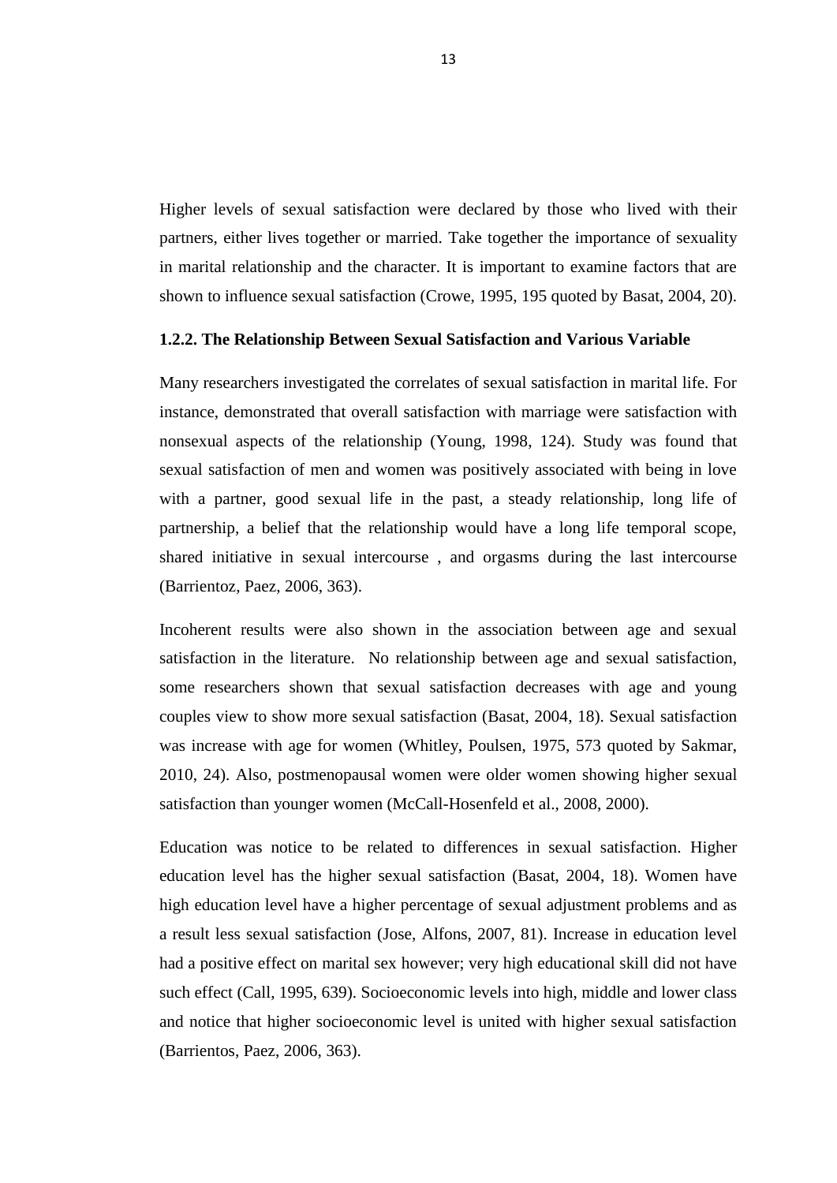Higher levels of sexual satisfaction were declared by those who lived with their partners, either lives together or married. Take together the importance of sexuality in marital relationship and the character. It is important to examine factors that are shown to influence sexual satisfaction (Crowe, 1995, 195 quoted by Basat, 2004, 20).

### 1.2.2. The Relationship Between Sexual Satisfaction and Various Variable

Many researchers investigated the correlates of sexual satisfaction in marital life. For instance, demonstrated that overall satisfaction with marriage were satisfaction with nonsexual aspects of the relationship (Young, 1998, 124). Study was found that sexual satisfaction of men and women was positively associated with being in love with a partner, good sexual life in the past, a steady relationship, long life of partnership, a belief that the relationship would have a long life temporal scope, shared initiative in sexual intercourse , and orgasms during the last intercourse (Barrientoz, Paez, 2006, 363).

Incoherent results were also shown in the association between age and sexual satisfaction in the literature. No relationship between age and sexual satisfaction, some researchers shown that sexual satisfaction decreases with age and young couples view to show more sexual satisfaction (Basat, 2004, 18). Sexual satisfaction was increase with age for women (Whitley, Poulsen, 1975, 573 quoted by Sakmar, 2010, 24). Also, postmenopausal women were older women showing higher sexual satisfaction than younger women (McCall-Hosenfeld et al., 2008, 2000).

Education was notice to be related to differences in sexual satisfaction. Higher education level has the higher sexual satisfaction (Basat, 2004, 18). Women have high education level have a higher percentage of sexual adjustment problems and as a result less sexual satisfaction (Jose, Alfons, 2007, 81). Increase in education level had a positive effect on marital sex however; very high educational skill did not have such effect (Call, 1995, 639). Socioeconomic levels into high, middle and lower class and notice that higher socioeconomic level is united with higher sexual satisfaction (Barrientos, Paez, 2006, 363).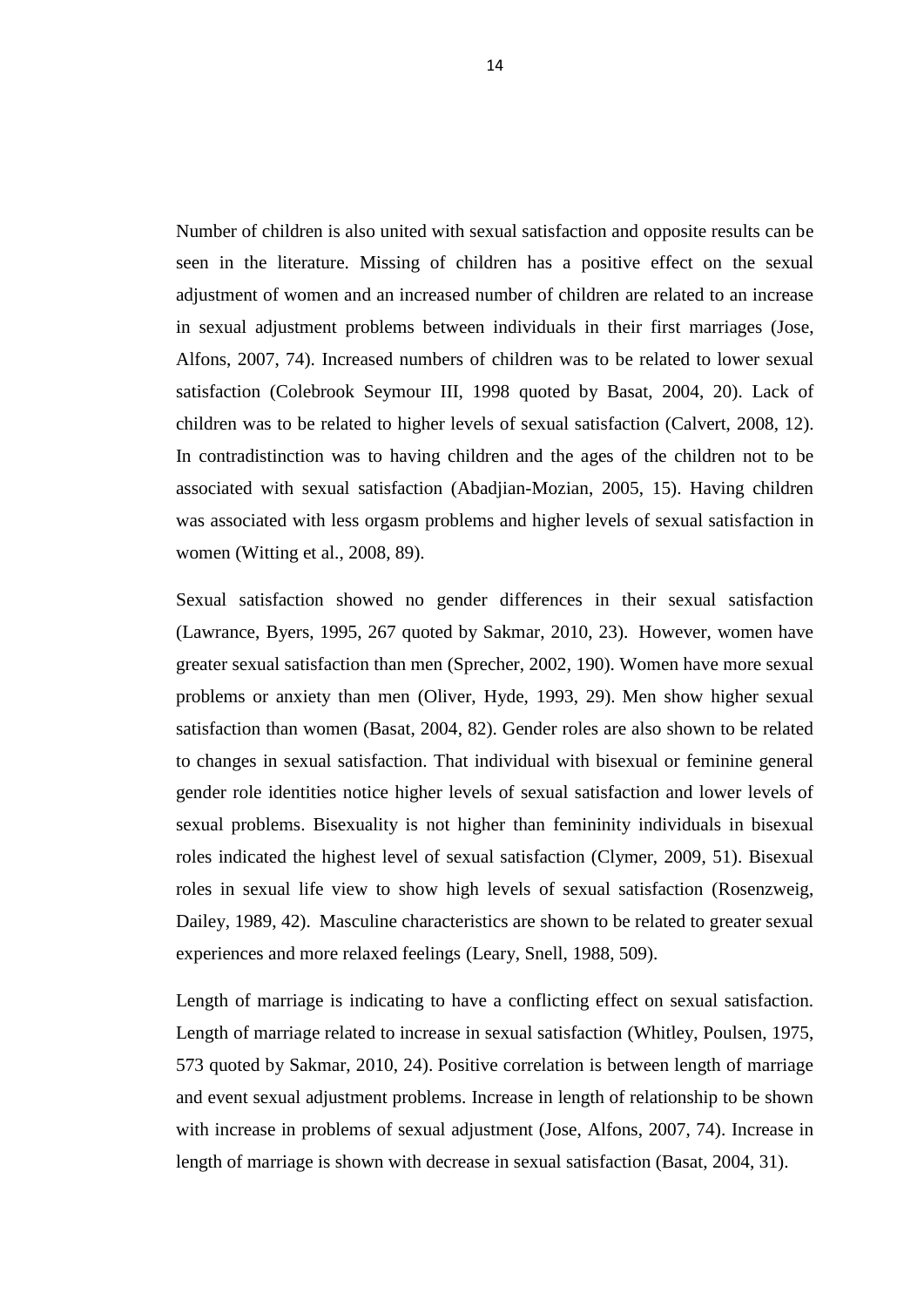Number of children is also united with sexual satisfaction and opposite results can be seen in the literature. Missing of children has a positive effect on the sexual adjustment of women and an increased number of children are related to an increase in sexual adjustment problems between individuals in their first marriages (Jose, Alfons, 2007, 74). Increased numbers of children was to be related to lower sexual satisfaction (Colebrook Seymour III, 1998 quoted by Basat, 2004, 20). Lack of children was to be related to higher levels of sexual satisfaction (Calvert, 2008, 12). In contradistinction was to having children and the ages of the children not to be associated with sexual satisfaction (Abadjian-Mozian, 2005, 15). Having children was associated with less orgasm problems and higher levels of sexual satisfaction in women (Witting et al., 2008, 89).

Sexual satisfaction showed no gender differences in their sexual satisfaction (Lawrance, Byers, 1995, 267 quoted by Sakmar, 2010, 23). However, women have greater sexual satisfaction than men (Sprecher, 2002, 190). Women have more sexual problems or anxiety than men (Oliver, Hyde, 1993, 29). Men show higher sexual satisfaction than women (Basat, 2004, 82). Gender roles are also shown to be related to changes in sexual satisfaction. That individual with bisexual or feminine general gender role identities notice higher levels of sexual satisfaction and lower levels of sexual problems. Bisexuality is not higher than femininity individuals in bisexual roles indicated the highest level of sexual satisfaction (Clymer, 2009, 51). Bisexual roles in sexual life view to show high levels of sexual satisfaction (Rosenzweig, Dailey, 1989, 42). Masculine characteristics are shown to be related to greater sexual experiences and more relaxed feelings (Leary, Snell, 1988, 509).

Length of marriage is indicating to have a conflicting effect on sexual satisfaction. Length of marriage related to increase in sexual satisfaction (Whitley, Poulsen, 1975, 573 quoted by Sakmar, 2010, 24). Positive correlation is between length of marriage and event sexual adjustment problems. Increase in length of relationship to be shown with increase in problems of sexual adjustment (Jose, Alfons, 2007, 74). Increase in length of marriage is shown with decrease in sexual satisfaction (Basat, 2004, 31).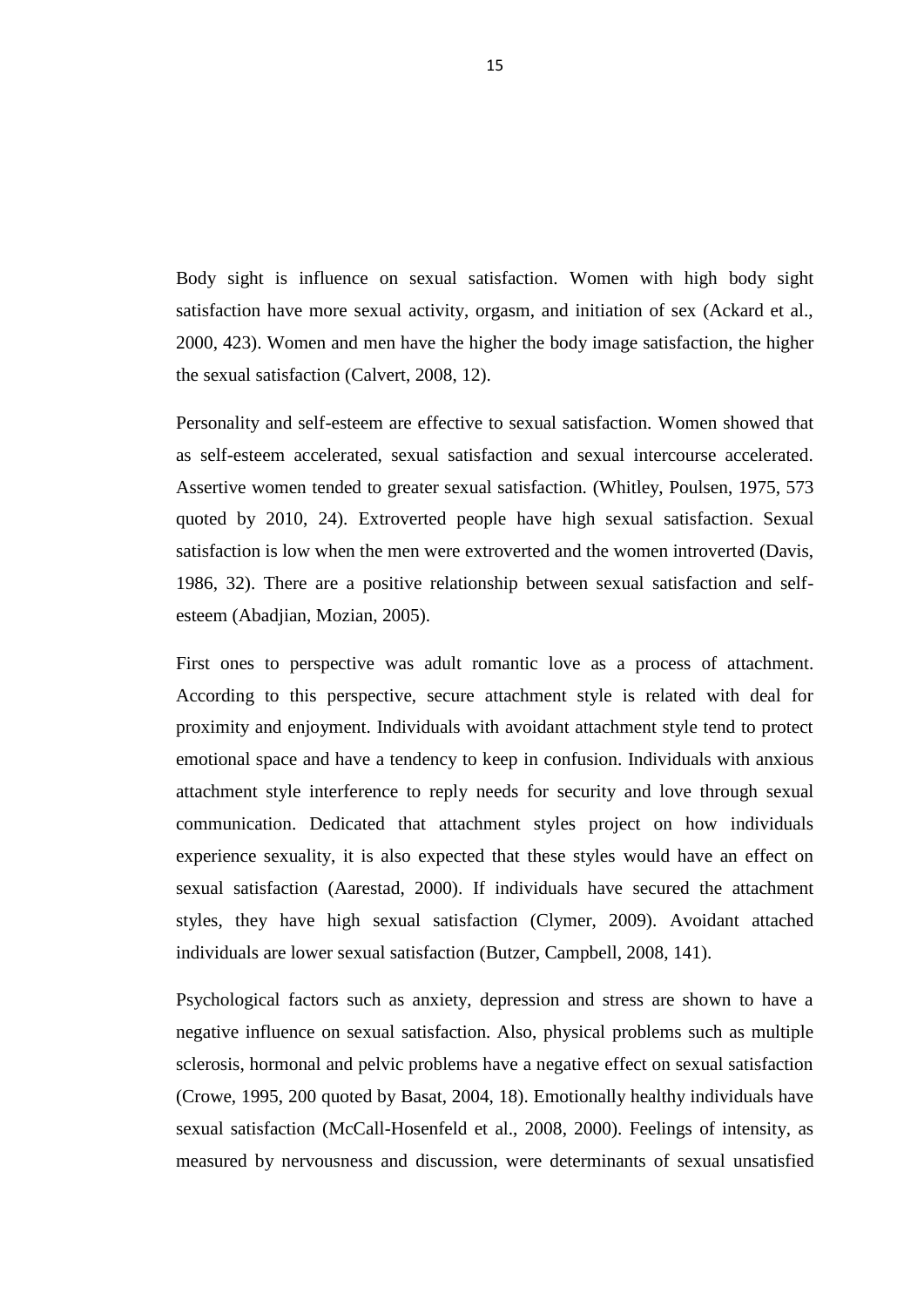Body sight is influence on sexual satisfaction. Women with high body sight satisfaction have more sexual activity, orgasm, and initiation of sex (Ackard et al., 2000, 423). Women and men have the higher the body image satisfaction, the higher the sexual satisfaction (Calvert, 2008, 12).

Personality and self-esteem are effective to sexual satisfaction. Women showed that as self-esteem accelerated, sexual satisfaction and sexual intercourse accelerated. Assertive women tended to greater sexual satisfaction. (Whitley, Poulsen, 1975, 573 quoted by 2010, 24). Extroverted people have high sexual satisfaction. Sexual satisfaction is low when the men were extroverted and the women introverted (Davis, 1986, 32). There are a positive relationship between sexual satisfaction and self-esteem (Abadjian, Mozian, 2005).

First ones to perspective was adult romantic love as a process of attachment. According to this perspective, secure attachment style is related with deal for proximity and enjoyment. Individuals with avoidant attachment style tend to protect emotional space and have a tendency to keep in confusion. Individuals with anxious attachment style interference to reply needs for security and love through sexual communication. Dedicated that attachment styles project on how individuals experience sexuality, it is also expected that these styles would have an effect on sexual satisfaction (Aarestad, 2000). If individuals have secured the attachment styles, they have high sexual satisfaction (Clymer, 2009). Avoidant attached individuals are lower sexual satisfaction (Butzer, Campbell, 2008, 141).

Psychological factors such as anxiety, depression and stress are shown to have a negative influence on sexual satisfaction. Also, physical problems such as multiple sclerosis, hormonal and pelvic problems have a negative effect on sexual satisfaction (Crowe, 1995, 200 quoted by Basat, 2004, 18). Emotionally healthy individuals have sexual satisfaction (McCall-Hosenfeld et al., 2008, 2000). Feelings of intensity, as measured by nervousness and discussion, were determinants of sexual unsatisfied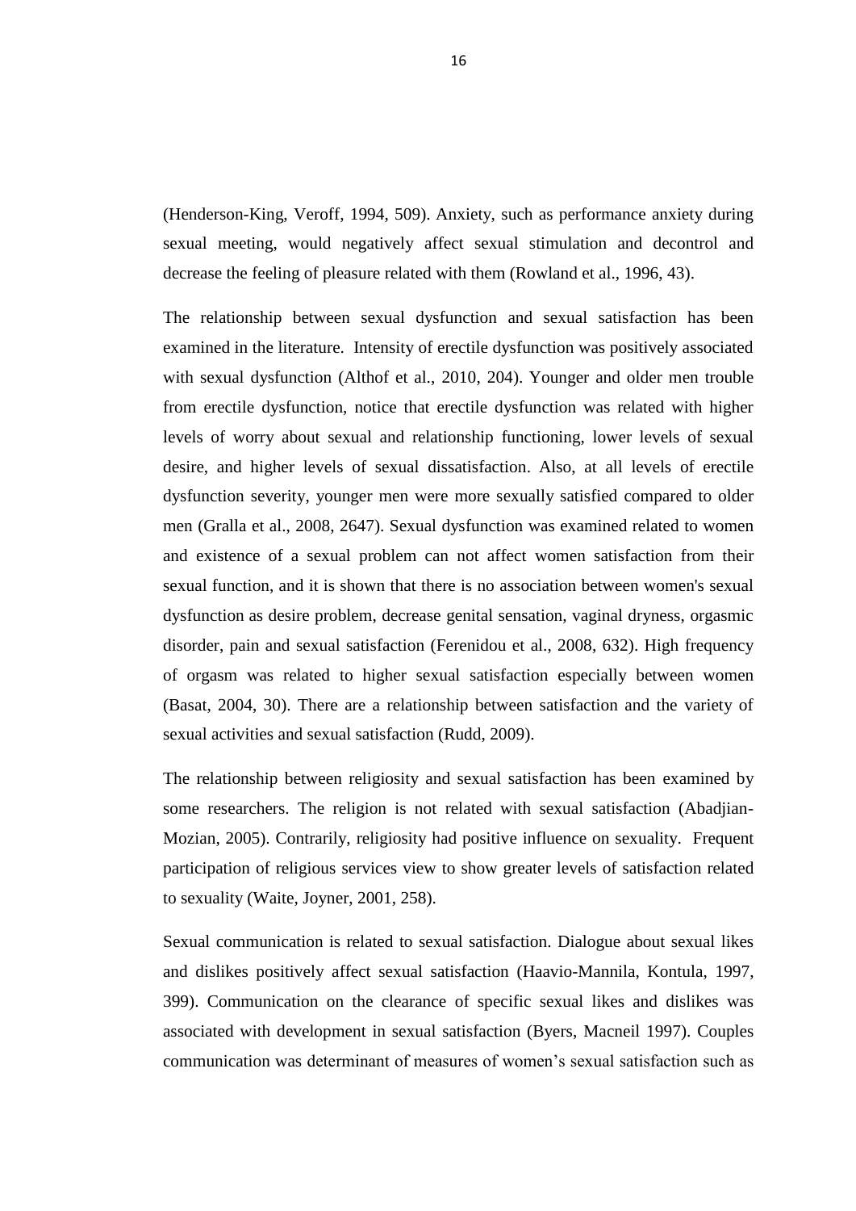(Henderson-King, Veroff, 1994, 509). Anxiety, such as performance anxiety during sexual meeting, would negatively affect sexual stimulation and decontrol and decrease the feeling of pleasure related with them (Rowland et al., 1996, 43).

The relationship between sexual dysfunction and sexual satisfaction has been examined in the literature. Intensity of erectile dysfunction was positively associated with sexual dysfunction (Althof et al., 2010, 204). Younger and older men trouble from erectile dysfunction, notice that erectile dysfunction was related with higher levels of worry about sexual and relationship functioning, lower levels of sexual desire, and higher levels of sexual dissatisfaction. Also, at all levels of erectile dysfunction severity, younger men were more sexually satisfied compared to older men (Gralla et al., 2008, 2647). Sexual dysfunction was examined related to women and existence of a sexual problem can not affect women satisfaction from their sexual function, and it is shown that there is no association between women's sexual dysfunction as desire problem, decrease genital sensation, vaginal dryness, orgasmic disorder, pain and sexual satisfaction (Ferenidou et al., 2008, 632). High frequency of orgasm was related to higher sexual satisfaction especially between women (Basat, 2004, 30). There are a relationship between satisfaction and the variety of sexual activities and sexual satisfaction (Rudd, 2009).

The relationship between religiosity and sexual satisfaction has been examined by some researchers. The religion is not related with sexual satisfaction (Abadjian-Mozian, 2005). Contrarily, religiosity had positive influence on sexuality. Frequent participation of religious services view to show greater levels of satisfaction related to sexuality (Waite, Joyner, 2001, 258).

Sexual communication is related to sexual satisfaction. Dialogue about sexual likes and dislikes positively affect sexual satisfaction (Haavio-Mannila, Kontula, 1997, 399). Communication on the clearance of specific sexual likes and dislikes was associated with development in sexual satisfaction (Byers, Macneil 1997). Couples communication was determinant of measures of women's sexual satisfaction such as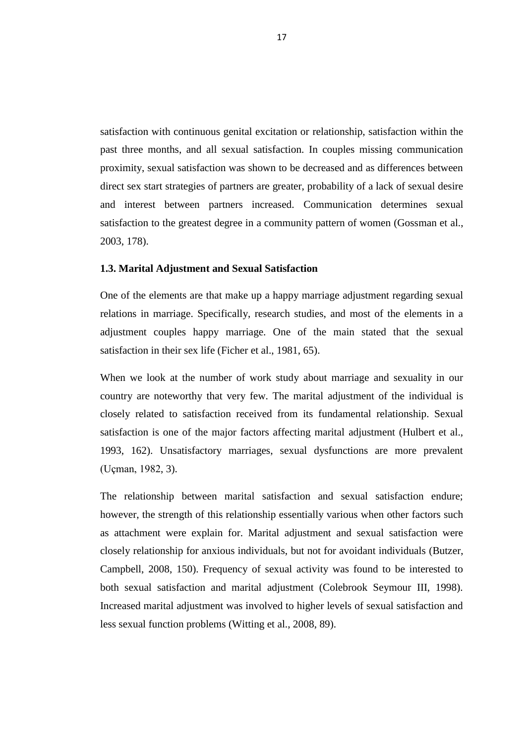satisfaction with continuous genital excitation or relationship, satisfaction within the past three months, and all sexual satisfaction. In couples missing communication proximity, sexual satisfaction was shown to be decreased and as differences between direct sex start strategies of partners are greater, probability of a lack of sexual desire and interest between partners increased. Communication determines sexual satisfaction to the greatest degree in a community pattern of women (Gossman et al., 2003, 178).

### 1.3. Marital Adjustment and Sexual Satisfaction

One of the elements are that make up a happy marriage adjustment regarding sexual relations in marriage. Specifically, research studies, and most of the elements in a adjustment couples happy marriage. One of the main stated that the sexual satisfaction in their sex life (Ficher et al., 1981, 65).

When we look at the number of work study about marriage and sexuality in our country are noteworthy that very few. The marital adjustment of the individual is closely related to satisfaction received from its fundamental relationship. Sexual satisfaction is one of the major factors affecting marital adjustment (Hulbert et al., 1993, 162). Unsatisfactory marriages, sexual dysfunctions are more prevalent (Uçman, 1982, 3).

The relationship between marital satisfaction and sexual satisfaction endure; however, the strength of this relationship essentially various when other factors such as attachment were explain for. Marital adjustment and sexual satisfaction were closely relationship for anxious individuals, but not for avoidant individuals (Butzer, Campbell, 2008, 150). Frequency of sexual activity was found to be interested to both sexual satisfaction and marital adjustment (Colebrook Seymour III, 1998). Increased marital adjustment was involved to higher levels of sexual satisfaction and less sexual function problems (Witting et al., 2008, 89).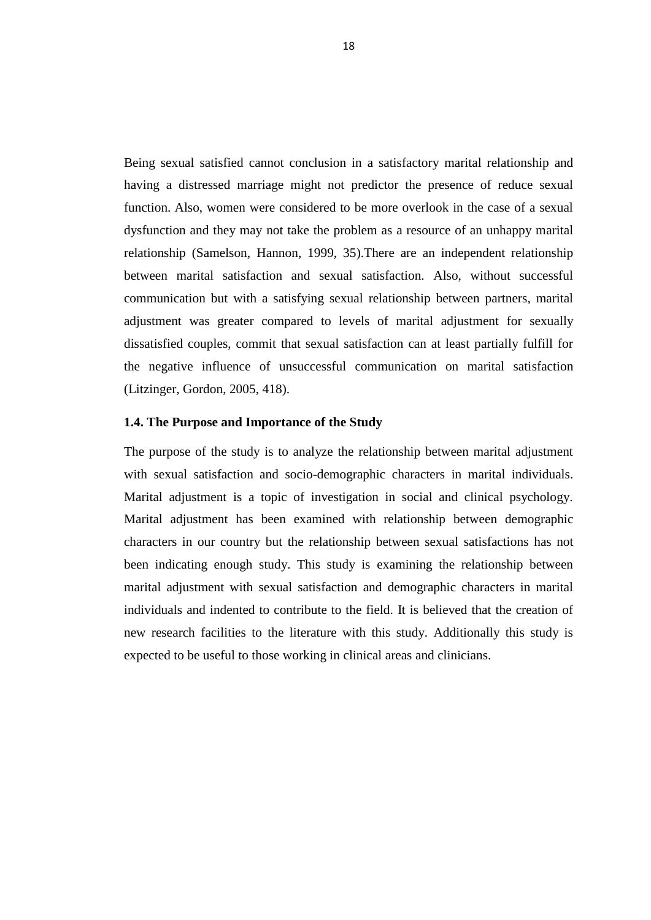Being sexual satisfied cannot conclusion in a satisfactory marital relationship and having a distressed marriage might not predictor the presence of reduce sexual function. Also, women were considered to be more overlook in the case of a sexual dysfunction and they may not take the problem as a resource of an unhappy marital relationship (Samelson, Hannon, 1999, 35).There are an independent relationship between marital satisfaction and sexual satisfaction. Also, without successful communication but with a satisfying sexual relationship between partners, marital adjustment was greater compared to levels of marital adjustment for sexually dissatisfied couples, commit that sexual satisfaction can at least partially fulfill for the negative influence of unsuccessful communication on marital satisfaction (Litzinger, Gordon, 2005, 418).

### 1.4. The Purpose and Importance of the Study

The purpose of the study is to analyze the relationship between marital adjustment with sexual satisfaction and socio-demographic characters in marital individuals. Marital adjustment is a topic of investigation in social and clinical psychology. Marital adjustment has been examined with relationship between demographic characters in our country but the relationship between sexual satisfactions has not been indicating enough study. This study is examining the relationship between marital adjustment with sexual satisfaction and demographic characters in marital individuals and indented to contribute to the field. It is believed that the creation of new research facilities to the literature with this study. Additionally this study is expected to be useful to those working in clinical areas and clinicians.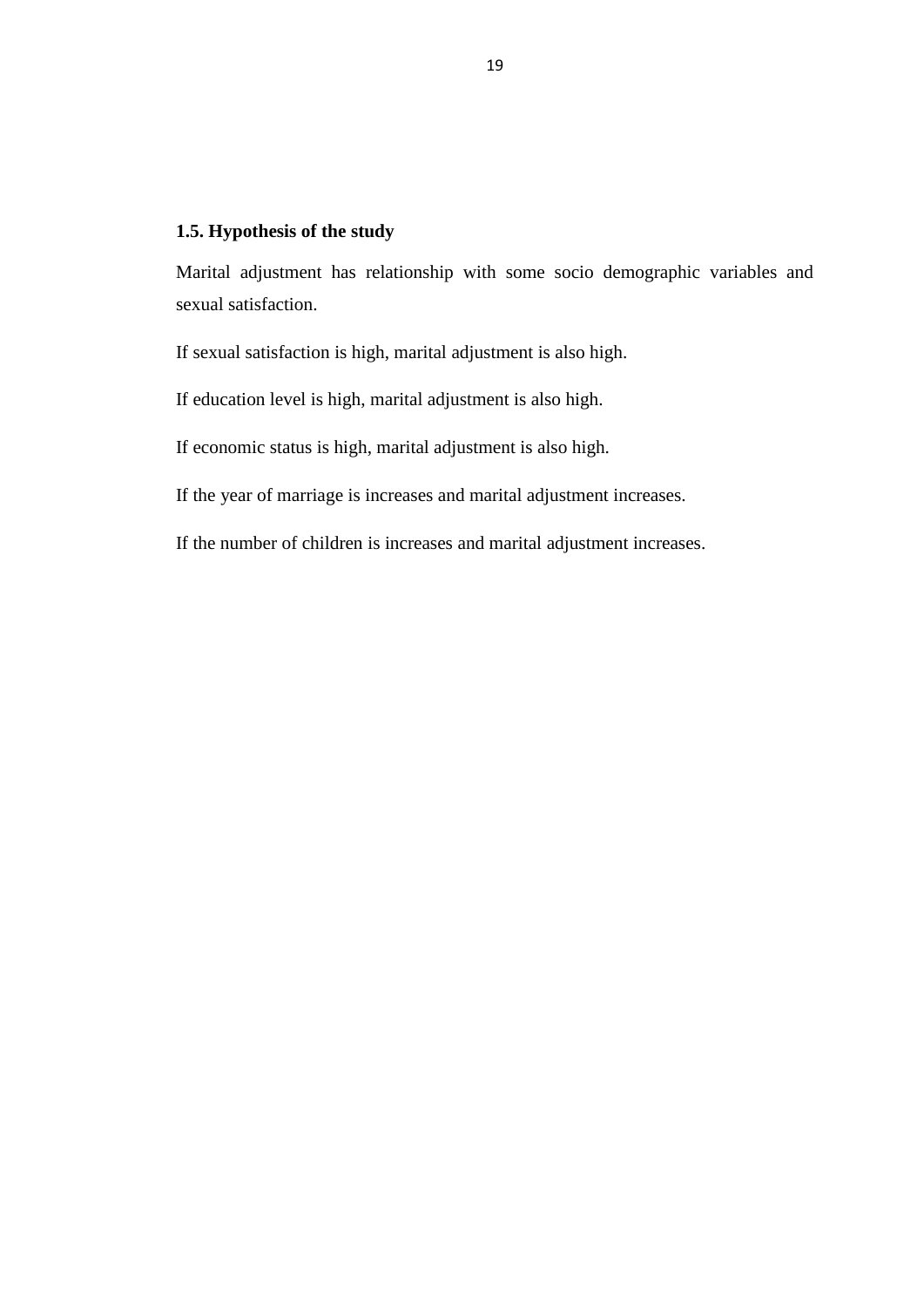### 1.5. Hypothesis of the study

Marital adjustment has relationship with some socio demographic variables and sexual satisfaction.

If sexual satisfaction is high, marital adjustment is also high.

If education level is high, marital adjustment is also high.

If economic status is high, marital adjustment is also high.

If the year of marriage is increases and marital adjustment increases.

If the number of children is increases and marital adjustment increases.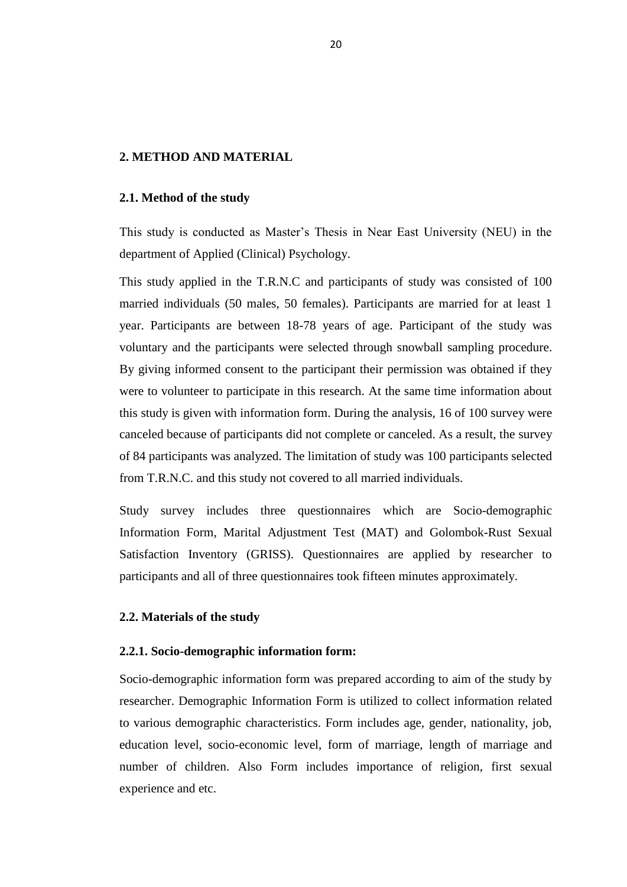# 2. METHOD AND MATERIAL

## 2.1. Method of the study

This study is conducted as Master's Thesis in Near East University (NEU) in the department of Applied (Clinical) Psychology.

This study applied in the T.R.N.C and participants of study was consisted of 100 married individuals (50 males, 50 females). Participants are married for at least 1 year. Participants are between 18-78 years of age. Participant of the study was voluntary and the participants were selected through snowball sampling procedure. By giving informed consent to the participant their permission was obtained if they were to volunteer to participate in this research. At the same time information about this study is given with information form. During the analysis, 16 of 100 survey were canceled because of participants did not complete or canceled. As a result, the survey of 84 participants was analyzed. The limitation of study was 100 participants selected from T.R.N.C. and this study not covered to all married individuals.

Study survey includes three questionnaires which are Socio-demographic Information Form, Marital Adjustment Test (MAT) and Golombok-Rust Sexual Satisfaction Inventory (GRISS). Questionnaires are applied by researcher to participants and all of three questionnaires took fifteen minutes approximately.

## 2.2. Materials of the study

### 2.2.1. Socio-demographic information form:

Socio-demographic information form was prepared according to aim of the study by researcher. Demographic Information Form is utilized to collect information related to various demographic characteristics. Form includes age, gender, nationality, job, education level, socio-economic level, form of marriage, length of marriage and number of children. Also Form includes importance of religion, first sexual experience and etc.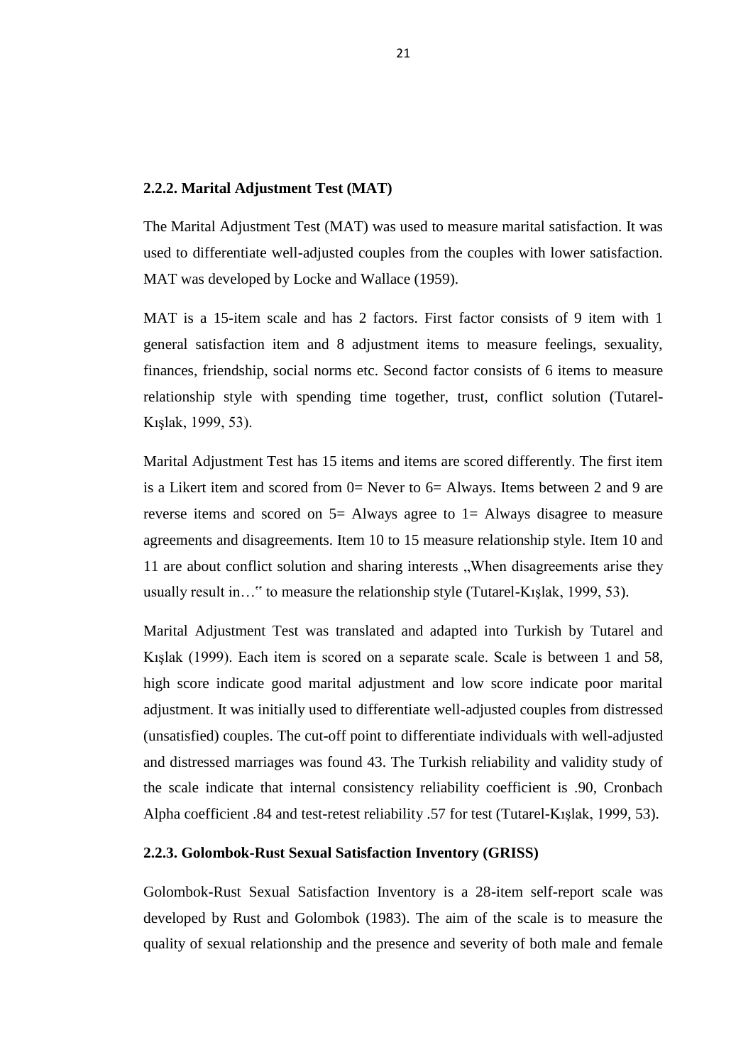### 2.2.2. Marital Adjustment Test (MAT)

The Marital Adjustment Test (MAT) was used to measure marital satisfaction. It was used to differentiate well-adjusted couples from the couples with lower satisfaction. MAT was developed by Locke and Wallace (1959).

MAT is a 15-item scale and has 2 factors. First factor consists of 9 item with 1 general satisfaction item and 8 adjustment items to measure feelings, sexuality, finances, friendship, social norms etc. Second factor consists of 6 items to measure relationship style with spending time together, trust, conflict solution (Tutarel-Kışlak, 1999, 53).

Marital Adjustment Test has 15 items and items are scored differently. The first item is a Likert item and scored from 0= Never to 6= Always. Items between 2 and 9 are reverse items and scored on 5= Always agree to 1= Always disagree to measure agreements and disagreements. Item 10 to 15 measure relationship style. Item 10 and 11 are about conflict solution and sharing interests „When disagreements arise they usually result in…" to measure the relationship style (Tutarel-Kışlak, 1999, 53).

Marital Adjustment Test was translated and adapted into Turkish by Tutarel and Kışlak (1999). Each item is scored on a separate scale. Scale is between 1 and 58, high score indicate good marital adjustment and low score indicate poor marital adjustment. It was initially used to differentiate well-adjusted couples from distressed (unsatisfied) couples. The cut-off point to differentiate individuals with well-adjusted and distressed marriages was found 43. The Turkish reliability and validity study of the scale indicate that internal consistency reliability coefficient is .90, Cronbach Alpha coefficient .84 and test-retest reliability .57 for test (Tutarel-Kışlak, 1999, 53).

### 2.2.3. Golombok-Rust Sexual Satisfaction Inventory (GRISS)

Golombok-Rust Sexual Satisfaction Inventory is a 28-item self-report scale was developed by Rust and Golombok (1983). The aim of the scale is to measure the quality of sexual relationship and the presence and severity of both male and female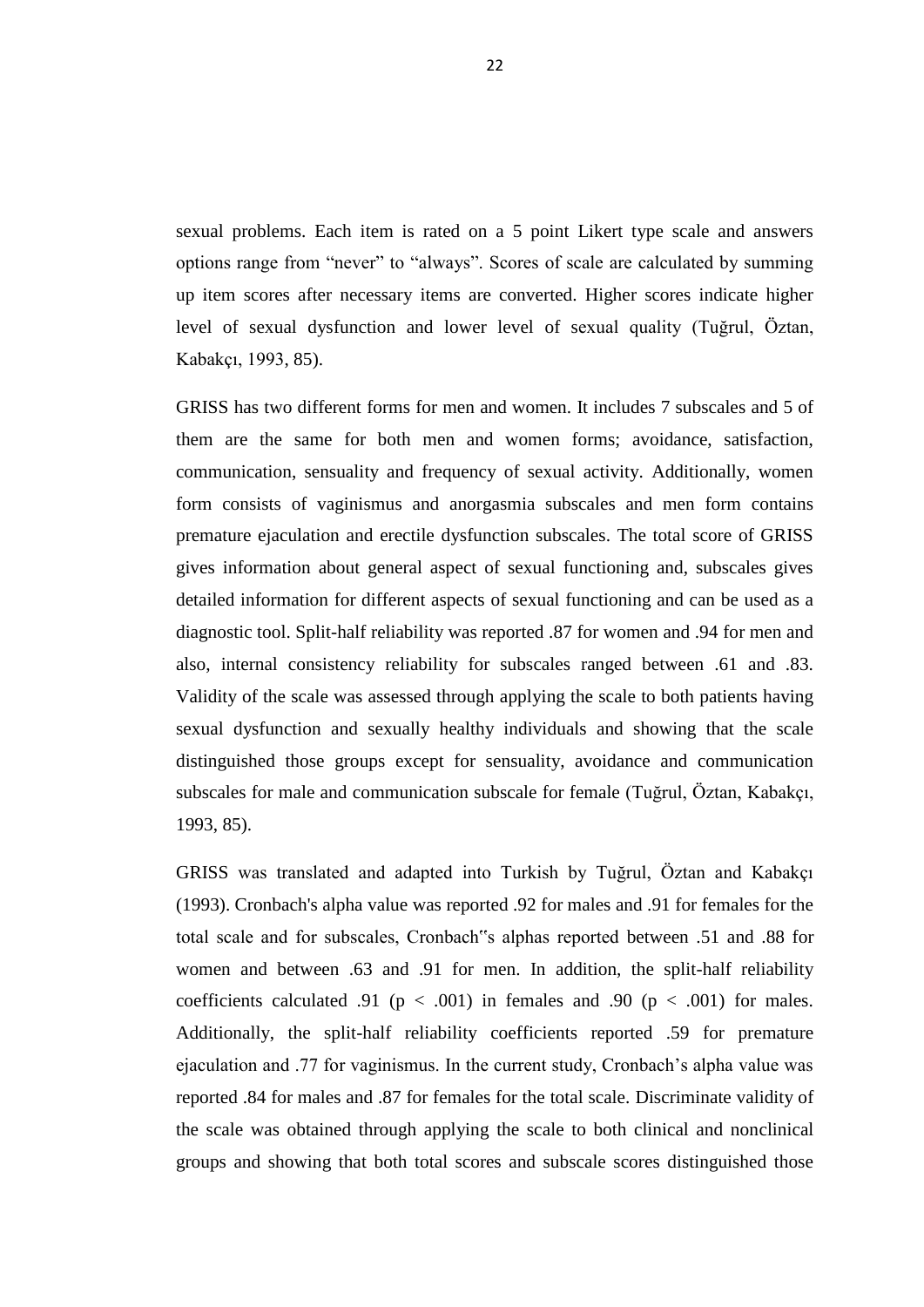sexual problems. Each item is rated on a 5 point Likert type scale and answers options range from "never" to "always". Scores of scale are calculated by summing up item scores after necessary items are converted. Higher scores indicate higher level of sexual dysfunction and lower level of sexual quality (Tuğrul, Öztan, Kabakçı, 1993, 85).

GRISS has two different forms for men and women. It includes 7 subscales and 5 of them are the same for both men and women forms; avoidance, satisfaction, communication, sensuality and frequency of sexual activity. Additionally, women form consists of vaginismus and anorgasmia subscales and men form contains premature ejaculation and erectile dysfunction subscales. The total score of GRISS gives information about general aspect of sexual functioning and, subscales gives detailed information for different aspects of sexual functioning and can be used as a diagnostic tool. Split-half reliability was reported .87 for women and .94 for men and also, internal consistency reliability for subscales ranged between .61 and .83. Validity of the scale was assessed through applying the scale to both patients having sexual dysfunction and sexually healthy individuals and showing that the scale distinguished those groups except for sensuality, avoidance and communication subscales for male and communication subscale for female (Tuğrul, Öztan, Kabakçı, 1993, 85).

GRISS was translated and adapted into Turkish by Tuğrul, Öztan and Kabakçı (1993). Cronbach's alpha value was reported .92 for males and .91 for females for the total scale and for subscales, Cronbach"s alphas reported between .51 and .88 for women and between .63 and .91 for men. In addition, the split-half reliability coefficients calculated .91 ($p < .001$) in females and .90 ($p < .001$) for males. Additionally, the split-half reliability coefficients reported .59 for premature ejaculation and .77 for vaginismus. In the current study, Cronbach's alpha value was reported .84 for males and .87 for females for the total scale. Discriminate validity of the scale was obtained through applying the scale to both clinical and nonclinical groups and showing that both total scores and subscale scores distinguished those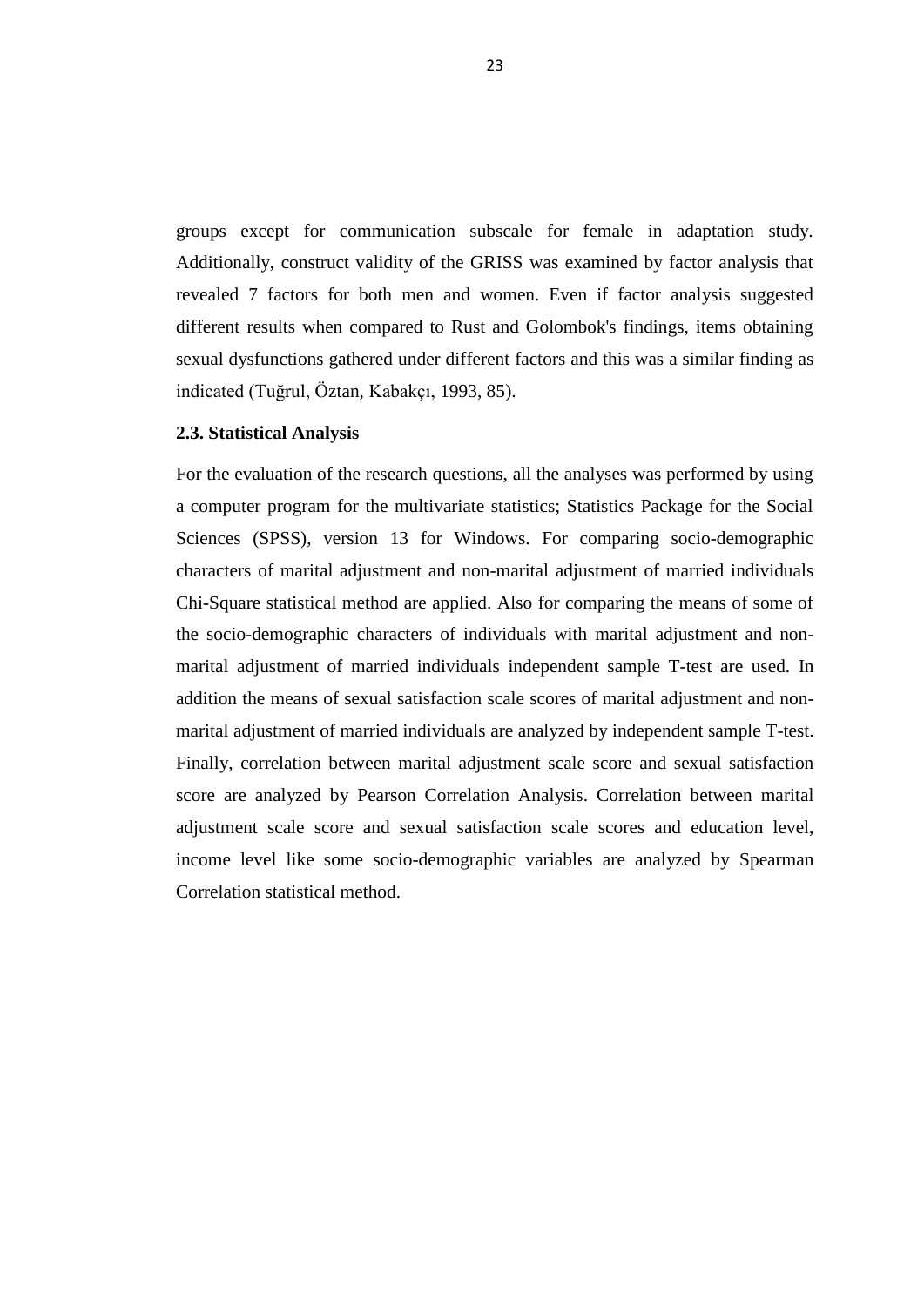groups except for communication subscale for female in adaptation study. Additionally, construct validity of the GRISS was examined by factor analysis that revealed 7 factors for both men and women. Even if factor analysis suggested different results when compared to Rust and Golombok's findings, items obtaining sexual dysfunctions gathered under different factors and this was a similar finding as indicated (Tuğrul, Öztan, Kabakçı, 1993, 85).

### 2.3. Statistical Analysis

For the evaluation of the research questions, all the analyses was performed by using a computer program for the multivariate statistics; Statistics Package for the Social Sciences (SPSS), version 13 for Windows. For comparing socio-demographic characters of marital adjustment and non-marital adjustment of married individuals Chi-Square statistical method are applied. Also for comparing the means of some of the socio-demographic characters of individuals with marital adjustment and non-marital adjustment of married individuals independent sample T-test are used. In addition the means of sexual satisfaction scale scores of marital adjustment and non-marital adjustment of married individuals are analyzed by independent sample T-test. Finally, correlation between marital adjustment scale score and sexual satisfaction score are analyzed by Pearson Correlation Analysis. Correlation between marital adjustment scale score and sexual satisfaction scale scores and education level, income level like some socio-demographic variables are analyzed by Spearman Correlation statistical method.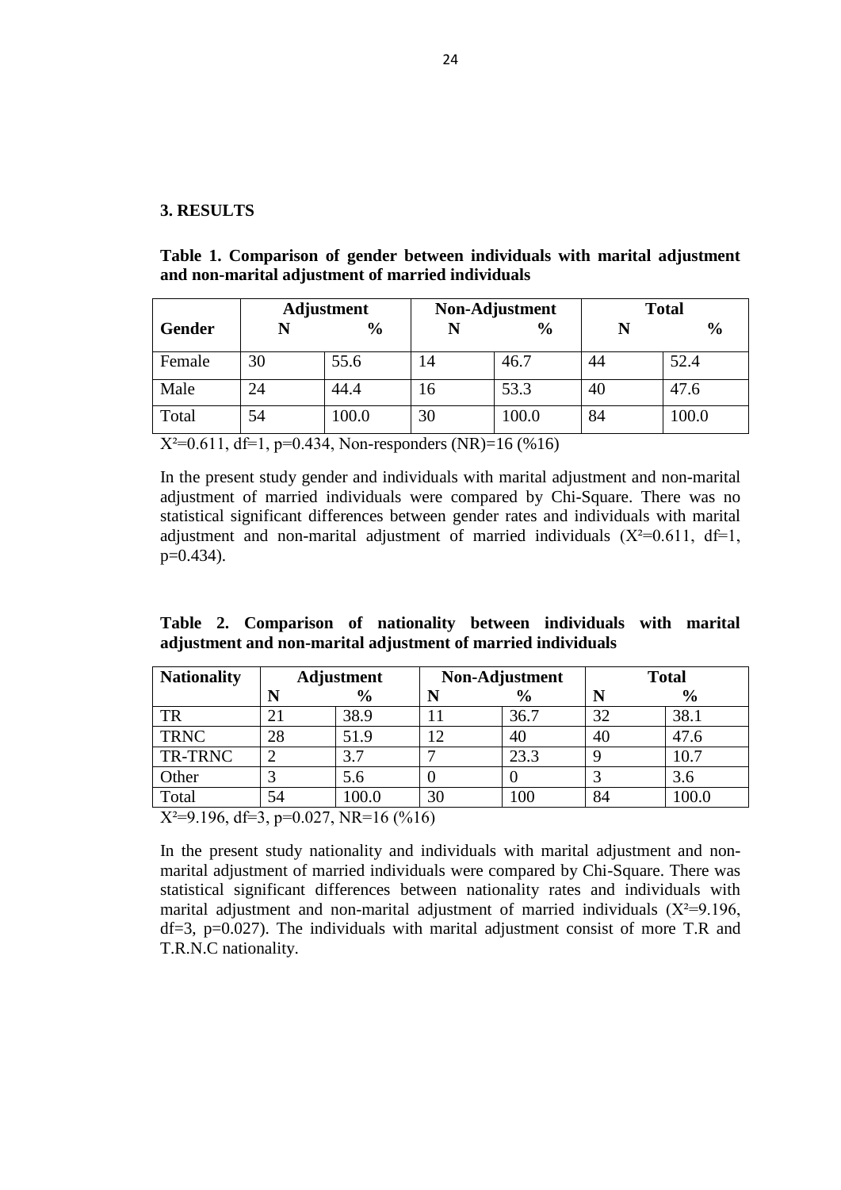## 3. RESULTS

**Table 1. Comparison of gender between individuals with marital adjustment and non-marital adjustment of married individuals**

| Gender | Adjustment | | Non-Adjustment | | Total | |
|---|---|---|---|---|---|---|
| | N | % | N | % | N | % |
| Female | 30 | 55.6 | 14 | 46.7 | 44 | 52.4 |
| Male | 24 | 44.4 | 16 | 53.3 | 40 | 47.6 |
| Total | 54 | 100.0 | 30 | 100.0 | 84 | 100.0 |

$X^2=0.611$, df=1, p=0.434, Non-responders (NR)=16 (%16)

In the present study gender and individuals with marital adjustment and non-marital adjustment of married individuals were compared by Chi-Square. There was no statistical significant differences between gender rates and individuals with marital adjustment and non-marital adjustment of married individuals ($X^2=0.611$, df=1, p=0.434).

**Table 2. Comparison of nationality between individuals with marital adjustment and non-marital adjustment of married individuals**

| Nationality | Adjustment | | Non-Adjustment | | Total | |
|---|---|---|---|---|---|---|
| | N | % | N | % | N | % |
| TR | 21 | 38.9 | 11 | 36.7 | 32 | 38.1 |
| TRNC | 28 | 51.9 | 12 | 40 | 40 | 47.6 |
| TR-TRNC | 2 | 3.7 | 7 | 23.3 | 9 | 10.7 |
| Other | 3 | 5.6 | 0 | 0 | 3 | 3.6 |
| Total | 54 | 100.0 | 30 | 100 | 84 | 100.0 |

$X^2=9.196$, df=3, p=0.027, NR=16 (%16)

In the present study nationality and individuals with marital adjustment and non-marital adjustment of married individuals were compared by Chi-Square. There was statistical significant differences between nationality rates and individuals with marital adjustment and non-marital adjustment of married individuals ($X^2=9.196$, df=3, p=0.027). The individuals with marital adjustment consist of more T.R and T.R.N.C nationality.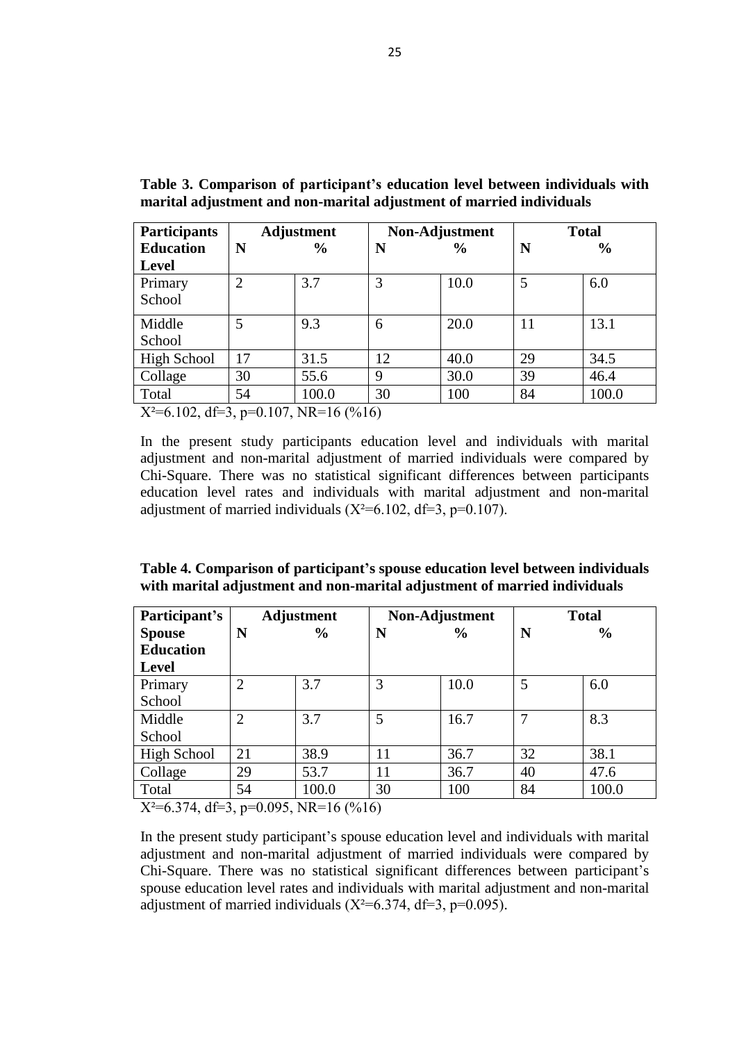**Table 3. Comparison of participant's education level between individuals with marital adjustment and non-marital adjustment of married individuals**

| Participants Education Level | Adjustment | | Non-Adjustment | | Total | |
|---|---|---|---|---|---|---|
| | N | % | N | % | N | % |
| Primary School | 2 | 3.7 | 3 | 10.0 | 5 | 6.0 |
| Middle School | 5 | 9.3 | 6 | 20.0 | 11 | 13.1 |
| High School | 17 | 31.5 | 12 | 40.0 | 29 | 34.5 |
| Collage | 30 | 55.6 | 9 | 30.0 | 39 | 46.4 |
| Total | 54 | 100.0 | 30 | 100 | 84 | 100.0 |

$X^2$=6.102, df=3, p=0.107, NR=16 (%16)

In the present study participants education level and individuals with marital adjustment and non-marital adjustment of married individuals were compared by Chi-Square. There was no statistical significant differences between participants education level rates and individuals with marital adjustment and non-marital adjustment of married individuals ($X^2$=6.102, df=3, p=0.107).

**Table 4. Comparison of participant's spouse education level between individuals with marital adjustment and non-marital adjustment of married individuals**

| Participant's Spouse Education Level | Adjustment | | Non-Adjustment | | Total | |
|---|---|---|---|---|---|---|
| | N | % | N | % | N | % |
| Primary School | 2 | 3.7 | 3 | 10.0 | 5 | 6.0 |
| Middle School | 2 | 3.7 | 5 | 16.7 | 7 | 8.3 |
| High School | 21 | 38.9 | 11 | 36.7 | 32 | 38.1 |
| Collage | 29 | 53.7 | 11 | 36.7 | 40 | 47.6 |
| Total | 54 | 100.0 | 30 | 100 | 84 | 100.0 |

$X^2$=6.374, df=3, p=0.095, NR=16 (%16)

In the present study participant's spouse education level and individuals with marital adjustment and non-marital adjustment of married individuals were compared by Chi-Square. There was no statistical significant differences between participant's spouse education level rates and individuals with marital adjustment and non-marital adjustment of married individuals ($X^2$=6.374, df=3, p=0.095).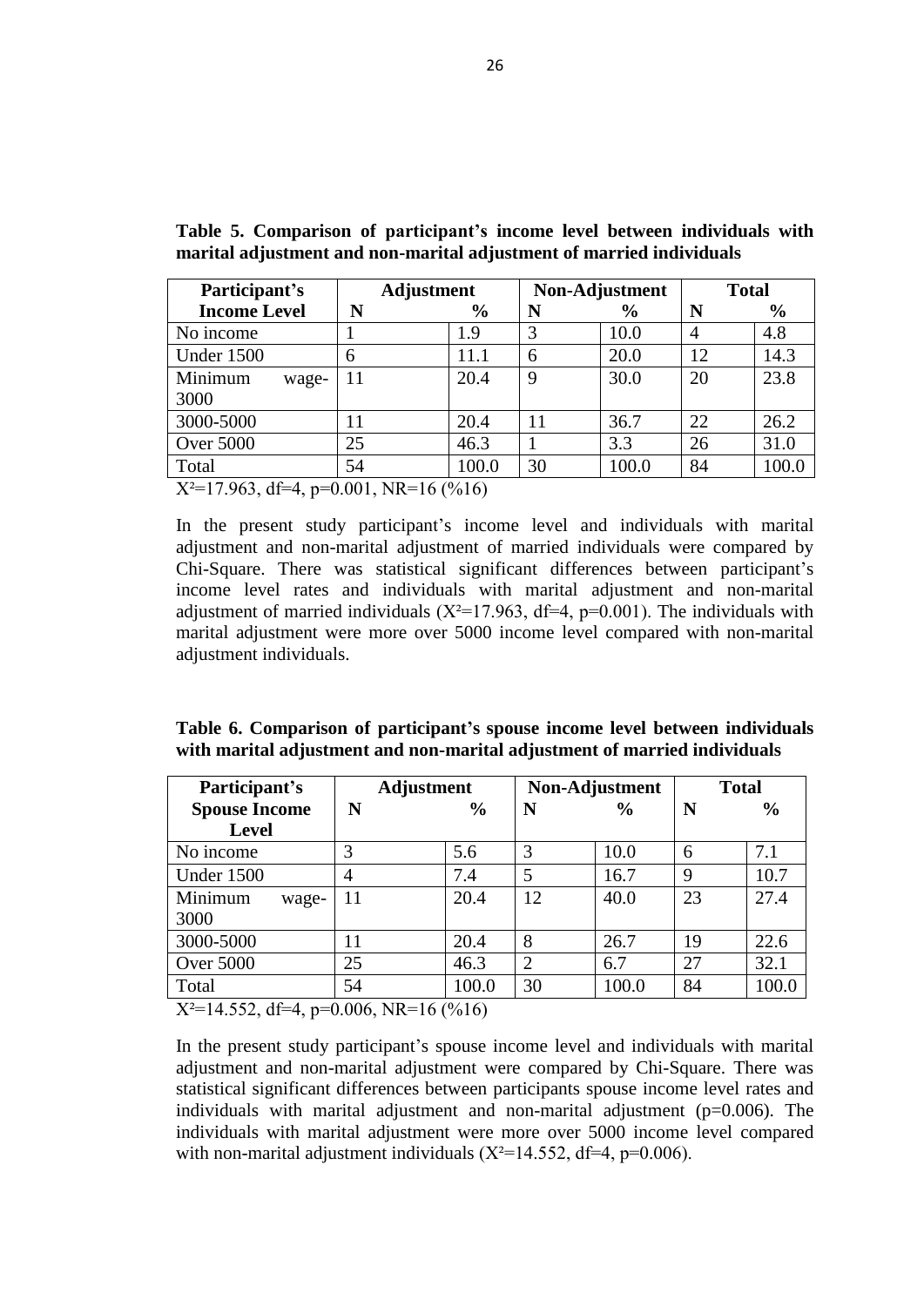**Table 5. Comparison of participant's income level between individuals with marital adjustment and non-marital adjustment of married individuals**

| Participant's Income Level | Adjustment | | Non-Adjustment | | Total | |
|---|---|---|---|---|---|---|
| | N | % | N | % | N | % |
| No income | 1 | 1.9 | 3 | 10.0 | 4 | 4.8 |
| Under 1500 | 6 | 11.1 | 6 | 20.0 | 12 | 14.3 |
| Minimum wage-3000 | 11 | 20.4 | 9 | 30.0 | 20 | 23.8 |
| 3000-5000 | 11 | 20.4 | 11 | 36.7 | 22 | 26.2 |
| Over 5000 | 25 | 46.3 | 1 | 3.3 | 26 | 31.0 |
| Total | 54 | 100.0 | 30 | 100.0 | 84 | 100.0 |

$X^2$=17.963, df=4, p=0.001, NR=16 (%16)

In the present study participant's income level and individuals with marital adjustment and non-marital adjustment of married individuals were compared by Chi-Square. There was statistical significant differences between participant's income level rates and individuals with marital adjustment and non-marital adjustment of married individuals ($X^2$=17.963, df=4, p=0.001). The individuals with marital adjustment were more over 5000 income level compared with non-marital adjustment individuals.

**Table 6. Comparison of participant's spouse income level between individuals with marital adjustment and non-marital adjustment of married individuals**

| Participant's Spouse Income Level | Adjustment | | Non-Adjustment | | Total | |
|---|---|---|---|---|---|---|
| | N | % | N | % | N | % |
| No income | 3 | 5.6 | 3 | 10.0 | 6 | 7.1 |
| Under 1500 | 4 | 7.4 | 5 | 16.7 | 9 | 10.7 |
| Minimum wage-3000 | 11 | 20.4 | 12 | 40.0 | 23 | 27.4 |
| 3000-5000 | 11 | 20.4 | 8 | 26.7 | 19 | 22.6 |
| Over 5000 | 25 | 46.3 | 2 | 6.7 | 27 | 32.1 |
| Total | 54 | 100.0 | 30 | 100.0 | 84 | 100.0 |

$X^2$=14.552, df=4, p=0.006, NR=16 (%16)

In the present study participant's spouse income level and individuals with marital adjustment and non-marital adjustment were compared by Chi-Square. There was statistical significant differences between participants spouse income level rates and individuals with marital adjustment and non-marital adjustment (p=0.006). The individuals with marital adjustment were more over 5000 income level compared with non-marital adjustment individuals ($X^2$=14.552, df=4, p=0.006).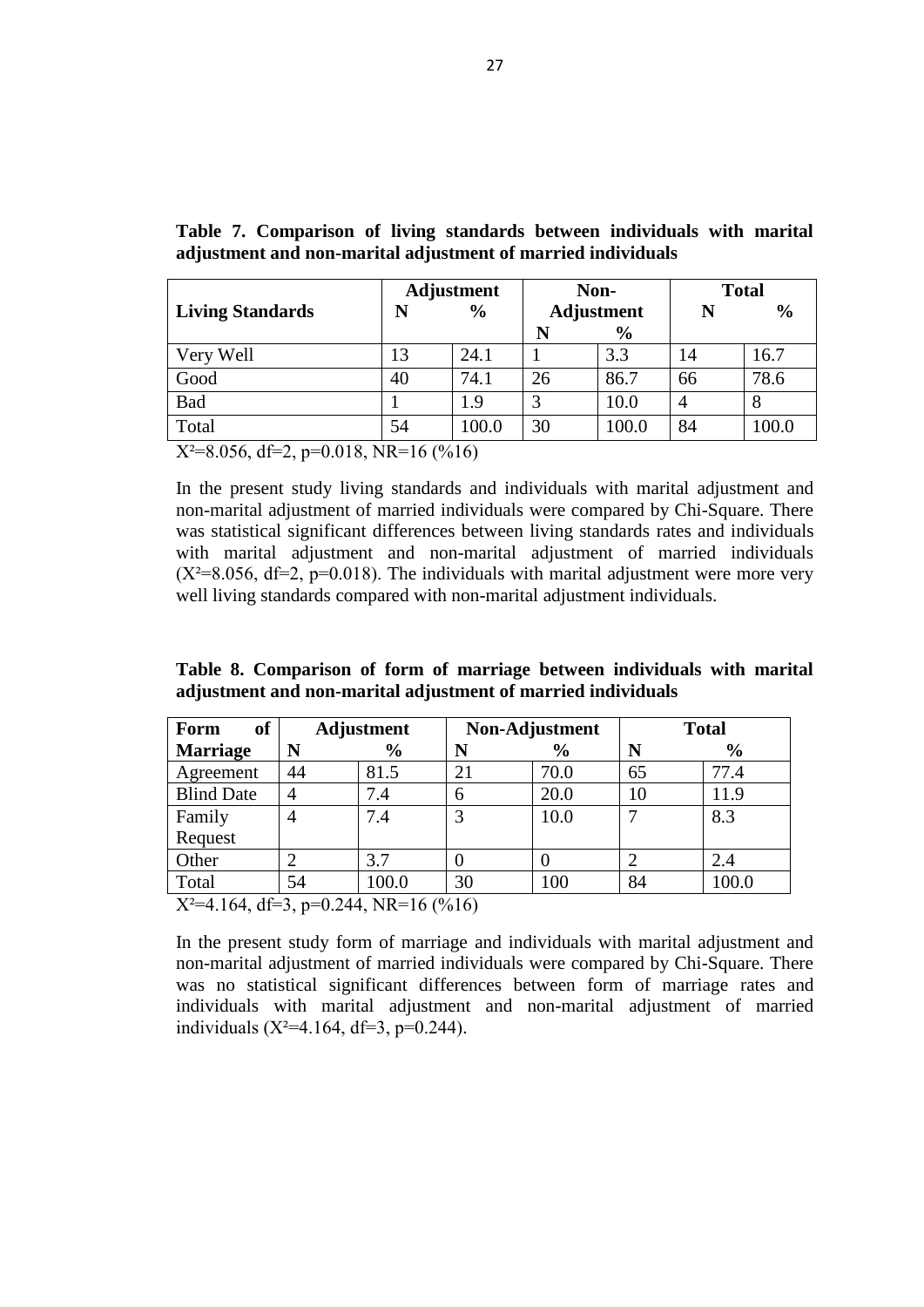**Table 7. Comparison of living standards between individuals with marital adjustment and non-marital adjustment of married individuals**

| Living Standards | Adjustment | | Non-Adjustment | | Total | |
|---|---|---|---|---|---|---|
| | N | % | N | % | N | % |
| Very Well | 13 | 24.1 | 1 | 3.3 | 14 | 16.7 |
| Good | 40 | 74.1 | 26 | 86.7 | 66 | 78.6 |
| Bad | 1 | 1.9 | 3 | 10.0 | 4 | 8 |
| Total | 54 | 100.0 | 30 | 100.0 | 84 | 100.0 |

$X^2$=8.056, df=2, p=0.018, NR=16 (%16)

In the present study living standards and individuals with marital adjustment and non-marital adjustment of married individuals were compared by Chi-Square. There was statistical significant differences between living standards rates and individuals with marital adjustment and non-marital adjustment of married individuals ($X^2$=8.056, df=2, p=0.018). The individuals with marital adjustment were more very well living standards compared with non-marital adjustment individuals.

**Table 8. Comparison of form of marriage between individuals with marital adjustment and non-marital adjustment of married individuals**

| Form of Marriage | Adjustment | | Non-Adjustment | | Total | |
|---|---|---|---|---|---|---|
| | N | % | N | % | N | % |
| Agreement | 44 | 81.5 | 21 | 70.0 | 65 | 77.4 |
| Blind Date | 4 | 7.4 | 6 | 20.0 | 10 | 11.9 |
| Family Request | 4 | 7.4 | 3 | 10.0 | 7 | 8.3 |
| Other | 2 | 3.7 | 0 | 0 | 2 | 2.4 |
| Total | 54 | 100.0 | 30 | 100 | 84 | 100.0 |

$X^2$=4.164, df=3, p=0.244, NR=16 (%16)

In the present study form of marriage and individuals with marital adjustment and non-marital adjustment of married individuals were compared by Chi-Square. There was no statistical significant differences between form of marriage rates and individuals with marital adjustment and non-marital adjustment of married individuals ($X^2$=4.164, df=3, p=0.244).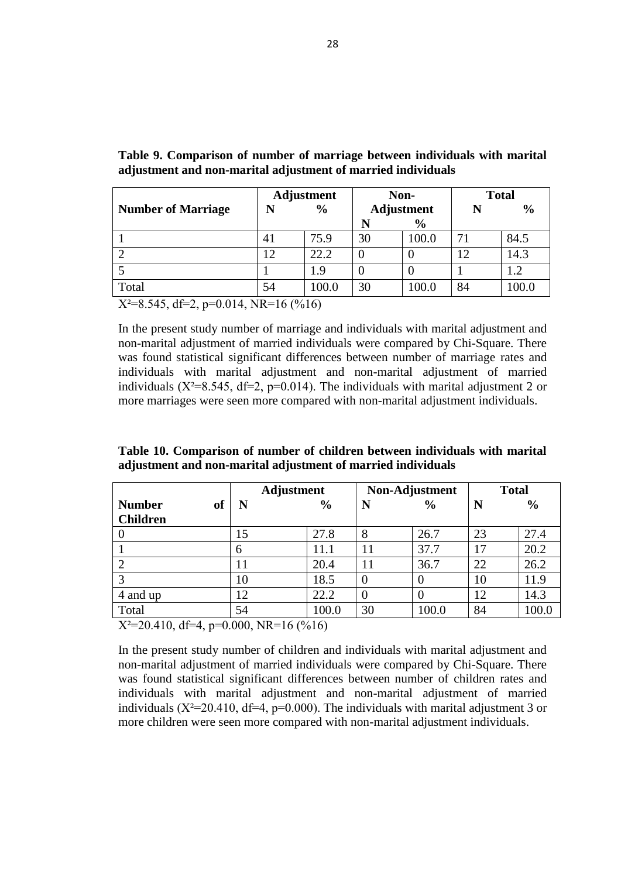**Table 9. Comparison of number of marriage between individuals with marital adjustment and non-marital adjustment of married individuals**

| Number of Marriage | Adjustment | | Non-Adjustment | | Total | |
|---|---|---|---|---|---|---|
| | N | % | N | % | N | % |
| 1 | 41 | 75.9 | 30 | 100.0 | 71 | 84.5 |
| 2 | 12 | 22.2 | 0 | 0 | 12 | 14.3 |
| 5 | 1 | 1.9 | 0 | 0 | 1 | 1.2 |
| Total | 54 | 100.0 | 30 | 100.0 | 84 | 100.0 |

$X^2$=8.545, df=2, p=0.014, NR=16 (%16)

In the present study number of marriage and individuals with marital adjustment and non-marital adjustment of married individuals were compared by Chi-Square. There was found statistical significant differences between number of marriage rates and individuals with marital adjustment and non-marital adjustment of married individuals ($X^2$=8.545, df=2, p=0.014). The individuals with marital adjustment 2 or more marriages were seen more compared with non-marital adjustment individuals.

**Table 10. Comparison of number of children between individuals with marital adjustment and non-marital adjustment of married individuals**

| Number of Children | Adjustment | | Non-Adjustment | | Total | |
|---|---|---|---|---|---|---|
| | N | % | N | % | N | % |
| 0 | 15 | 27.8 | 8 | 26.7 | 23 | 27.4 |
| 1 | 6 | 11.1 | 11 | 37.7 | 17 | 20.2 |
| 2 | 11 | 20.4 | 11 | 36.7 | 22 | 26.2 |
| 3 | 10 | 18.5 | 0 | 0 | 10 | 11.9 |
| 4 and up | 12 | 22.2 | 0 | 0 | 12 | 14.3 |
| Total | 54 | 100.0 | 30 | 100.0 | 84 | 100.0 |

$X^2$=20.410, df=4, p=0.000, NR=16 (%16)

In the present study number of children and individuals with marital adjustment and non-marital adjustment of married individuals were compared by Chi-Square. There was found statistical significant differences between number of children rates and individuals with marital adjustment and non-marital adjustment of married individuals ($X^2$=20.410, df=4, p=0.000). The individuals with marital adjustment 3 or more children were seen more compared with non-marital adjustment individuals.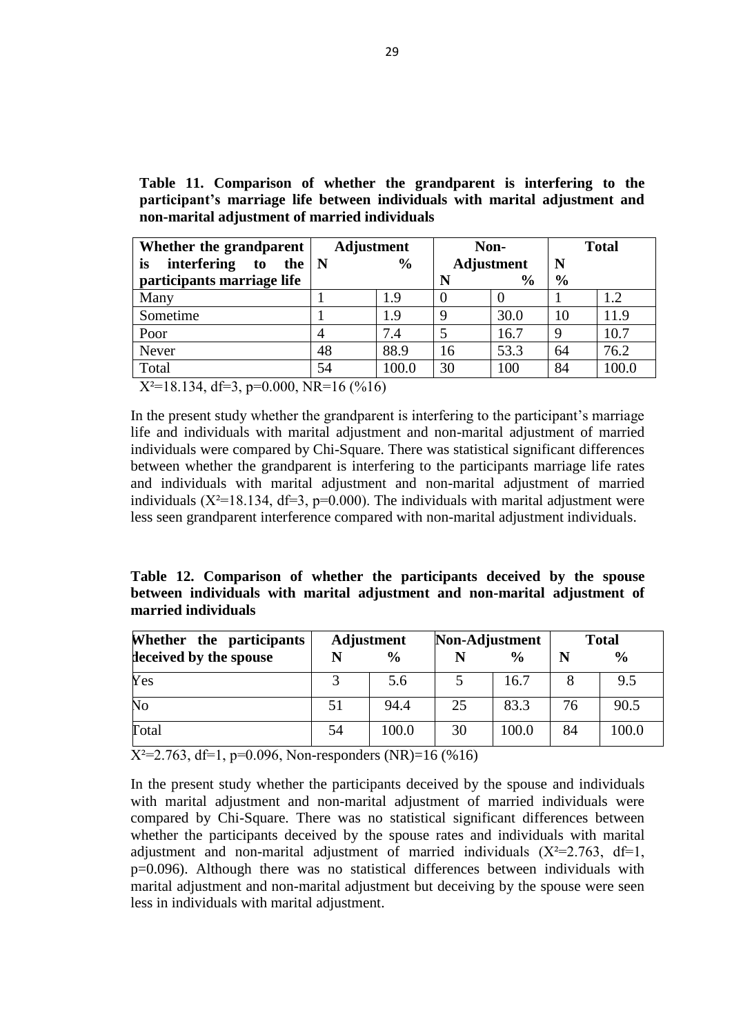**Table 11. Comparison of whether the grandparent is interfering to the participant's marriage life between individuals with marital adjustment and non-marital adjustment of married individuals**

| Whether the grandparent is interfering to the participants marriage life | Adjustment | | Non-Adjustment | | Total | |
|---|---|---|---|---|---|---|
| | N | % | N | % | N | % |
| Many | 1 | 1.9 | 0 | 0 | 1 | 1.2 |
| Sometime | 1 | 1.9 | 9 | 30.0 | 10 | 11.9 |
| Poor | 4 | 7.4 | 5 | 16.7 | 9 | 10.7 |
| Never | 48 | 88.9 | 16 | 53.3 | 64 | 76.2 |
| Total | 54 | 100.0 | 30 | 100 | 84 | 100.0 |

$X^2$=18.134, df=3, p=0.000, NR=16 (%16)

In the present study whether the grandparent is interfering to the participant's marriage life and individuals with marital adjustment and non-marital adjustment of married individuals were compared by Chi-Square. There was statistical significant differences between whether the grandparent is interfering to the participants marriage life rates and individuals with marital adjustment and non-marital adjustment of married individuals ($X^2$=18.134, df=3, p=0.000). The individuals with marital adjustment were less seen grandparent interference compared with non-marital adjustment individuals.

**Table 12. Comparison of whether the participants deceived by the spouse between individuals with marital adjustment and non-marital adjustment of married individuals**

| Whether the participants deceived by the spouse | Adjustment | | Non-Adjustment | | Total | |
|---|---|---|---|---|---|---|
| | N | % | N | % | N | % |
| Yes | 3 | 5.6 | 5 | 16.7 | 8 | 9.5 |
| No | 51 | 94.4 | 25 | 83.3 | 76 | 90.5 |
| Total | 54 | 100.0 | 30 | 100.0 | 84 | 100.0 |

$X^2$=2.763, df=1, p=0.096, Non-responders (NR)=16 (%16)

In the present study whether the participants deceived by the spouse and individuals with marital adjustment and non-marital adjustment of married individuals were compared by Chi-Square. There was no statistical significant differences between whether the participants deceived by the spouse rates and individuals with marital adjustment and non-marital adjustment of married individuals ($X^2$=2.763, df=1, p=0.096). Although there was no statistical differences between individuals with marital adjustment and non-marital adjustment but deceiving by the spouse were seen less in individuals with marital adjustment.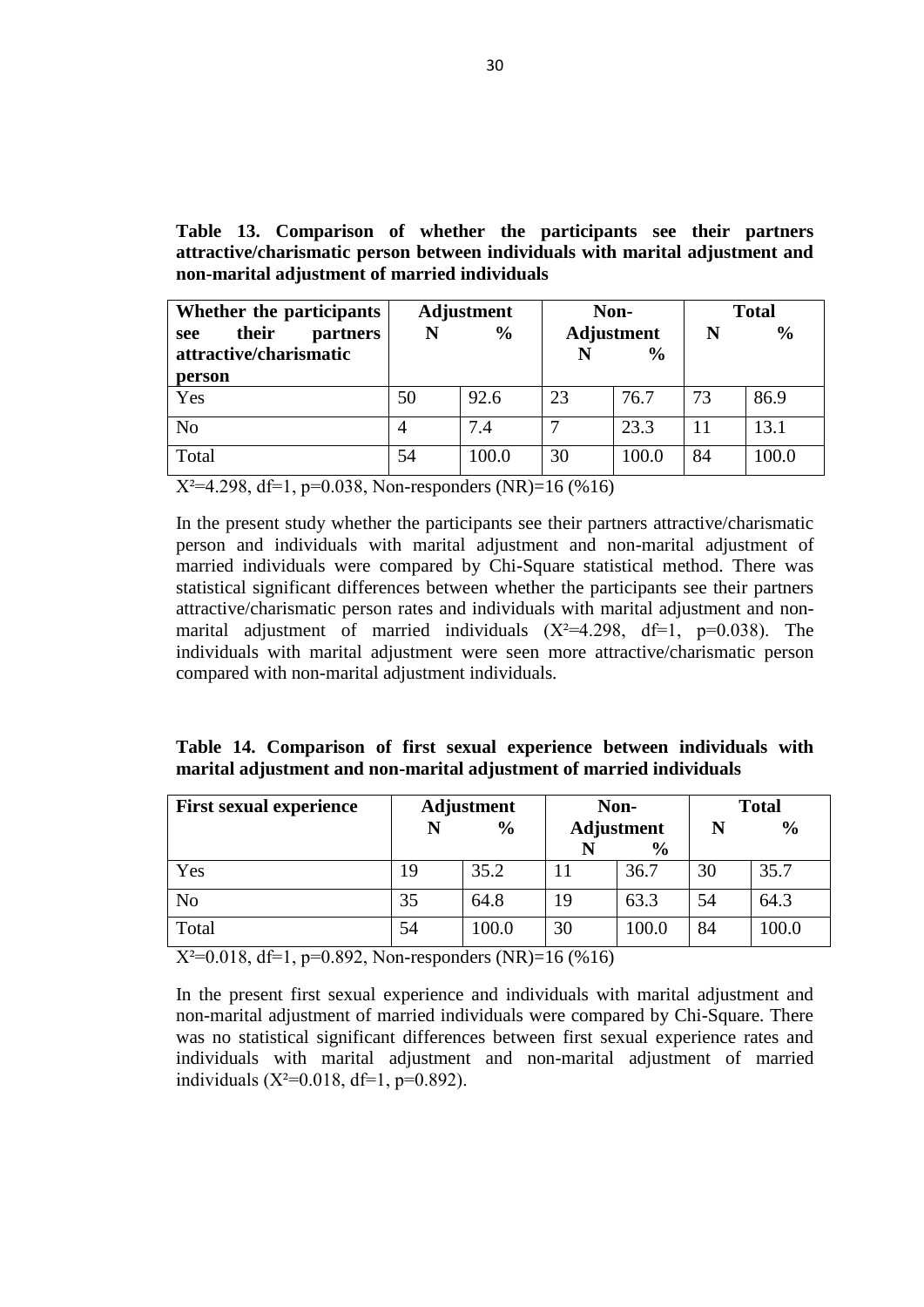**Table 13. Comparison of whether the participants see their partners attractive/charismatic person between individuals with marital adjustment and non-marital adjustment of married individuals**

| Whether the participants see their partners attractive/charismatic person | Adjustment | | Non-Adjustment | | Total | |
|---|---|---|---|---|---|---|
| | N | % | N | % | N | % |
| Yes | 50 | 92.6 | 23 | 76.7 | 73 | 86.9 |
| No | 4 | 7.4 | 7 | 23.3 | 11 | 13.1 |
| Total | 54 | 100.0 | 30 | 100.0 | 84 | 100.0 |

$X^2$=4.298, df=1, p=0.038, Non-responders (NR)=16 (%16)

In the present study whether the participants see their partners attractive/charismatic person and individuals with marital adjustment and non-marital adjustment of married individuals were compared by Chi-Square statistical method. There was statistical significant differences between whether the participants see their partners attractive/charismatic person rates and individuals with marital adjustment and non-marital adjustment of married individuals ($X^2$=4.298, df=1, p=0.038). The individuals with marital adjustment were seen more attractive/charismatic person compared with non-marital adjustment individuals.

**Table 14. Comparison of first sexual experience between individuals with marital adjustment and non-marital adjustment of married individuals**

| First sexual experience | Adjustment | | Non-Adjustment | | Total | |
|---|---|---|---|---|---|---|
| | N | % | N | % | N | % |
| Yes | 19 | 35.2 | 11 | 36.7 | 30 | 35.7 |
| No | 35 | 64.8 | 19 | 63.3 | 54 | 64.3 |
| Total | 54 | 100.0 | 30 | 100.0 | 84 | 100.0 |

$X^2$=0.018, df=1, p=0.892, Non-responders (NR)=16 (%16)

In the present first sexual experience and individuals with marital adjustment and non-marital adjustment of married individuals were compared by Chi-Square. There was no statistical significant differences between first sexual experience rates and individuals with marital adjustment and non-marital adjustment of married individuals ($X^2$=0.018, df=1, p=0.892).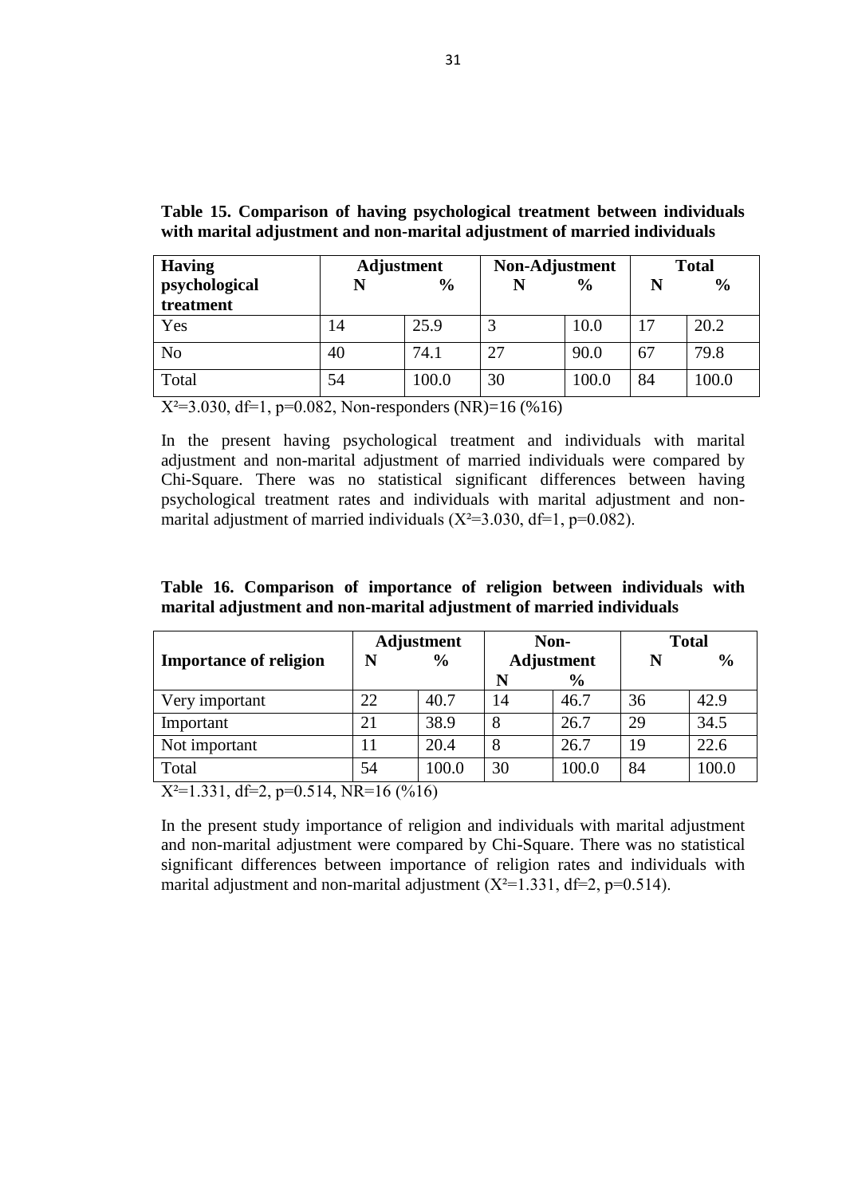**Table 15. Comparison of having psychological treatment between individuals with marital adjustment and non-marital adjustment of married individuals**

| Having psychological treatment | Adjustment | | Non-Adjustment | | Total | |
|---|---|---|---|---|---|---|
| | N | % | N | % | N | % |
| Yes | 14 | 25.9 | 3 | 10.0 | 17 | 20.2 |
| No | 40 | 74.1 | 27 | 90.0 | 67 | 79.8 |
| Total | 54 | 100.0 | 30 | 100.0 | 84 | 100.0 |

$X^2$=3.030, df=1, p=0.082, Non-responders (NR)=16 (%16)

In the present having psychological treatment and individuals with marital adjustment and non-marital adjustment of married individuals were compared by Chi-Square. There was no statistical significant differences between having psychological treatment rates and individuals with marital adjustment and non-marital adjustment of married individuals ($X^2$=3.030, df=1, p=0.082).

**Table 16. Comparison of importance of religion between individuals with marital adjustment and non-marital adjustment of married individuals**

| Importance of religion | Adjustment | | Non-Adjustment | | Total | |
|---|---|---|---|---|---|---|
| | N | % | N | % | N | % |
| Very important | 22 | 40.7 | 14 | 46.7 | 36 | 42.9 |
| Important | 21 | 38.9 | 8 | 26.7 | 29 | 34.5 |
| Not important | 11 | 20.4 | 8 | 26.7 | 19 | 22.6 |
| Total | 54 | 100.0 | 30 | 100.0 | 84 | 100.0 |

$X^2$=1.331, df=2, p=0.514, NR=16 (%16)

In the present study importance of religion and individuals with marital adjustment and non-marital adjustment were compared by Chi-Square. There was no statistical significant differences between importance of religion rates and individuals with marital adjustment and non-marital adjustment ($X^2$=1.331, df=2, p=0.514).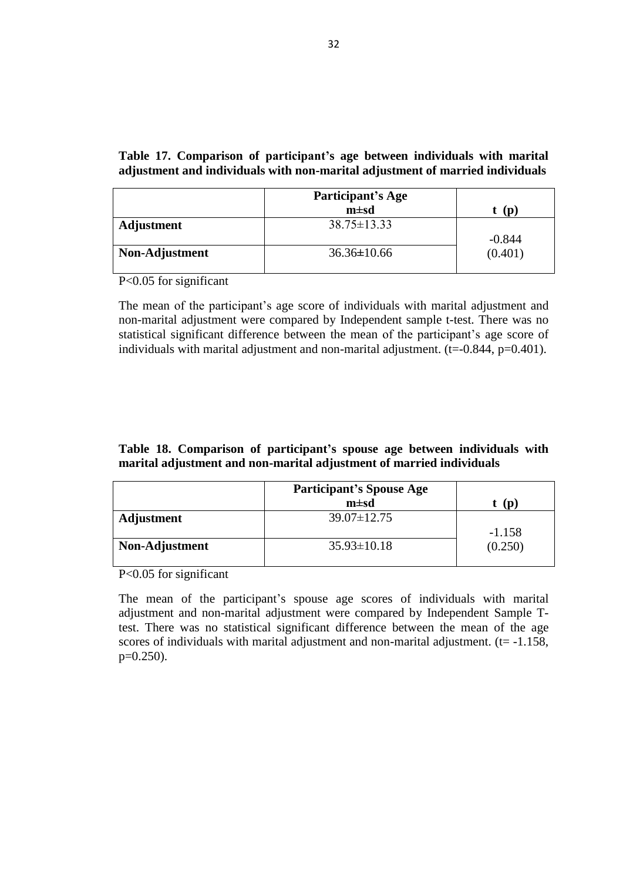**Table 17. Comparison of participant's age between individuals with marital adjustment and individuals with non-marital adjustment of married individuals**

| | **Participant's Age** m±sd | **t (p)** |
|---|---|---|
| **Adjustment** | 38.75±13.33 | -0.844 (0.401) |
| **Non-Adjustment** | 36.36±10.66 | |

P<0.05 for significant

The mean of the participant's age score of individuals with marital adjustment and non-marital adjustment were compared by Independent sample t-test. There was no statistical significant difference between the mean of the participant's age score of individuals with marital adjustment and non-marital adjustment. ($t=-0.844$, $p=0.401$).

**Table 18. Comparison of participant's spouse age between individuals with marital adjustment and non-marital adjustment of married individuals**

| | **Participant's Spouse Age** m±sd | **t (p)** |
|---|---|---|
| **Adjustment** | 39.07±12.75 | -1.158 (0.250) |
| **Non-Adjustment** | 35.93±10.18 | |

P<0.05 for significant

The mean of the participant's spouse age scores of individuals with marital adjustment and non-marital adjustment were compared by Independent Sample T-test. There was no statistical significant difference between the mean of the age scores of individuals with marital adjustment and non-marital adjustment. ($t= -1.158$, $p=0.250$).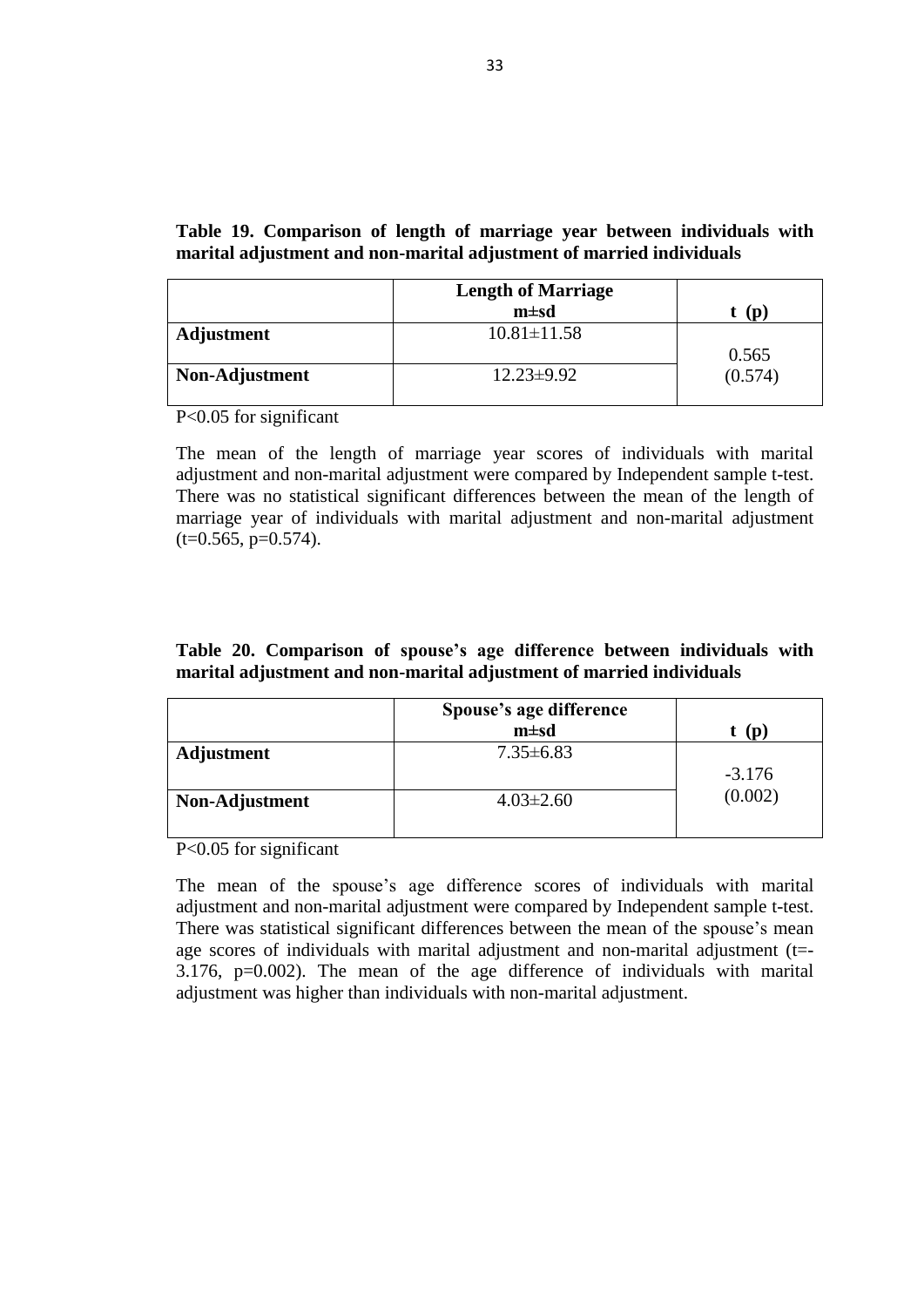**Table 19. Comparison of length of marriage year between individuals with marital adjustment and non-marital adjustment of married individuals**

| | Length of Marriage m±sd | t (p) |
|---|---|---|
| **Adjustment** | 10.81±11.58 | 0.565 (0.574) |
| **Non-Adjustment** | 12.23±9.92 | |

P<0.05 for significant

The mean of the length of marriage year scores of individuals with marital adjustment and non-marital adjustment were compared by Independent sample t-test. There was no statistical significant differences between the mean of the length of marriage year of individuals with marital adjustment and non-marital adjustment ($t=0.565$, $p=0.574$).

**Table 20. Comparison of spouse's age difference between individuals with marital adjustment and non-marital adjustment of married individuals**

| | Spouse's age difference m±sd | t (p) |
|---|---|---|
| **Adjustment** | 7.35±6.83 | -3.176 (0.002) |
| **Non-Adjustment** | 4.03±2.60 | |

P<0.05 for significant

The mean of the spouse's age difference scores of individuals with marital adjustment and non-marital adjustment were compared by Independent sample t-test. There was statistical significant differences between the mean of the spouse's mean age scores of individuals with marital adjustment and non-marital adjustment ($t=-3.176$, $p=0.002$). The mean of the age difference of individuals with marital adjustment was higher than individuals with non-marital adjustment.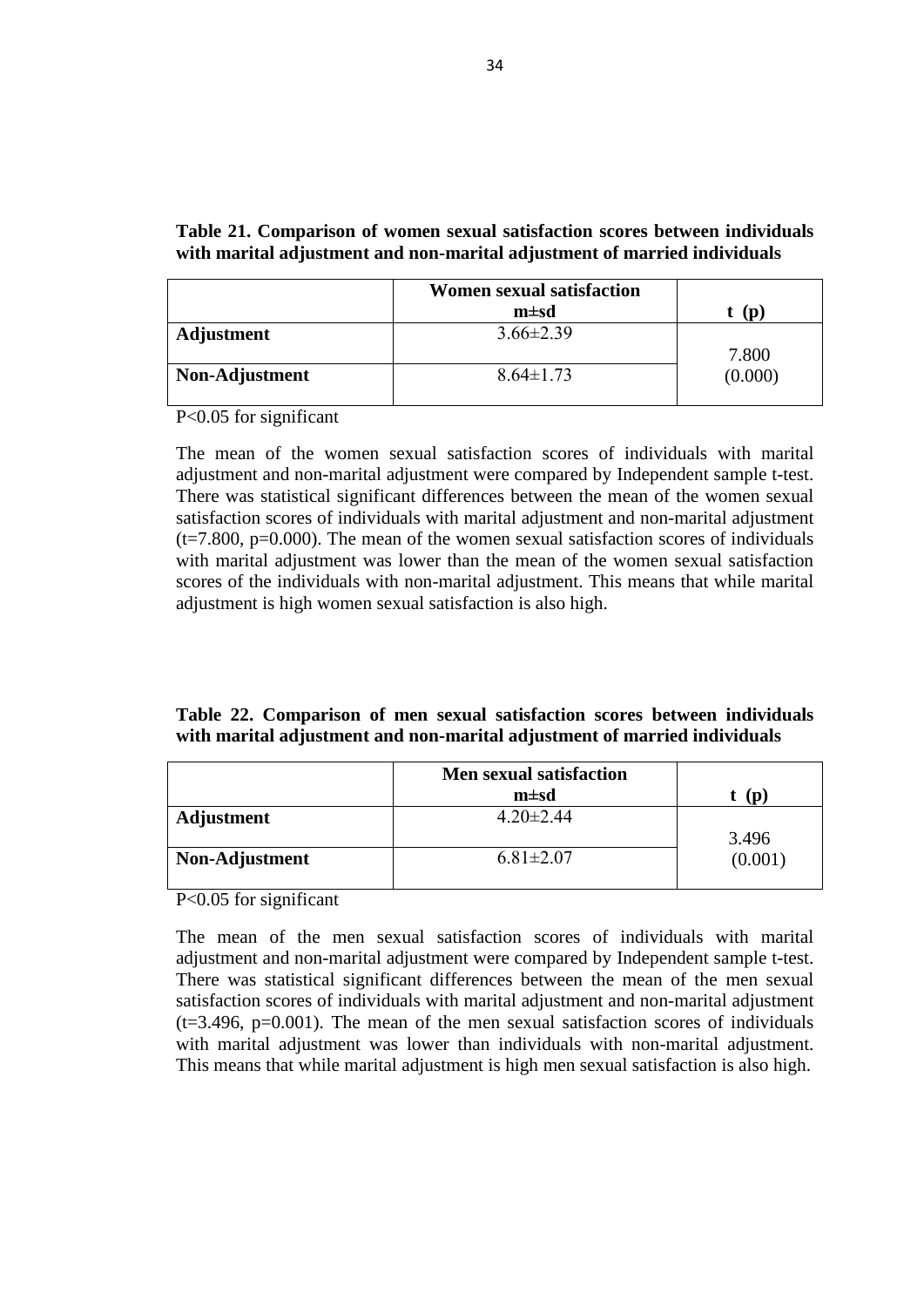**Table 21. Comparison of women sexual satisfaction scores between individuals with marital adjustment and non-marital adjustment of married individuals**

| | Women sexual satisfaction m±sd | t (p) |
|---|---|---|
| **Adjustment** | 3.66±2.39 | 7.800 (0.000) |
| **Non-Adjustment** | 8.64±1.73 | |

P<0.05 for significant

The mean of the women sexual satisfaction scores of individuals with marital adjustment and non-marital adjustment were compared by Independent sample t-test. There was statistical significant differences between the mean of the women sexual satisfaction scores of individuals with marital adjustment and non-marital adjustment (t=7.800, p=0.000). The mean of the women sexual satisfaction scores of individuals with marital adjustment was lower than the mean of the women sexual satisfaction scores of the individuals with non-marital adjustment. This means that while marital adjustment is high women sexual satisfaction is also high.

**Table 22. Comparison of men sexual satisfaction scores between individuals with marital adjustment and non-marital adjustment of married individuals**

| | Men sexual satisfaction m±sd | t (p) |
|---|---|---|
| **Adjustment** | 4.20±2.44 | 3.496 (0.001) |
| **Non-Adjustment** | 6.81±2.07 | |

P<0.05 for significant

The mean of the men sexual satisfaction scores of individuals with marital adjustment and non-marital adjustment were compared by Independent sample t-test. There was statistical significant differences between the mean of the men sexual satisfaction scores of individuals with marital adjustment and non-marital adjustment (t=3.496, p=0.001). The mean of the men sexual satisfaction scores of individuals with marital adjustment was lower than individuals with non-marital adjustment. This means that while marital adjustment is high men sexual satisfaction is also high.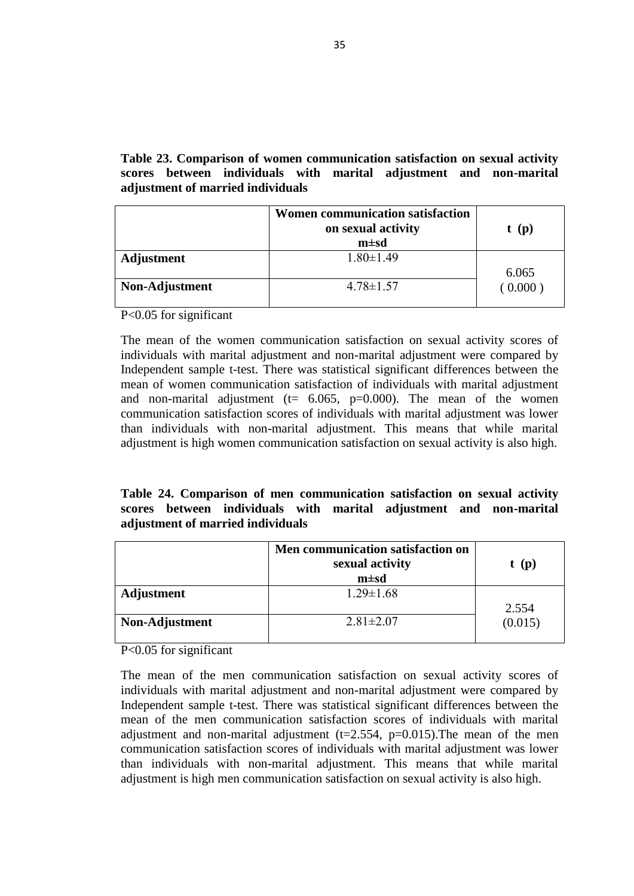**Table 23. Comparison of women communication satisfaction on sexual activity scores between individuals with marital adjustment and non-marital adjustment of married individuals**

| | **Women communication satisfaction on sexual activity m±sd** | **t (p)** |
|---|---|---|
| **Adjustment** | 1.80±1.49 | 6.065 |
| **Non-Adjustment** | 4.78±1.57 | ( 0.000 ) |

P<0.05 for significant

The mean of the women communication satisfaction on sexual activity scores of individuals with marital adjustment and non-marital adjustment were compared by Independent sample t-test. There was statistical significant differences between the mean of women communication satisfaction of individuals with marital adjustment and non-marital adjustment (t= 6.065, p=0.000). The mean of the women communication satisfaction scores of individuals with marital adjustment was lower than individuals with non-marital adjustment. This means that while marital adjustment is high women communication satisfaction on sexual activity is also high.

**Table 24. Comparison of men communication satisfaction on sexual activity scores between individuals with marital adjustment and non-marital adjustment of married individuals**

| | **Men communication satisfaction on sexual activity m±sd** | **t (p)** |
|---|---|---|
| **Adjustment** | 1.29±1.68 | 2.554 |
| **Non-Adjustment** | 2.81±2.07 | (0.015) |

P<0.05 for significant

The mean of the men communication satisfaction on sexual activity scores of individuals with marital adjustment and non-marital adjustment were compared by Independent sample t-test. There was statistical significant differences between the mean of the men communication satisfaction scores of individuals with marital adjustment and non-marital adjustment (t=2.554, p=0.015).The mean of the men communication satisfaction scores of individuals with marital adjustment was lower than individuals with non-marital adjustment. This means that while marital adjustment is high men communication satisfaction on sexual activity is also high.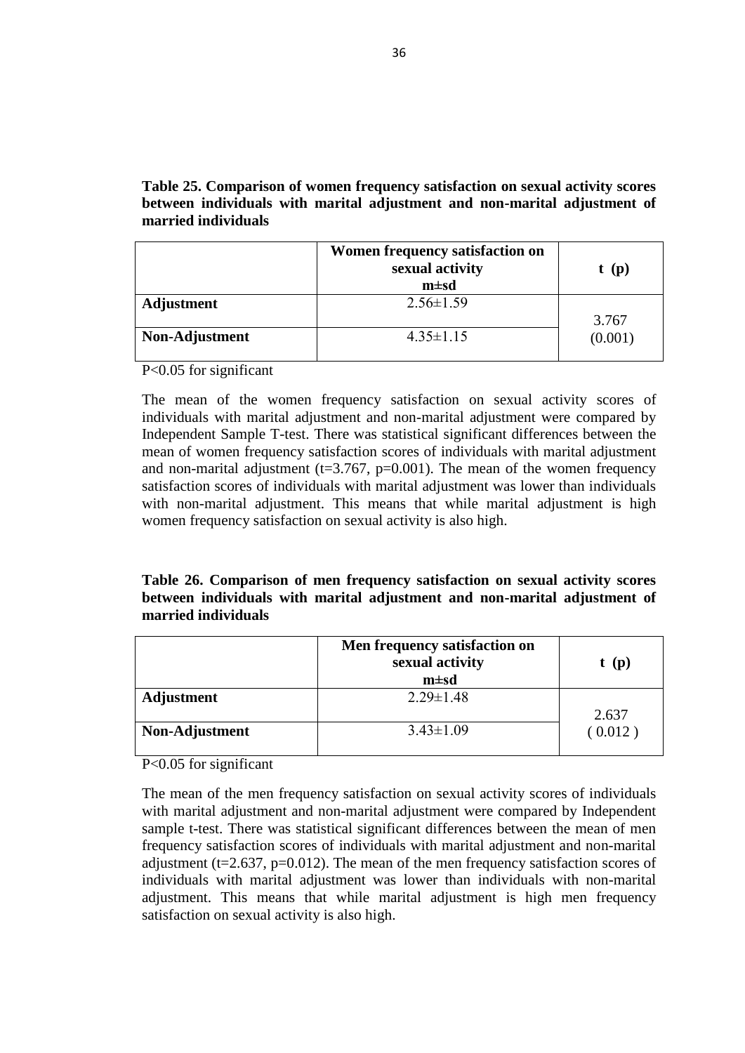**Table 25. Comparison of women frequency satisfaction on sexual activity scores between individuals with marital adjustment and non-marital adjustment of married individuals**

| | Women frequency satisfaction on sexual activity m±sd | t (p) |
|---|---|---|
| **Adjustment** | 2.56±1.59 | 3.767 (0.001) |
| **Non-Adjustment** | 4.35±1.15 | |

P<0.05 for significant

The mean of the women frequency satisfaction on sexual activity scores of individuals with marital adjustment and non-marital adjustment were compared by Independent Sample T-test. There was statistical significant differences between the mean of women frequency satisfaction scores of individuals with marital adjustment and non-marital adjustment ($t=3.767$, $p=0.001$). The mean of the women frequency satisfaction scores of individuals with marital adjustment was lower than individuals with non-marital adjustment. This means that while marital adjustment is high women frequency satisfaction on sexual activity is also high.

**Table 26. Comparison of men frequency satisfaction on sexual activity scores between individuals with marital adjustment and non-marital adjustment of married individuals**

| | Men frequency satisfaction on sexual activity m±sd | t (p) |
|---|---|---|
| **Adjustment** | 2.29±1.48 | 2.637 ( 0.012 ) |
| **Non-Adjustment** | 3.43±1.09 | |

P<0.05 for significant

The mean of the men frequency satisfaction on sexual activity scores of individuals with marital adjustment and non-marital adjustment were compared by Independent sample t-test. There was statistical significant differences between the mean of men frequency satisfaction scores of individuals with marital adjustment and non-marital adjustment ($t=2.637$, $p=0.012$). The mean of the men frequency satisfaction scores of individuals with marital adjustment was lower than individuals with non-marital adjustment. This means that while marital adjustment is high men frequency satisfaction on sexual activity is also high.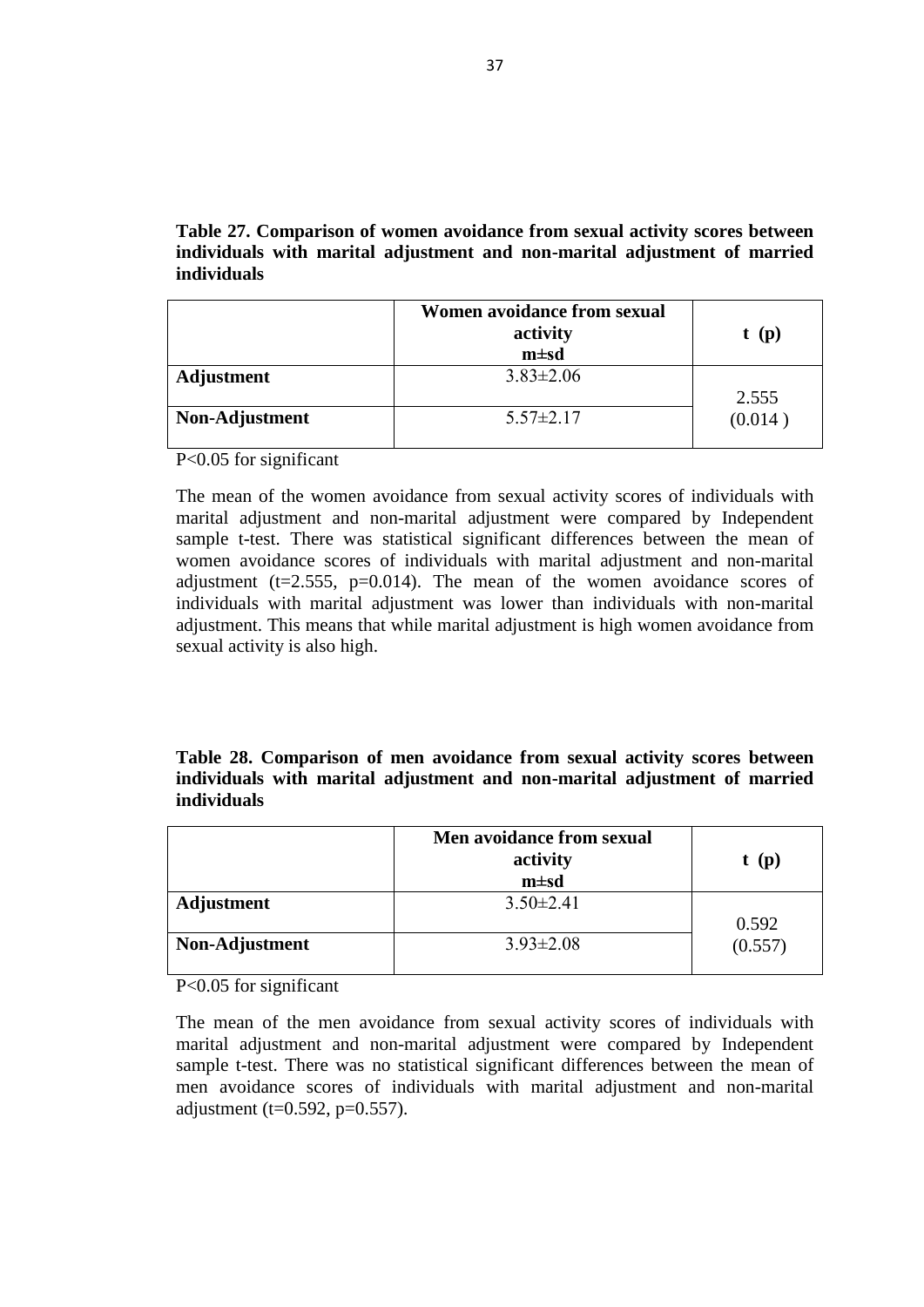**Table 27. Comparison of women avoidance from sexual activity scores between individuals with marital adjustment and non-marital adjustment of married individuals**

| | Women avoidance from sexual activity m±sd | t (p) |
|---|---|---|
| **Adjustment** | 3.83±2.06 | 2.555 (0.014 ) |
| **Non-Adjustment** | 5.57±2.17 | |

P<0.05 for significant

The mean of the women avoidance from sexual activity scores of individuals with marital adjustment and non-marital adjustment were compared by Independent sample t-test. There was statistical significant differences between the mean of women avoidance scores of individuals with marital adjustment and non-marital adjustment (t=2.555, p=0.014). The mean of the women avoidance scores of individuals with marital adjustment was lower than individuals with non-marital adjustment. This means that while marital adjustment is high women avoidance from sexual activity is also high.

**Table 28. Comparison of men avoidance from sexual activity scores between individuals with marital adjustment and non-marital adjustment of married individuals**

| | Men avoidance from sexual activity m±sd | t (p) |
|---|---|---|
| **Adjustment** | 3.50±2.41 | 0.592 (0.557) |
| **Non-Adjustment** | 3.93±2.08 | |

P<0.05 for significant

The mean of the men avoidance from sexual activity scores of individuals with marital adjustment and non-marital adjustment were compared by Independent sample t-test. There was no statistical significant differences between the mean of men avoidance scores of individuals with marital adjustment and non-marital adjustment (t=0.592, p=0.557).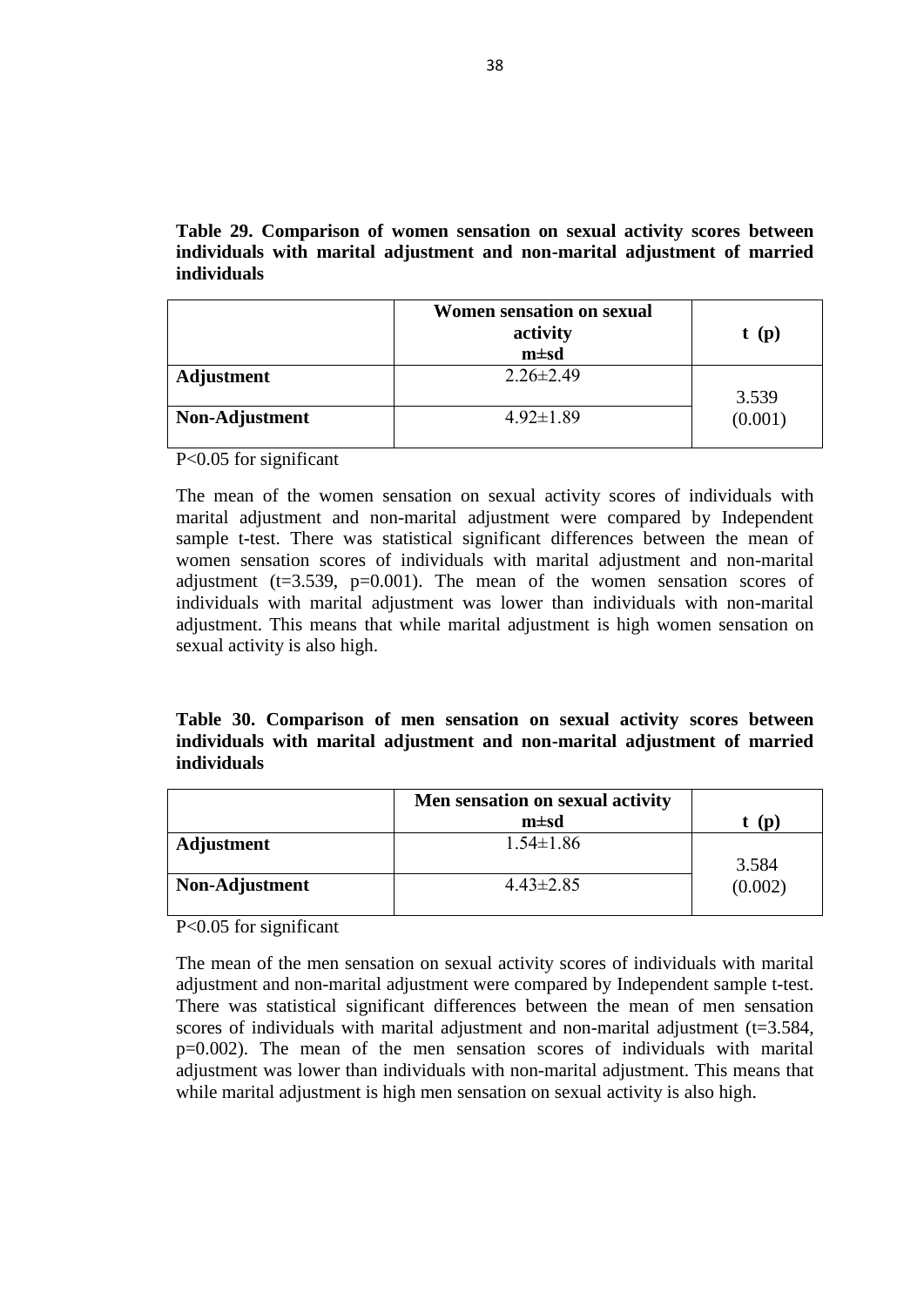**Table 29. Comparison of women sensation on sexual activity scores between individuals with marital adjustment and non-marital adjustment of married individuals**

| | Women sensation on sexual activity m±sd | t (p) |
|---|---|---|
| **Adjustment** | 2.26±2.49 | 3.539 (0.001) |
| **Non-Adjustment** | 4.92±1.89 | |

P<0.05 for significant

The mean of the women sensation on sexual activity scores of individuals with marital adjustment and non-marital adjustment were compared by Independent sample t-test. There was statistical significant differences between the mean of women sensation scores of individuals with marital adjustment and non-marital adjustment (t=3.539, p=0.001). The mean of the women sensation scores of individuals with marital adjustment was lower than individuals with non-marital adjustment. This means that while marital adjustment is high women sensation on sexual activity is also high.

**Table 30. Comparison of men sensation on sexual activity scores between individuals with marital adjustment and non-marital adjustment of married individuals**

| | Men sensation on sexual activity m±sd | t (p) |
|---|---|---|
| **Adjustment** | 1.54±1.86 | 3.584 (0.002) |
| **Non-Adjustment** | 4.43±2.85 | |

P<0.05 for significant

The mean of the men sensation on sexual activity scores of individuals with marital adjustment and non-marital adjustment were compared by Independent sample t-test. There was statistical significant differences between the mean of men sensation scores of individuals with marital adjustment and non-marital adjustment (t=3.584, p=0.002). The mean of the men sensation scores of individuals with marital adjustment was lower than individuals with non-marital adjustment. This means that while marital adjustment is high men sensation on sexual activity is also high.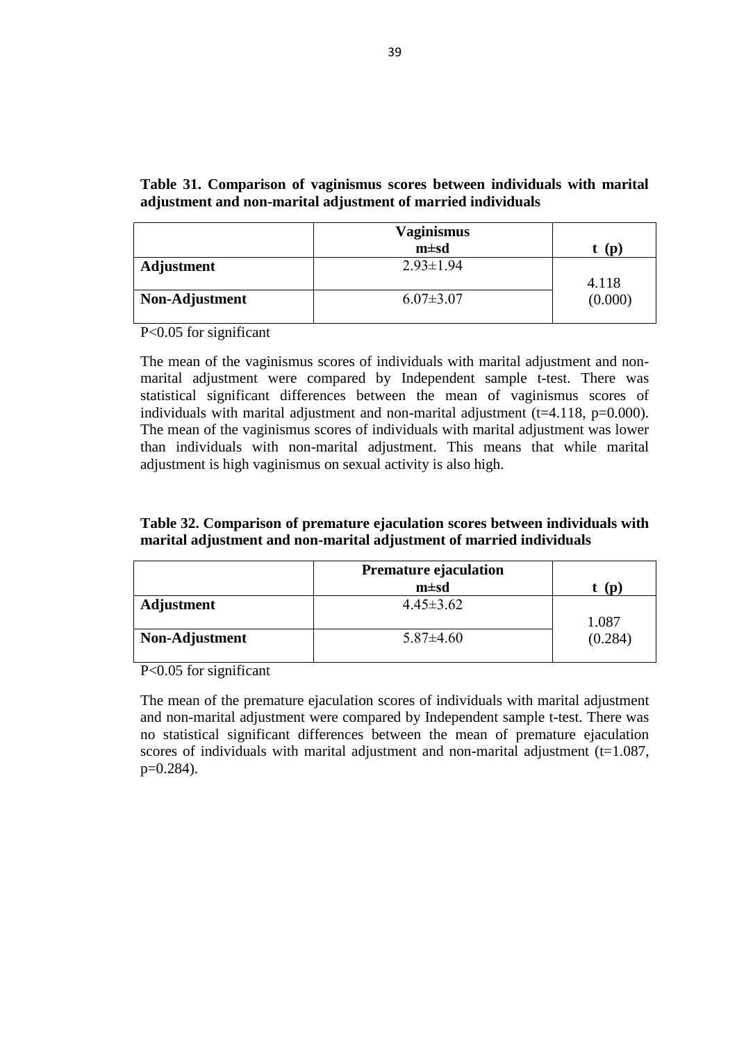**Table 31. Comparison of vaginismus scores between individuals with marital adjustment and non-marital adjustment of married individuals**

| | Vaginismus m±sd | t (p) |
|---|---|---|
| **Adjustment** | 2.93±1.94 | 4.118 (0.000) |
| **Non-Adjustment** | 6.07±3.07 | |

P<0.05 for significant

The mean of the vaginismus scores of individuals with marital adjustment and non-marital adjustment were compared by Independent sample t-test. There was statistical significant differences between the mean of vaginismus scores of individuals with marital adjustment and non-marital adjustment ($t=4.118$, $p=0.000$). The mean of the vaginismus scores of individuals with marital adjustment was lower than individuals with non-marital adjustment. This means that while marital adjustment is high vaginismus on sexual activity is also high.

**Table 32. Comparison of premature ejaculation scores between individuals with marital adjustment and non-marital adjustment of married individuals**

| | Premature ejaculation m±sd | t (p) |
|---|---|---|
| **Adjustment** | 4.45±3.62 | 1.087 (0.284) |
| **Non-Adjustment** | 5.87±4.60 | |

P<0.05 for significant

The mean of the premature ejaculation scores of individuals with marital adjustment and non-marital adjustment were compared by Independent sample t-test. There was no statistical significant differences between the mean of premature ejaculation scores of individuals with marital adjustment and non-marital adjustment ($t=1.087$, $p=0.284$).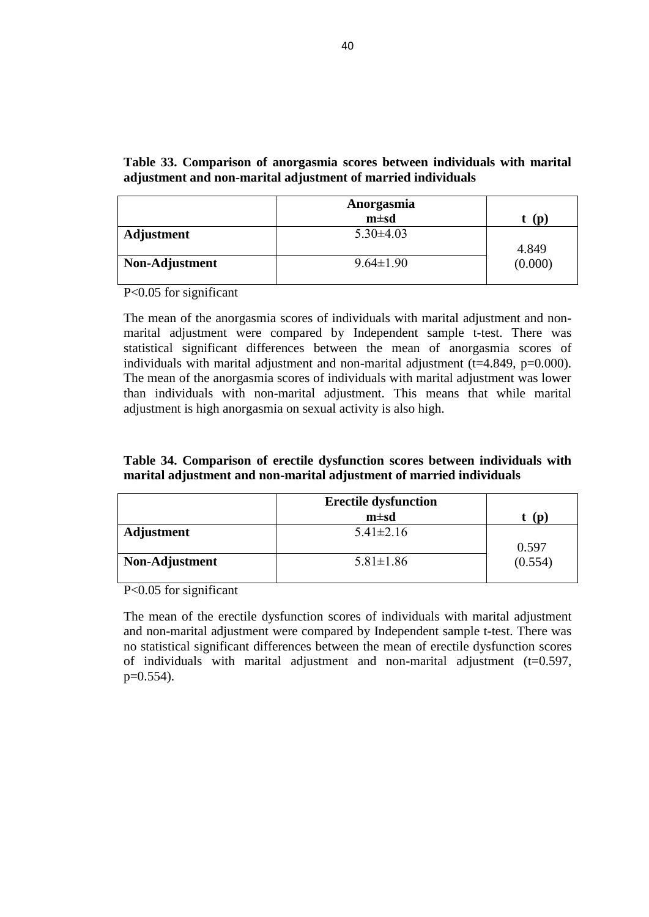**Table 33. Comparison of anorgasmia scores between individuals with marital adjustment and non-marital adjustment of married individuals**

| | **Anorgasmia m±sd** | **t (p)** |
|---|---|---|
| **Adjustment** | 5.30±4.03 | 4.849 (0.000) |
| **Non-Adjustment** | 9.64±1.90 | |

P<0.05 for significant

The mean of the anorgasmia scores of individuals with marital adjustment and non-marital adjustment were compared by Independent sample t-test. There was statistical significant differences between the mean of anorgasmia scores of individuals with marital adjustment and non-marital adjustment (t=4.849, p=0.000). The mean of the anorgasmia scores of individuals with marital adjustment was lower than individuals with non-marital adjustment. This means that while marital adjustment is high anorgasmia on sexual activity is also high.

**Table 34. Comparison of erectile dysfunction scores between individuals with marital adjustment and non-marital adjustment of married individuals**

| | **Erectile dysfunction m±sd** | **t (p)** |
|---|---|---|
| **Adjustment** | 5.41±2.16 | 0.597 (0.554) |
| **Non-Adjustment** | 5.81±1.86 | |

P<0.05 for significant

The mean of the erectile dysfunction scores of individuals with marital adjustment and non-marital adjustment were compared by Independent sample t-test. There was no statistical significant differences between the mean of erectile dysfunction scores of individuals with marital adjustment and non-marital adjustment (t=0.597, p=0.554).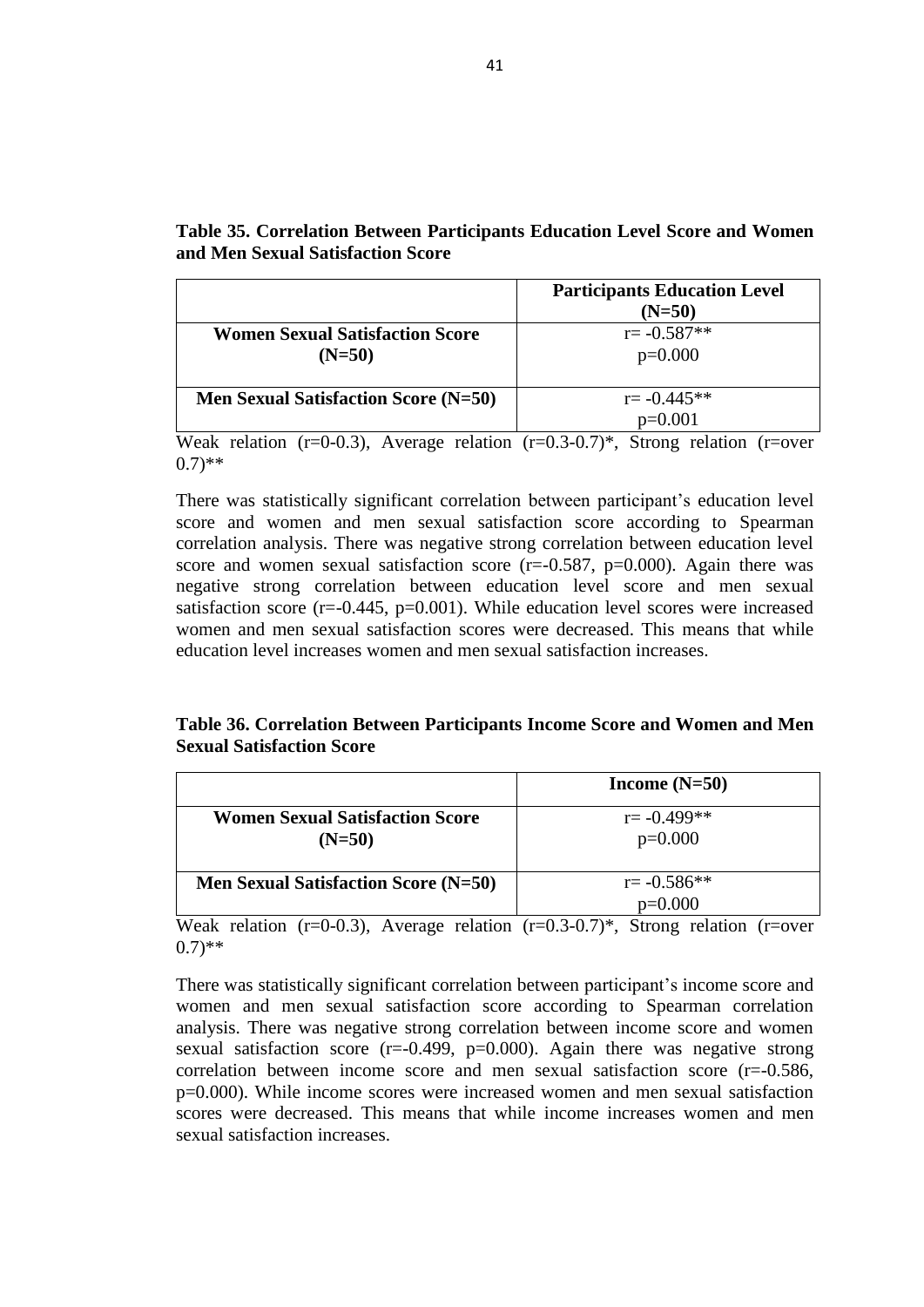**Table 35. Correlation Between Participants Education Level Score and Women and Men Sexual Satisfaction Score**

| | Participants Education Level (N=50) |
|---|---|
| **Women Sexual Satisfaction Score (N=50)** | r= -0.587** p=0.000 |
| **Men Sexual Satisfaction Score (N=50)** | r= -0.445** p=0.001 |

Weak relation (r=0-0.3), Average relation (r=0.3-0.7)*, Strong relation (r=over 0.7)**

There was statistically significant correlation between participant's education level score and women and men sexual satisfaction score according to Spearman correlation analysis. There was negative strong correlation between education level score and women sexual satisfaction score (r=-0.587, p=0.000). Again there was negative strong correlation between education level score and men sexual satisfaction score (r=-0.445, p=0.001). While education level scores were increased women and men sexual satisfaction scores were decreased. This means that while education level increases women and men sexual satisfaction increases.

**Table 36. Correlation Between Participants Income Score and Women and Men Sexual Satisfaction Score**

| | Income (N=50) |
|---|---|
| **Women Sexual Satisfaction Score (N=50)** | r= -0.499** p=0.000 |
| **Men Sexual Satisfaction Score (N=50)** | r= -0.586** p=0.000 |

Weak relation (r=0-0.3), Average relation (r=0.3-0.7)*, Strong relation (r=over 0.7)**

There was statistically significant correlation between participant's income score and women and men sexual satisfaction score according to Spearman correlation analysis. There was negative strong correlation between income score and women sexual satisfaction score (r=-0.499, p=0.000). Again there was negative strong correlation between income score and men sexual satisfaction score (r=-0.586, p=0.000). While income scores were increased women and men sexual satisfaction scores were decreased. This means that while income increases women and men sexual satisfaction increases.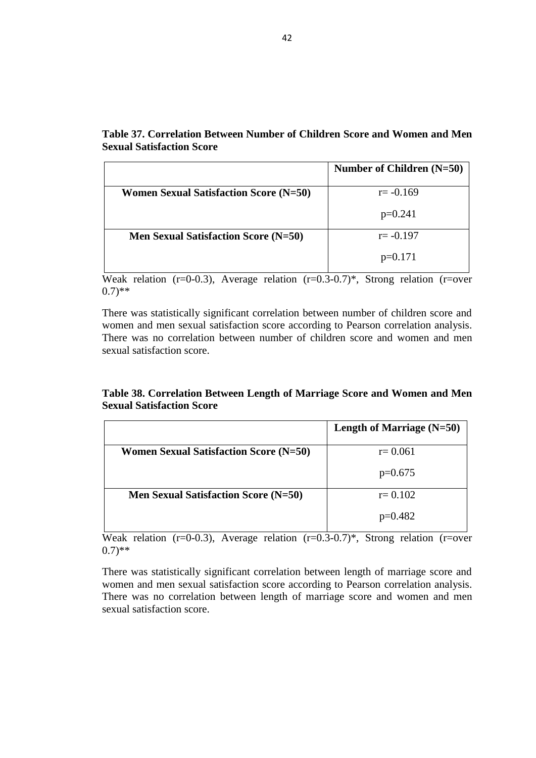**Table 37. Correlation Between Number of Children Score and Women and Men Sexual Satisfaction Score**

| | Number of Children (N=50) |
|---|---|
| **Women Sexual Satisfaction Score (N=50)** | r= -0.169<br>p=0.241 |
| **Men Sexual Satisfaction Score (N=50)** | r= -0.197<br>p=0.171 |

Weak relation (r=0-0.3), Average relation (r=0.3-0.7)*, Strong relation (r=over 0.7)**

There was statistically significant correlation between number of children score and women and men sexual satisfaction score according to Pearson correlation analysis. There was no correlation between number of children score and women and men sexual satisfaction score.

**Table 38. Correlation Between Length of Marriage Score and Women and Men Sexual Satisfaction Score**

| | Length of Marriage (N=50) |
|---|---|
| **Women Sexual Satisfaction Score (N=50)** | r= 0.061<br>p=0.675 |
| **Men Sexual Satisfaction Score (N=50)** | r= 0.102<br>p=0.482 |

Weak relation (r=0-0.3), Average relation (r=0.3-0.7)*, Strong relation (r=over 0.7)**

There was statistically significant correlation between length of marriage score and women and men sexual satisfaction score according to Pearson correlation analysis. There was no correlation between length of marriage score and women and men sexual satisfaction score.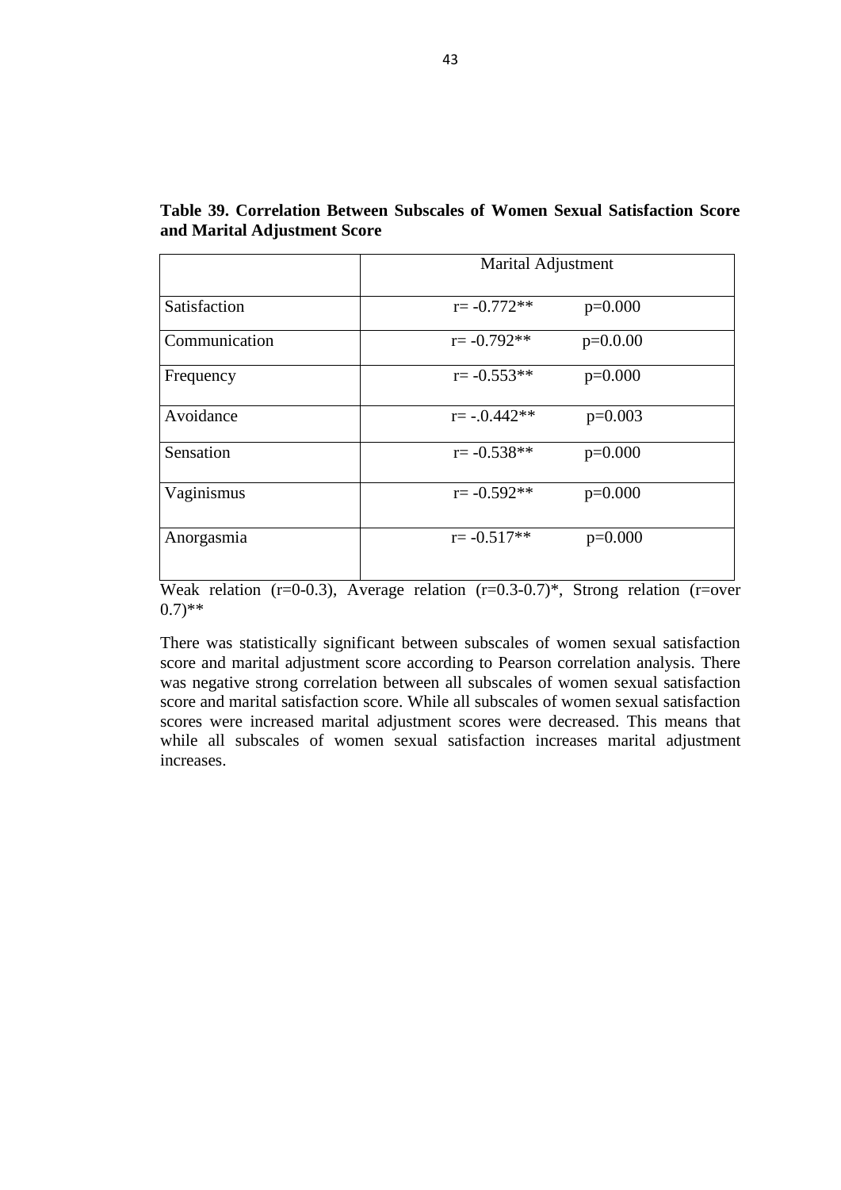**Table 39. Correlation Between Subscales of Women Sexual Satisfaction Score and Marital Adjustment Score**

| | Marital Adjustment | |
|---|---|---|
| Satisfaction | r= -0.772** | p=0.000 |
| Communication | r= -0.792** | p=0.0.00 |
| Frequency | r= -0.553** | p=0.000 |
| Avoidance | r= -.0.442** | p=0.003 |
| Sensation | r= -0.538** | p=0.000 |
| Vaginismus | r= -0.592** | p=0.000 |
| Anorgasmia | r= -0.517** | p=0.000 |

Weak relation (r=0-0.3), Average relation (r=0.3-0.7)*, Strong relation (r=over 0.7)**

There was statistically significant between subscales of women sexual satisfaction score and marital adjustment score according to Pearson correlation analysis. There was negative strong correlation between all subscales of women sexual satisfaction score and marital satisfaction score. While all subscales of women sexual satisfaction scores were increased marital adjustment scores were decreased. This means that while all subscales of women sexual satisfaction increases marital adjustment increases.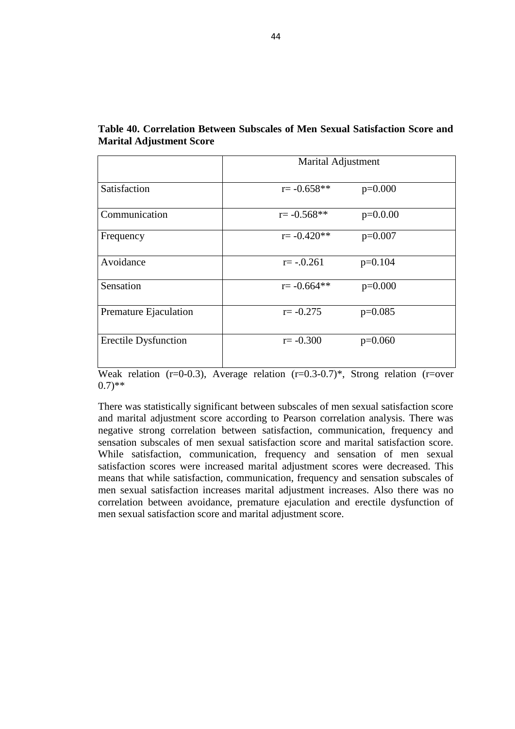**Table 40. Correlation Between Subscales of Men Sexual Satisfaction Score and Marital Adjustment Score**

| | Marital Adjustment | |
|---|---|---|
| Satisfaction | r= -0.658** | p=0.000 |
| Communication | r= -0.568** | p=0.0.00 |
| Frequency | r= -0.420** | p=0.007 |
| Avoidance | r= -.0.261 | p=0.104 |
| Sensation | r= -0.664** | p=0.000 |
| Premature Ejaculation | r= -0.275 | p=0.085 |
| Erectile Dysfunction | r= -0.300 | p=0.060 |

Weak relation (r=0-0.3), Average relation (r=0.3-0.7)*, Strong relation (r=over 0.7)**

There was statistically significant between subscales of men sexual satisfaction score and marital adjustment score according to Pearson correlation analysis. There was negative strong correlation between satisfaction, communication, frequency and sensation subscales of men sexual satisfaction score and marital satisfaction score. While satisfaction, communication, frequency and sensation of men sexual satisfaction scores were increased marital adjustment scores were decreased. This means that while satisfaction, communication, frequency and sensation subscales of men sexual satisfaction increases marital adjustment increases. Also there was no correlation between avoidance, premature ejaculation and erectile dysfunction of men sexual satisfaction score and marital adjustment score.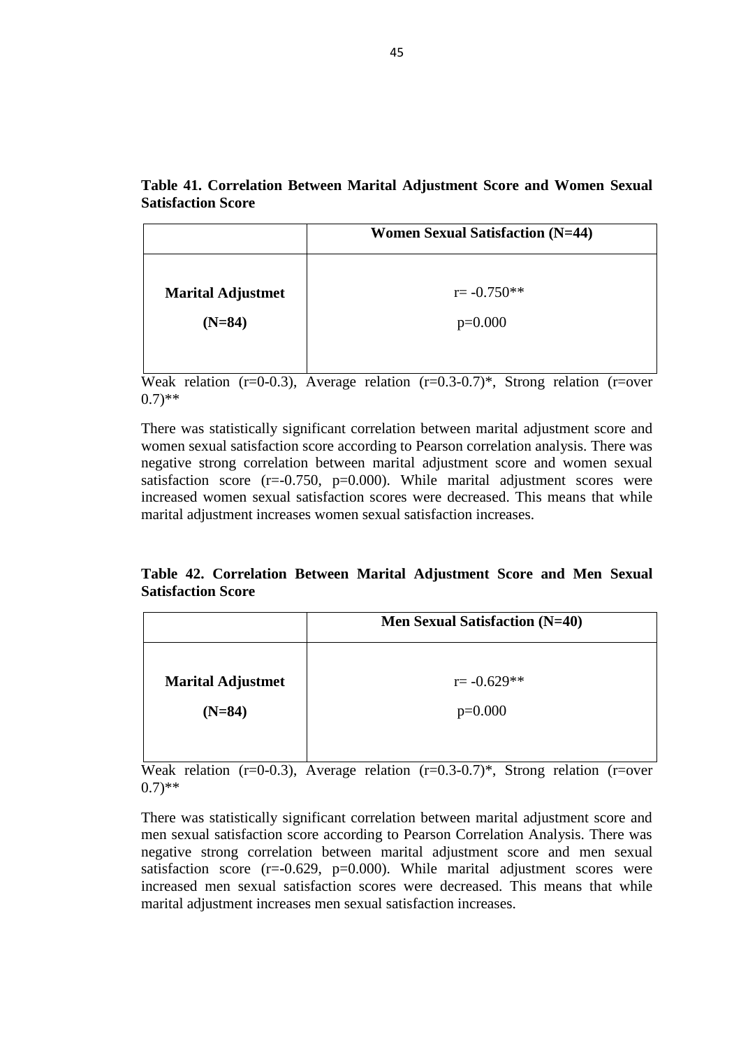**Table 41. Correlation Between Marital Adjustment Score and Women Sexual Satisfaction Score**

| | **Women Sexual Satisfaction (N=44)** |
|---|---|
| **Marital Adjustmet (N=84)** | r= -0.750** p=0.000 |

Weak relation (r=0-0.3), Average relation (r=0.3-0.7)*, Strong relation (r=over 0.7)**

There was statistically significant correlation between marital adjustment score and women sexual satisfaction score according to Pearson correlation analysis. There was negative strong correlation between marital adjustment score and women sexual satisfaction score (r=-0.750, p=0.000). While marital adjustment scores were increased women sexual satisfaction scores were decreased. This means that while marital adjustment increases women sexual satisfaction increases.

**Table 42. Correlation Between Marital Adjustment Score and Men Sexual Satisfaction Score**

| | **Men Sexual Satisfaction (N=40)** |
|---|---|
| **Marital Adjustmet (N=84)** | r= -0.629** p=0.000 |

Weak relation (r=0-0.3), Average relation (r=0.3-0.7)*, Strong relation (r=over 0.7)**

There was statistically significant correlation between marital adjustment score and men sexual satisfaction score according to Pearson Correlation Analysis. There was negative strong correlation between marital adjustment score and men sexual satisfaction score (r=-0.629, p=0.000). While marital adjustment scores were increased men sexual satisfaction scores were decreased. This means that while marital adjustment increases men sexual satisfaction increases.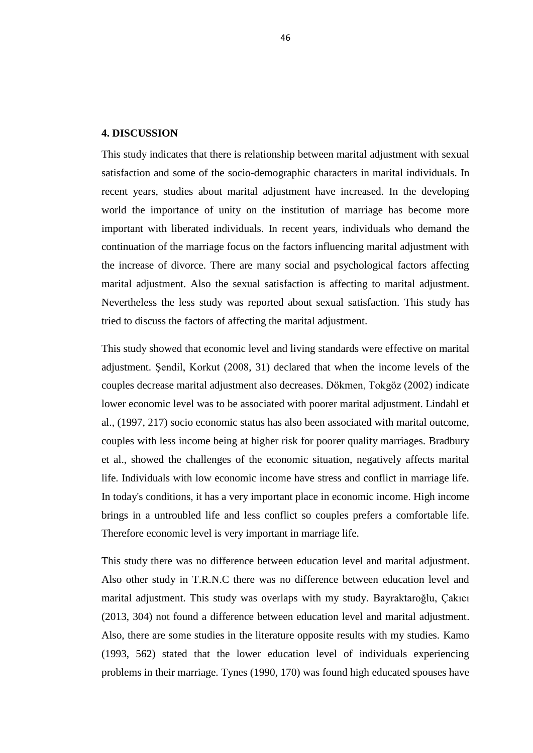## 4. DISCUSSION

This study indicates that there is relationship between marital adjustment with sexual satisfaction and some of the socio-demographic characters in marital individuals. In recent years, studies about marital adjustment have increased. In the developing world the importance of unity on the institution of marriage has become more important with liberated individuals. In recent years, individuals who demand the continuation of the marriage focus on the factors influencing marital adjustment with the increase of divorce. There are many social and psychological factors affecting marital adjustment. Also the sexual satisfaction is affecting to marital adjustment. Nevertheless the less study was reported about sexual satisfaction. This study has tried to discuss the factors of affecting the marital adjustment.

This study showed that economic level and living standards were effective on marital adjustment. Şendil, Korkut (2008, 31) declared that when the income levels of the couples decrease marital adjustment also decreases. Dökmen, Tokgöz (2002) indicate lower economic level was to be associated with poorer marital adjustment. Lindahl et al., (1997, 217) socio economic status has also been associated with marital outcome, couples with less income being at higher risk for poorer quality marriages. Bradbury et al., showed the challenges of the economic situation, negatively affects marital life. Individuals with low economic income have stress and conflict in marriage life. In today's conditions, it has a very important place in economic income. High income brings in a untroubled life and less conflict so couples prefers a comfortable life. Therefore economic level is very important in marriage life.

This study there was no difference between education level and marital adjustment. Also other study in T.R.N.C there was no difference between education level and marital adjustment. This study was overlaps with my study. Bayraktaroğlu, Çakıcı (2013, 304) not found a difference between education level and marital adjustment. Also, there are some studies in the literature opposite results with my studies. Kamo (1993, 562) stated that the lower education level of individuals experiencing problems in their marriage. Tynes (1990, 170) was found high educated spouses have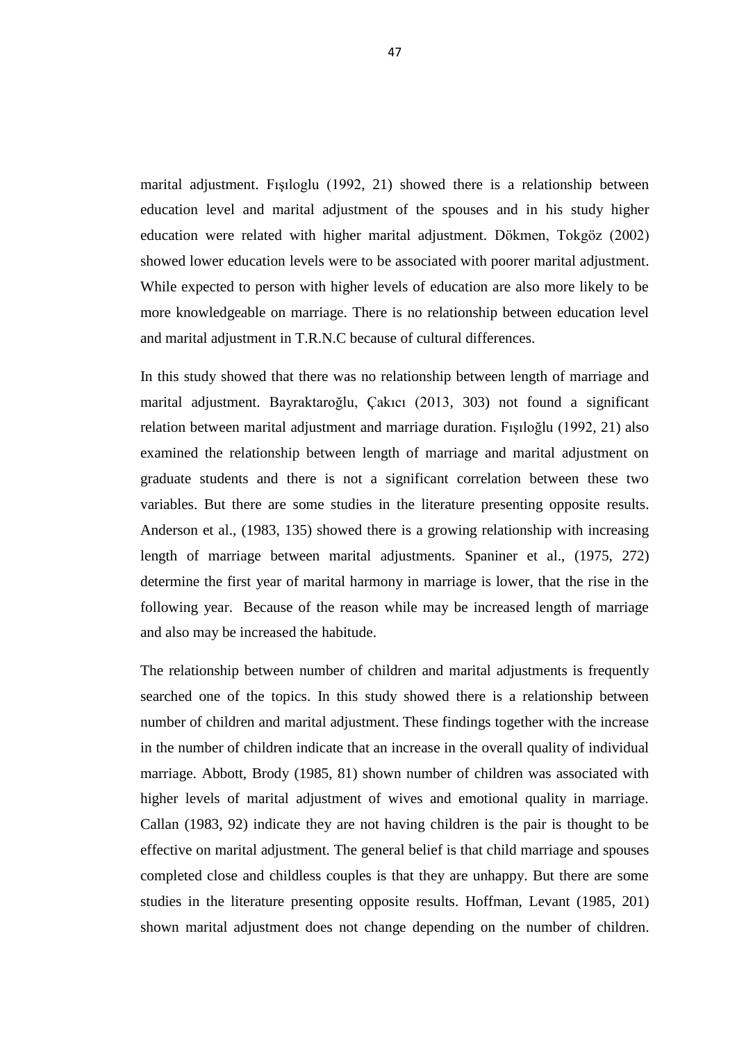marital adjustment. Fışıloglu (1992, 21) showed there is a relationship between education level and marital adjustment of the spouses and in his study higher education were related with higher marital adjustment. Dökmen, Tokgöz (2002) showed lower education levels were to be associated with poorer marital adjustment. While expected to person with higher levels of education are also more likely to be more knowledgeable on marriage. There is no relationship between education level and marital adjustment in T.R.N.C because of cultural differences.

In this study showed that there was no relationship between length of marriage and marital adjustment. Bayraktaroğlu, Çakıcı (2013, 303) not found a significant relation between marital adjustment and marriage duration. Fışıloğlu (1992, 21) also examined the relationship between length of marriage and marital adjustment on graduate students and there is not a significant correlation between these two variables. But there are some studies in the literature presenting opposite results. Anderson et al., (1983, 135) showed there is a growing relationship with increasing length of marriage between marital adjustments. Spaniner et al., (1975, 272) determine the first year of marital harmony in marriage is lower, that the rise in the following year. Because of the reason while may be increased length of marriage and also may be increased the habitude.

The relationship between number of children and marital adjustments is frequently searched one of the topics. In this study showed there is a relationship between number of children and marital adjustment. These findings together with the increase in the number of children indicate that an increase in the overall quality of individual marriage. Abbott, Brody (1985, 81) shown number of children was associated with higher levels of marital adjustment of wives and emotional quality in marriage. Callan (1983, 92) indicate they are not having children is the pair is thought to be effective on marital adjustment. The general belief is that child marriage and spouses completed close and childless couples is that they are unhappy. But there are some studies in the literature presenting opposite results. Hoffman, Levant (1985, 201) shown marital adjustment does not change depending on the number of children.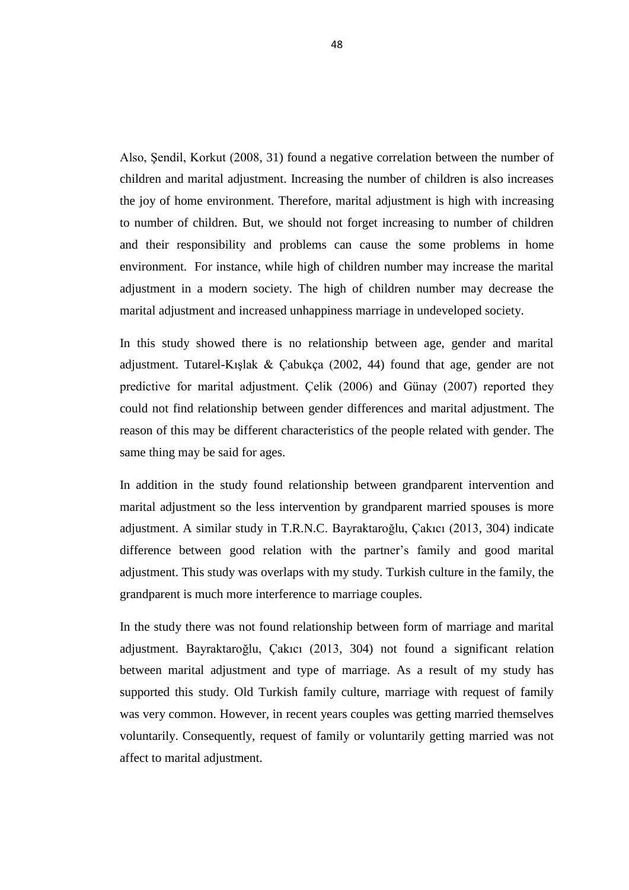Also, Şendil, Korkut (2008, 31) found a negative correlation between the number of children and marital adjustment. Increasing the number of children is also increases the joy of home environment. Therefore, marital adjustment is high with increasing to number of children. But, we should not forget increasing to number of children and their responsibility and problems can cause the some problems in home environment. For instance, while high of children number may increase the marital adjustment in a modern society. The high of children number may decrease the marital adjustment and increased unhappiness marriage in undeveloped society.

In this study showed there is no relationship between age, gender and marital adjustment. Tutarel-Kışlak & Çabukça (2002, 44) found that age, gender are not predictive for marital adjustment. Çelik (2006) and Günay (2007) reported they could not find relationship between gender differences and marital adjustment. The reason of this may be different characteristics of the people related with gender. The same thing may be said for ages.

In addition in the study found relationship between grandparent intervention and marital adjustment so the less intervention by grandparent married spouses is more adjustment. A similar study in T.R.N.C. Bayraktaroğlu, Çakıcı (2013, 304) indicate difference between good relation with the partner's family and good marital adjustment. This study was overlaps with my study. Turkish culture in the family, the grandparent is much more interference to marriage couples.

In the study there was not found relationship between form of marriage and marital adjustment. Bayraktaroğlu, Çakıcı (2013, 304) not found a significant relation between marital adjustment and type of marriage. As a result of my study has supported this study. Old Turkish family culture, marriage with request of family was very common. However, in recent years couples was getting married themselves voluntarily. Consequently, request of family or voluntarily getting married was not affect to marital adjustment.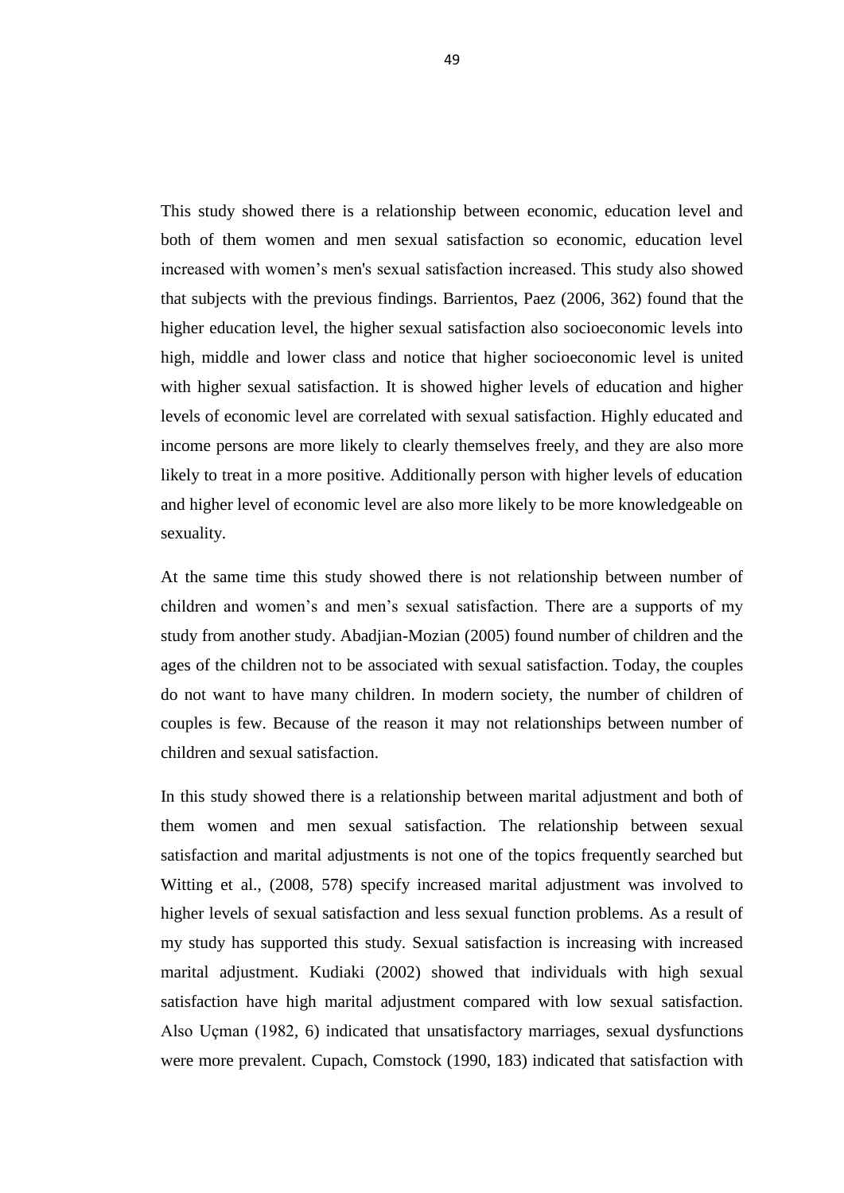This study showed there is a relationship between economic, education level and both of them women and men sexual satisfaction so economic, education level increased with women's men's sexual satisfaction increased. This study also showed that subjects with the previous findings. Barrientos, Paez (2006, 362) found that the higher education level, the higher sexual satisfaction also socioeconomic levels into high, middle and lower class and notice that higher socioeconomic level is united with higher sexual satisfaction. It is showed higher levels of education and higher levels of economic level are correlated with sexual satisfaction. Highly educated and income persons are more likely to clearly themselves freely, and they are also more likely to treat in a more positive. Additionally person with higher levels of education and higher level of economic level are also more likely to be more knowledgeable on sexuality.

At the same time this study showed there is not relationship between number of children and women's and men's sexual satisfaction. There are a supports of my study from another study. Abadjian-Mozian (2005) found number of children and the ages of the children not to be associated with sexual satisfaction. Today, the couples do not want to have many children. In modern society, the number of children of couples is few. Because of the reason it may not relationships between number of children and sexual satisfaction.

In this study showed there is a relationship between marital adjustment and both of them women and men sexual satisfaction. The relationship between sexual satisfaction and marital adjustments is not one of the topics frequently searched but Witting et al., (2008, 578) specify increased marital adjustment was involved to higher levels of sexual satisfaction and less sexual function problems. As a result of my study has supported this study. Sexual satisfaction is increasing with increased marital adjustment. Kudiaki (2002) showed that individuals with high sexual satisfaction have high marital adjustment compared with low sexual satisfaction. Also Uçman (1982, 6) indicated that unsatisfactory marriages, sexual dysfunctions were more prevalent. Cupach, Comstock (1990, 183) indicated that satisfaction with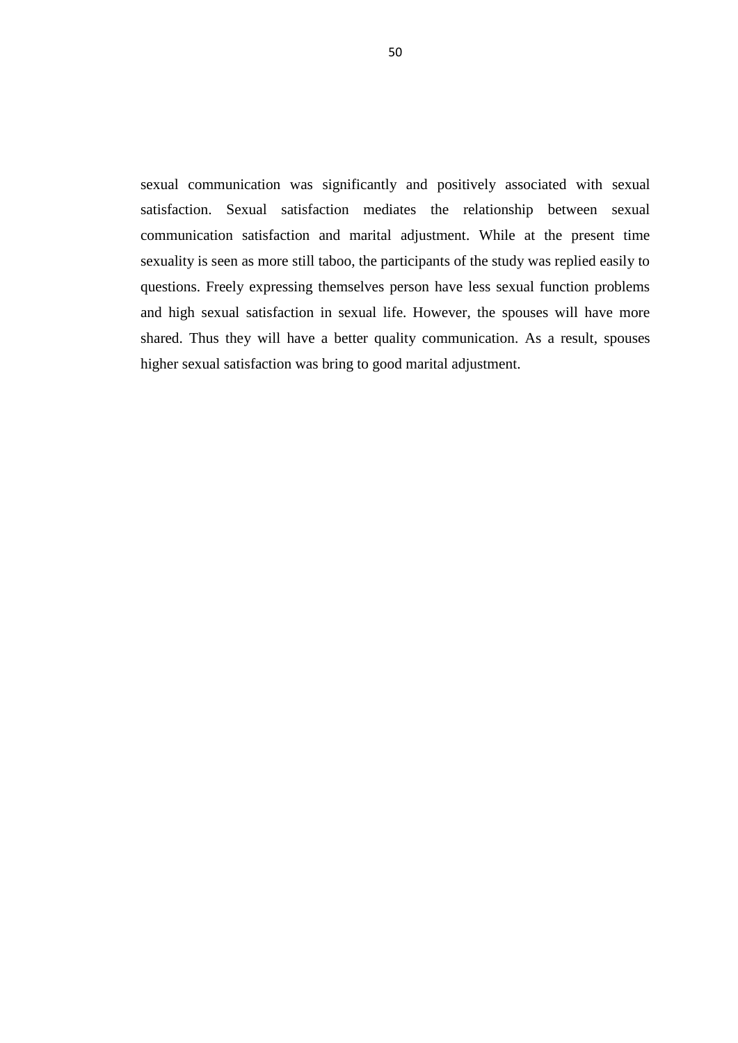sexual communication was significantly and positively associated with sexual satisfaction. Sexual satisfaction mediates the relationship between sexual communication satisfaction and marital adjustment. While at the present time sexuality is seen as more still taboo, the participants of the study was replied easily to questions. Freely expressing themselves person have less sexual function problems and high sexual satisfaction in sexual life. However, the spouses will have more shared. Thus they will have a better quality communication. As a result, spouses higher sexual satisfaction was bring to good marital adjustment.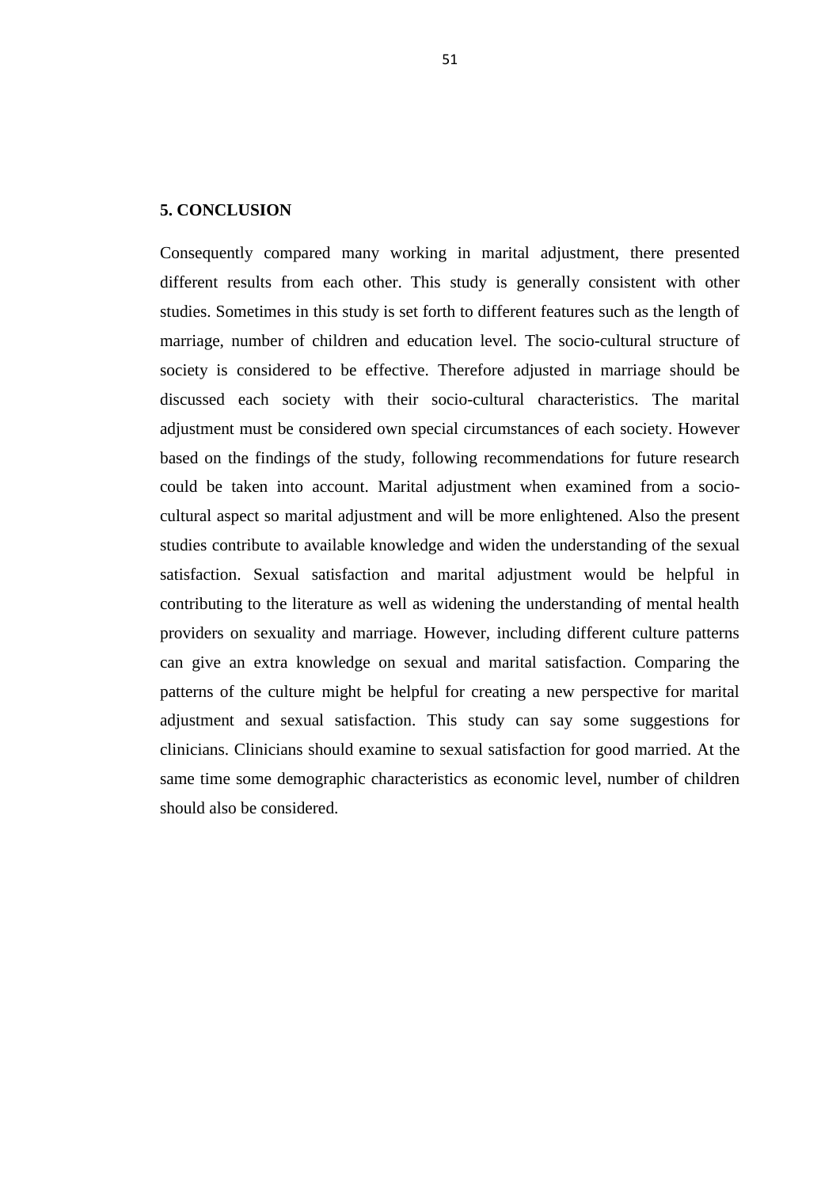# 5. CONCLUSION

Consequently compared many working in marital adjustment, there presented different results from each other. This study is generally consistent with other studies. Sometimes in this study is set forth to different features such as the length of marriage, number of children and education level. The socio-cultural structure of society is considered to be effective. Therefore adjusted in marriage should be discussed each society with their socio-cultural characteristics. The marital adjustment must be considered own special circumstances of each society. However based on the findings of the study, following recommendations for future research could be taken into account. Marital adjustment when examined from a socio-cultural aspect so marital adjustment and will be more enlightened. Also the present studies contribute to available knowledge and widen the understanding of the sexual satisfaction. Sexual satisfaction and marital adjustment would be helpful in contributing to the literature as well as widening the understanding of mental health providers on sexuality and marriage. However, including different culture patterns can give an extra knowledge on sexual and marital satisfaction. Comparing the patterns of the culture might be helpful for creating a new perspective for marital adjustment and sexual satisfaction. This study can say some suggestions for clinicians. Clinicians should examine to sexual satisfaction for good married. At the same time some demographic characteristics as economic level, number of children should also be considered.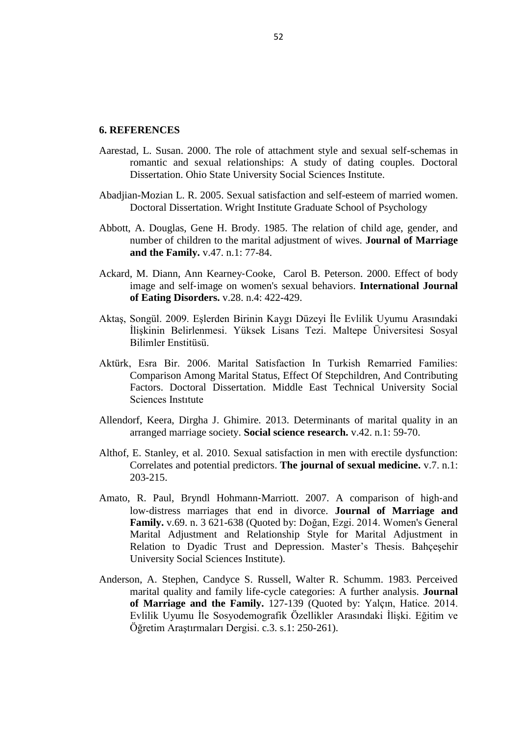## 6. REFERENCES

Aarestad, L. Susan. 2000. The role of attachment style and sexual self-schemas in romantic and sexual relationships: A study of dating couples. Doctoral Dissertation. Ohio State University Social Sciences Institute.

Abadjian-Mozian L. R. 2005. Sexual satisfaction and self-esteem of married women. Doctoral Dissertation. Wright Institute Graduate School of Psychology

Abbott, A. Douglas, Gene H. Brody. 1985. The relation of child age, gender, and number of children to the marital adjustment of wives. **Journal of Marriage and the Family.** v.47. n.1: 77-84.

Ackard, M. Diann, Ann Kearney‐Cooke, Carol B. Peterson. 2000. Effect of body image and self‐image on women's sexual behaviors. **International Journal of Eating Disorders.** v.28. n.4: 422-429.

Aktaş, Songül. 2009. Eşlerden Birinin Kaygı Düzeyi İle Evlilik Uyumu Arasındaki İlişkinin Belirlenmesi. Yüksek Lisans Tezi. Maltepe Üniversitesi Sosyal Bilimler Enstitüsü.

Aktürk, Esra Bir. 2006. Marital Satisfaction In Turkish Remarried Families: Comparison Among Marital Status, Effect Of Stepchildren, And Contributing Factors. Doctoral Dissertation. Middle East Technical University Social Sciences Instıtute

Allendorf, Keera, Dirgha J. Ghimire. 2013. Determinants of marital quality in an arranged marriage society. **Social science research.** v.42. n.1: 59-70.

Althof, E. Stanley, et al. 2010. Sexual satisfaction in men with erectile dysfunction: Correlates and potential predictors. **The journal of sexual medicine.** v.7. n.1: 203-215.

Amato, R. Paul, Bryndl Hohmann‐Marriott. 2007. A comparison of high‐and low‐distress marriages that end in divorce. **Journal of Marriage and Family.** v.69. n. 3 621-638 (Quoted by: Doğan, Ezgi. 2014. Women's General Marital Adjustment and Relationship Style for Marital Adjustment in Relation to Dyadic Trust and Depression. Master's Thesis. Bahçeşehir University Social Sciences Institute).

Anderson, A. Stephen, Candyce S. Russell, Walter R. Schumm. 1983. Perceived marital quality and family life-cycle categories: A further analysis. **Journal of Marriage and the Family.** 127-139 (Quoted by: Yalçın, Hatice. 2014. Evlilik Uyumu İle Sosyodemografik Özellikler Arasındaki İlişki. Eğitim ve Öğretim Araştırmaları Dergisi. c.3. s.1: 250-261).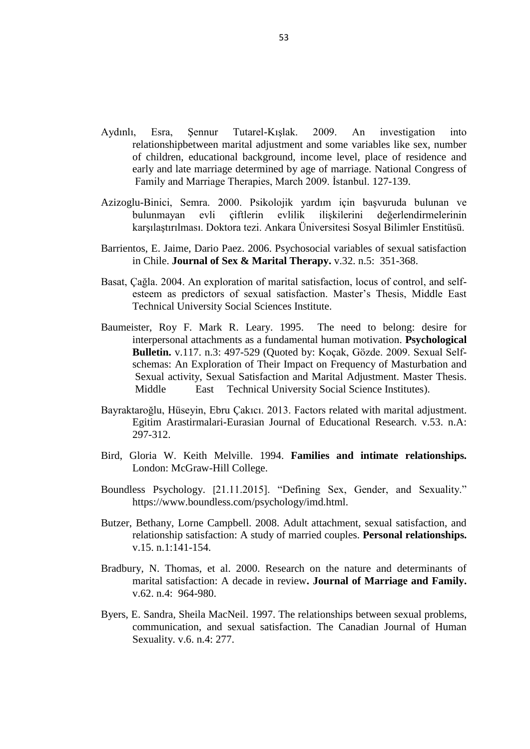Aydınlı, Esra, Şennur Tutarel-Kışlak. 2009. An investigation into relationshipbetween marital adjustment and some variables like sex, number of children, educational background, income level, place of residence and early and late marriage determined by age of marriage. National Congress of Family and Marriage Therapies, March 2009. İstanbul. 127-139.

Azizoglu-Binici, Semra. 2000. Psikolojik yardım için başvuruda bulunan ve bulunmayan evli çiftlerin evlilik ilişkilerini değerlendirmelerinin karşılaştırılması. Doktora tezi. Ankara Üniversitesi Sosyal Bilimler Enstitüsü.

Barrientos, E. Jaime, Dario Paez. 2006. Psychosocial variables of sexual satisfaction in Chile. **Journal of Sex & Marital Therapy.** v.32. n.5: 351-368.

Basat, Çağla. 2004. An exploration of marital satisfaction, locus of control, and self-esteem as predictors of sexual satisfaction. Master's Thesis, Middle East Technical University Social Sciences Institute.

Baumeister, Roy F. Mark R. Leary. 1995. The need to belong: desire for interpersonal attachments as a fundamental human motivation. **Psychological Bulletin.** v.117. n.3: 497-529 (Quoted by: Koçak, Gözde. 2009. Sexual Self-schemas: An Exploration of Their Impact on Frequency of Masturbation and Sexual activity, Sexual Satisfaction and Marital Adjustment. Master Thesis. Middle East Technical University Social Science Institutes).

Bayraktaroğlu, Hüseyin, Ebru Çakıcı. 2013. Factors related with marital adjustment. Egitim Arastirmalari-Eurasian Journal of Educational Research. v.53. n.A: 297-312.

Bird, Gloria W. Keith Melville. 1994. **Families and intimate relationships.** London: McGraw-Hill College.

Boundless Psychology. [21.11.2015]. "Defining Sex, Gender, and Sexuality." https://www.boundless.com/psychology/imd.html.

Butzer, Bethany, Lorne Campbell. 2008. Adult attachment, sexual satisfaction, and relationship satisfaction: A study of married couples. **Personal relationships.** v.15. n.1:141-154.

Bradbury, N. Thomas, et al. 2000. Research on the nature and determinants of marital satisfaction: A decade in review**. Journal of Marriage and Family.** v.62. n.4: 964-980.

Byers, E. Sandra, Sheila MacNeil. 1997. The relationships between sexual problems, communication, and sexual satisfaction. The Canadian Journal of Human Sexuality. v.6. n.4: 277.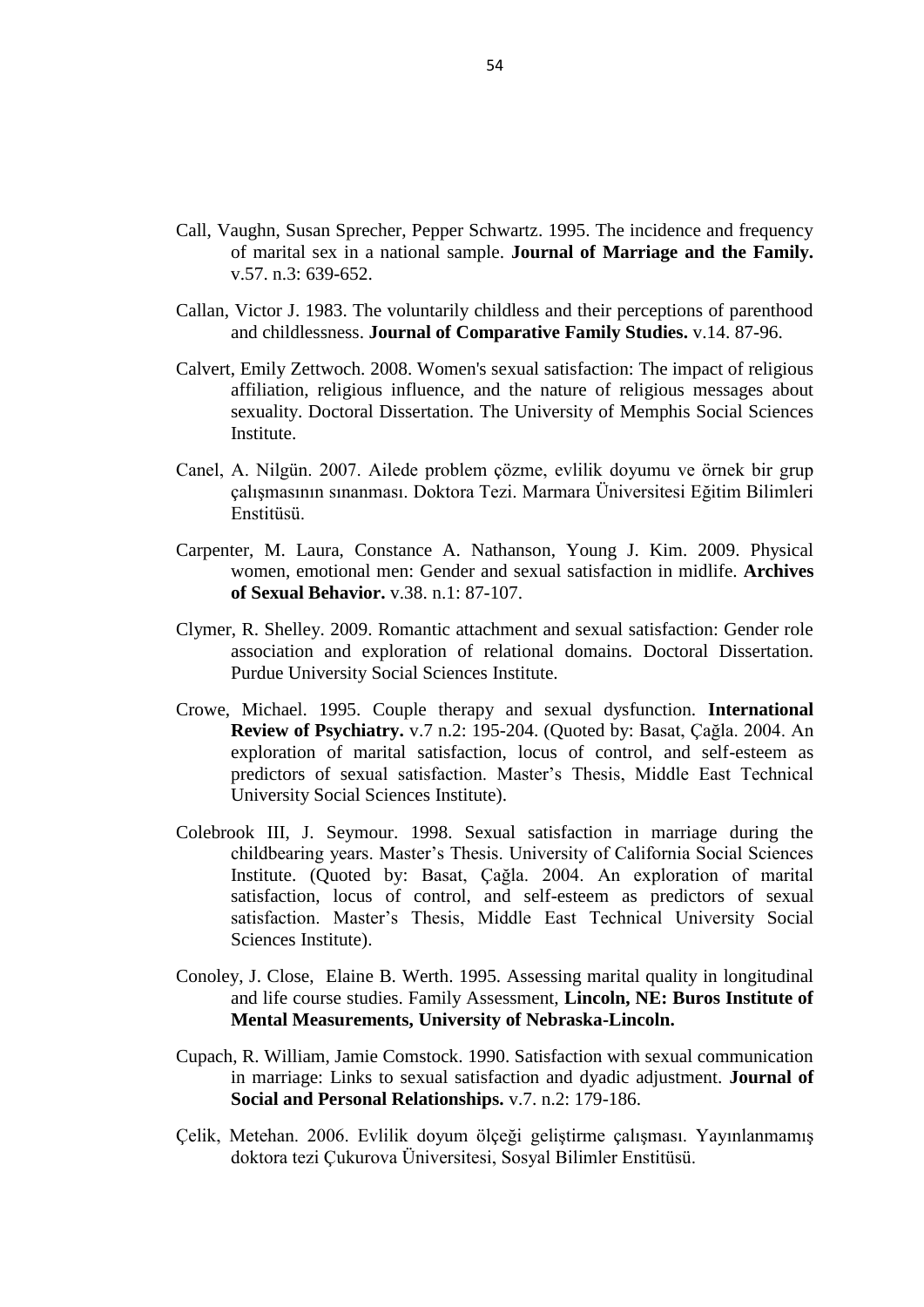Call, Vaughn, Susan Sprecher, Pepper Schwartz. 1995. The incidence and frequency of marital sex in a national sample. **Journal of Marriage and the Family.** v.57. n.3: 639-652.

Callan, Victor J. 1983. The voluntarily childless and their perceptions of parenthood and childlessness. **Journal of Comparative Family Studies.** v.14. 87-96.

Calvert, Emily Zettwoch. 2008. Women's sexual satisfaction: The impact of religious affiliation, religious influence, and the nature of religious messages about sexuality. Doctoral Dissertation. The University of Memphis Social Sciences Institute.

Canel, A. Nilgün. 2007. Ailede problem çözme, evlilik doyumu ve örnek bir grup çalışmasının sınanması. Doktora Tezi. Marmara Üniversitesi Eğitim Bilimleri Enstitüsü.

Carpenter, M. Laura, Constance A. Nathanson, Young J. Kim. 2009. Physical women, emotional men: Gender and sexual satisfaction in midlife. **Archives of Sexual Behavior.** v.38. n.1: 87-107.

Clymer, R. Shelley. 2009. Romantic attachment and sexual satisfaction: Gender role association and exploration of relational domains. Doctoral Dissertation. Purdue University Social Sciences Institute.

Crowe, Michael. 1995. Couple therapy and sexual dysfunction. **International Review of Psychiatry.** v.7 n.2: 195-204. (Quoted by: Basat, Çağla. 2004. An exploration of marital satisfaction, locus of control, and self-esteem as predictors of sexual satisfaction. Master's Thesis, Middle East Technical University Social Sciences Institute).

Colebrook III, J. Seymour. 1998. Sexual satisfaction in marriage during the childbearing years. Master's Thesis. University of California Social Sciences Institute. (Quoted by: Basat, Çağla. 2004. An exploration of marital satisfaction, locus of control, and self-esteem as predictors of sexual satisfaction. Master's Thesis, Middle East Technical University Social Sciences Institute).

Conoley, J. Close, Elaine B. Werth. 1995. Assessing marital quality in longitudinal and life course studies. Family Assessment, **Lincoln, NE: Buros Institute of Mental Measurements, University of Nebraska-Lincoln.**

Cupach, R. William, Jamie Comstock. 1990. Satisfaction with sexual communication in marriage: Links to sexual satisfaction and dyadic adjustment. **Journal of Social and Personal Relationships.** v.7. n.2: 179-186.

Çelik, Metehan. 2006. Evlilik doyum ölçeği geliştirme çalışması. Yayınlanmamış doktora tezi Çukurova Üniversitesi, Sosyal Bilimler Enstitüsü.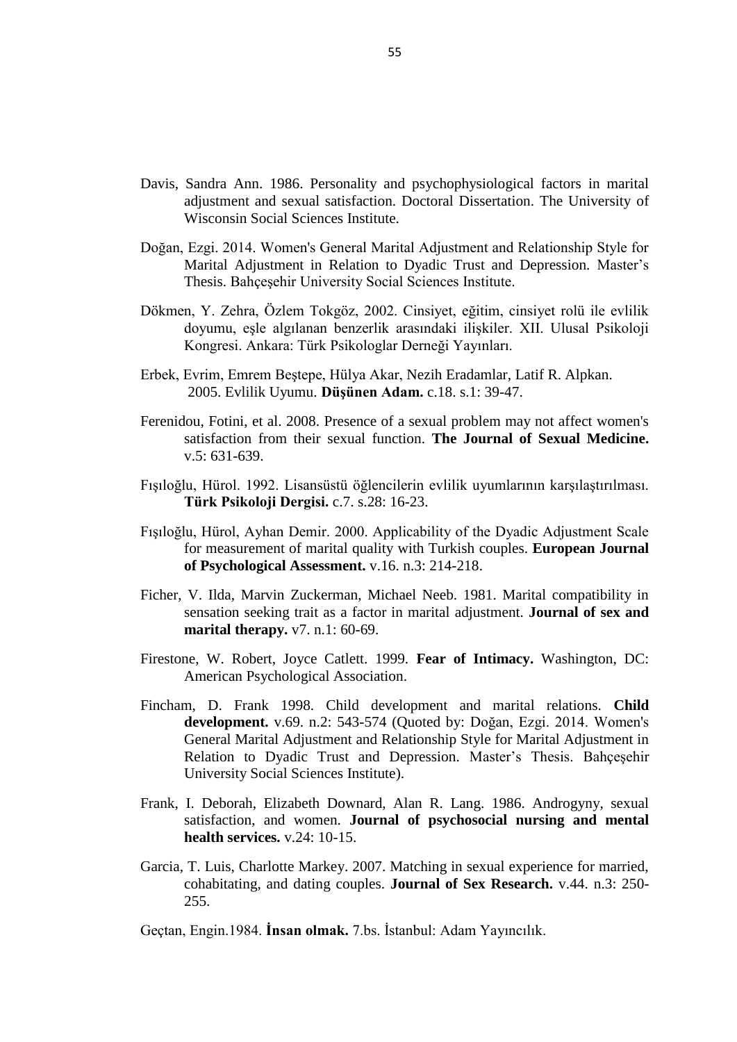Davis, Sandra Ann. 1986. Personality and psychophysiological factors in marital adjustment and sexual satisfaction. Doctoral Dissertation. The University of Wisconsin Social Sciences Institute.

Doğan, Ezgi. 2014. Women's General Marital Adjustment and Relationship Style for Marital Adjustment in Relation to Dyadic Trust and Depression. Master's Thesis. Bahçeşehir University Social Sciences Institute.

Dökmen, Y. Zehra, Özlem Tokgöz, 2002. Cinsiyet, eğitim, cinsiyet rolü ile evlilik doyumu, eşle algılanan benzerlik arasındaki ilişkiler. XII. Ulusal Psikoloji Kongresi. Ankara: Türk Psikologlar Derneği Yayınları.

Erbek, Evrim, Emrem Beştepe, Hülya Akar, Nezih Eradamlar, Latif R. Alpkan. 2005. Evlilik Uyumu. **Düşünen Adam.** c.18. s.1: 39-47.

Ferenidou, Fotini, et al. 2008. Presence of a sexual problem may not affect women's satisfaction from their sexual function. **The Journal of Sexual Medicine.** v.5: 631-639.

Fışıloğlu, Hürol. 1992. Lisansüstü öğlencilerin evlilik uyumlarının karşılaştırılması. **Türk Psikoloji Dergisi.** c.7. s.28: 16-23.

Fışıloğlu, Hürol, Ayhan Demir. 2000. Applicability of the Dyadic Adjustment Scale for measurement of marital quality with Turkish couples. **European Journal of Psychological Assessment.** v.16. n.3: 214-218.

Ficher, V. Ilda, Marvin Zuckerman, Michael Neeb. 1981. Marital compatibility in sensation seeking trait as a factor in marital adjustment. **Journal of sex and marital therapy.** v7. n.1: 60-69.

Firestone, W. Robert, Joyce Catlett. 1999. **Fear of Intimacy.** Washington, DC: American Psychological Association.

Fincham, D. Frank 1998. Child development and marital relations. **Child development.** v.69. n.2: 543-574 (Quoted by: Doğan, Ezgi. 2014. Women's General Marital Adjustment and Relationship Style for Marital Adjustment in Relation to Dyadic Trust and Depression. Master's Thesis. Bahçeşehir University Social Sciences Institute).

Frank, I. Deborah, Elizabeth Downard, Alan R. Lang. 1986. Androgyny, sexual satisfaction, and women. **Journal of psychosocial nursing and mental health services.** v.24: 10-15.

Garcia, T. Luis, Charlotte Markey. 2007. Matching in sexual experience for married, cohabitating, and dating couples. **Journal of Sex Research.** v.44. n.3: 250-255.

Geçtan, Engin.1984. **İnsan olmak.** 7.bs. İstanbul: Adam Yayıncılık.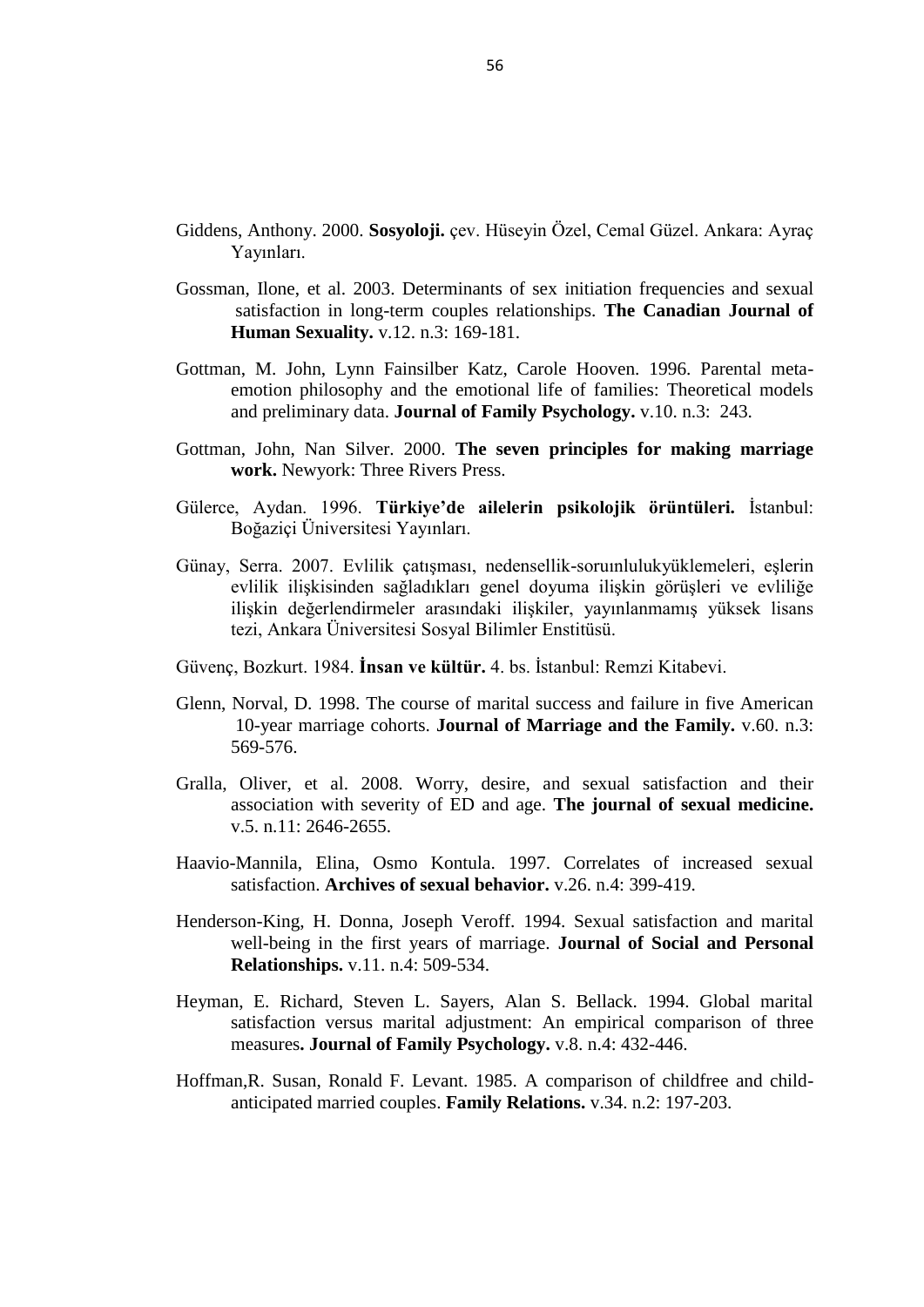Giddens, Anthony. 2000. **Sosyoloji.** çev. Hüseyin Özel, Cemal Güzel. Ankara: Ayraç Yayınları.

Gossman, Ilone, et al. 2003. Determinants of sex initiation frequencies and sexual satisfaction in long-term couples relationships. **The Canadian Journal of Human Sexuality.** v.12. n.3: 169-181.

Gottman, M. John, Lynn Fainsilber Katz, Carole Hooven. 1996. Parental meta-emotion philosophy and the emotional life of families: Theoretical models and preliminary data. **Journal of Family Psychology.** v.10. n.3: 243.

Gottman, John, Nan Silver. 2000. **The seven principles for making marriage work.** Newyork: Three Rivers Press.

Gülerce, Aydan. 1996. **Türkiye'de ailelerin psikolojik örüntüleri.** İstanbul: Boğaziçi Üniversitesi Yayınları.

Günay, Serra. 2007. Evlilik çatışması, nedensellik-soruınlulukyüklemeleri, eşlerin evlilik ilişkisinden sağladıkları genel doyuma ilişkin görüşleri ve evliliğe ilişkin değerlendirmeler arasındaki ilişkiler, yayınlanmamış yüksek lisans tezi, Ankara Üniversitesi Sosyal Bilimler Enstitüsü.

Güvenç, Bozkurt. 1984. **İnsan ve kültür.** 4. bs. İstanbul: Remzi Kitabevi.

Glenn, Norval, D. 1998. The course of marital success and failure in five American 10-year marriage cohorts. **Journal of Marriage and the Family.** v.60. n.3: 569-576.

Gralla, Oliver, et al. 2008. Worry, desire, and sexual satisfaction and their association with severity of ED and age. **The journal of sexual medicine.** v.5. n.11: 2646-2655.

Haavio-Mannila, Elina, Osmo Kontula. 1997. Correlates of increased sexual satisfaction. **Archives of sexual behavior.** v.26. n.4: 399-419.

Henderson-King, H. Donna, Joseph Veroff. 1994. Sexual satisfaction and marital well-being in the first years of marriage. **Journal of Social and Personal Relationships.** v.11. n.4: 509-534.

Heyman, E. Richard, Steven L. Sayers, Alan S. Bellack. 1994. Global marital satisfaction versus marital adjustment: An empirical comparison of three measures**. Journal of Family Psychology.** v.8. n.4: 432-446.

Hoffman,R. Susan, Ronald F. Levant. 1985. A comparison of childfree and child-anticipated married couples. **Family Relations.** v.34. n.2: 197-203.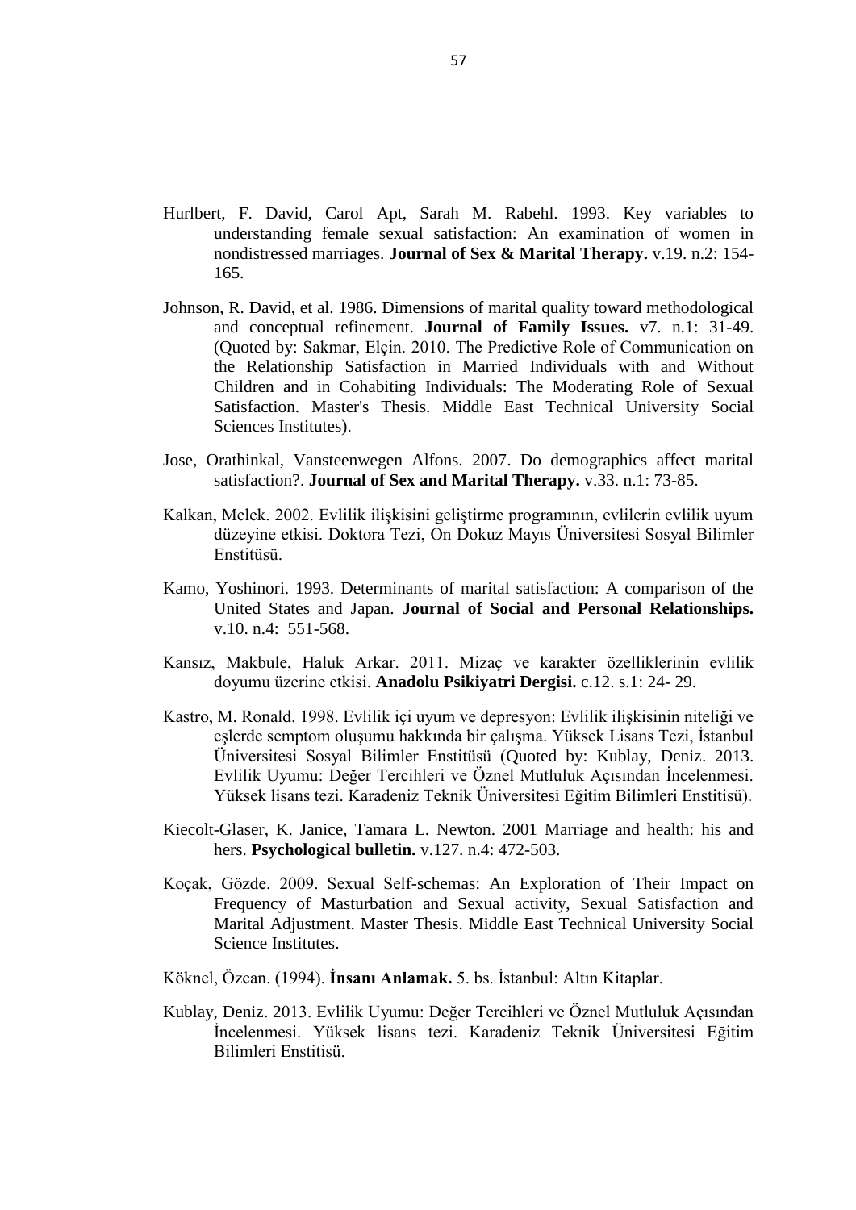Hurlbert, F. David, Carol Apt, Sarah M. Rabehl. 1993. Key variables to understanding female sexual satisfaction: An examination of women in nondistressed marriages. **Journal of Sex & Marital Therapy.** v.19. n.2: 154-165.

Johnson, R. David, et al. 1986. Dimensions of marital quality toward methodological and conceptual refinement. **Journal of Family Issues.** v7. n.1: 31-49. (Quoted by: Sakmar, Elçin. 2010. The Predictive Role of Communication on the Relationship Satisfaction in Married Individuals with and Without Children and in Cohabiting Individuals: The Moderating Role of Sexual Satisfaction. Master's Thesis. Middle East Technical University Social Sciences Institutes).

Jose, Orathinkal, Vansteenwegen Alfons. 2007. Do demographics affect marital satisfaction?. **Journal of Sex and Marital Therapy.** v.33. n.1: 73-85.

Kalkan, Melek. 2002. Evlilik ilişkisini geliştirme programının, evlilerin evlilik uyum düzeyine etkisi. Doktora Tezi, On Dokuz Mayıs Üniversitesi Sosyal Bilimler Enstitüsü.

Kamo, Yoshinori. 1993. Determinants of marital satisfaction: A comparison of the United States and Japan. **Journal of Social and Personal Relationships.** v.10. n.4: 551-568.

Kansız, Makbule, Haluk Arkar. 2011. Mizaç ve karakter özelliklerinin evlilik doyumu üzerine etkisi. **Anadolu Psikiyatri Dergisi.** c.12. s.1: 24- 29.

Kastro, M. Ronald. 1998. Evlilik içi uyum ve depresyon: Evlilik ilişkisinin niteliği ve eşlerde semptom oluşumu hakkında bir çalışma. Yüksek Lisans Tezi, İstanbul Üniversitesi Sosyal Bilimler Enstitüsü (Quoted by: Kublay, Deniz. 2013. Evlilik Uyumu: Değer Tercihleri ve Öznel Mutluluk Açısından İncelenmesi. Yüksek lisans tezi. Karadeniz Teknik Üniversitesi Eğitim Bilimleri Enstitisü).

Kiecolt-Glaser, K. Janice, Tamara L. Newton. 2001 Marriage and health: his and hers. **Psychological bulletin.** v.127. n.4: 472-503.

Koçak, Gözde. 2009. Sexual Self-schemas: An Exploration of Their Impact on Frequency of Masturbation and Sexual activity, Sexual Satisfaction and Marital Adjustment. Master Thesis. Middle East Technical University Social Science Institutes.

Köknel, Özcan. (1994). **İnsanı Anlamak.** 5. bs. İstanbul: Altın Kitaplar.

Kublay, Deniz. 2013. Evlilik Uyumu: Değer Tercihleri ve Öznel Mutluluk Açısından İncelenmesi. Yüksek lisans tezi. Karadeniz Teknik Üniversitesi Eğitim Bilimleri Enstitisü.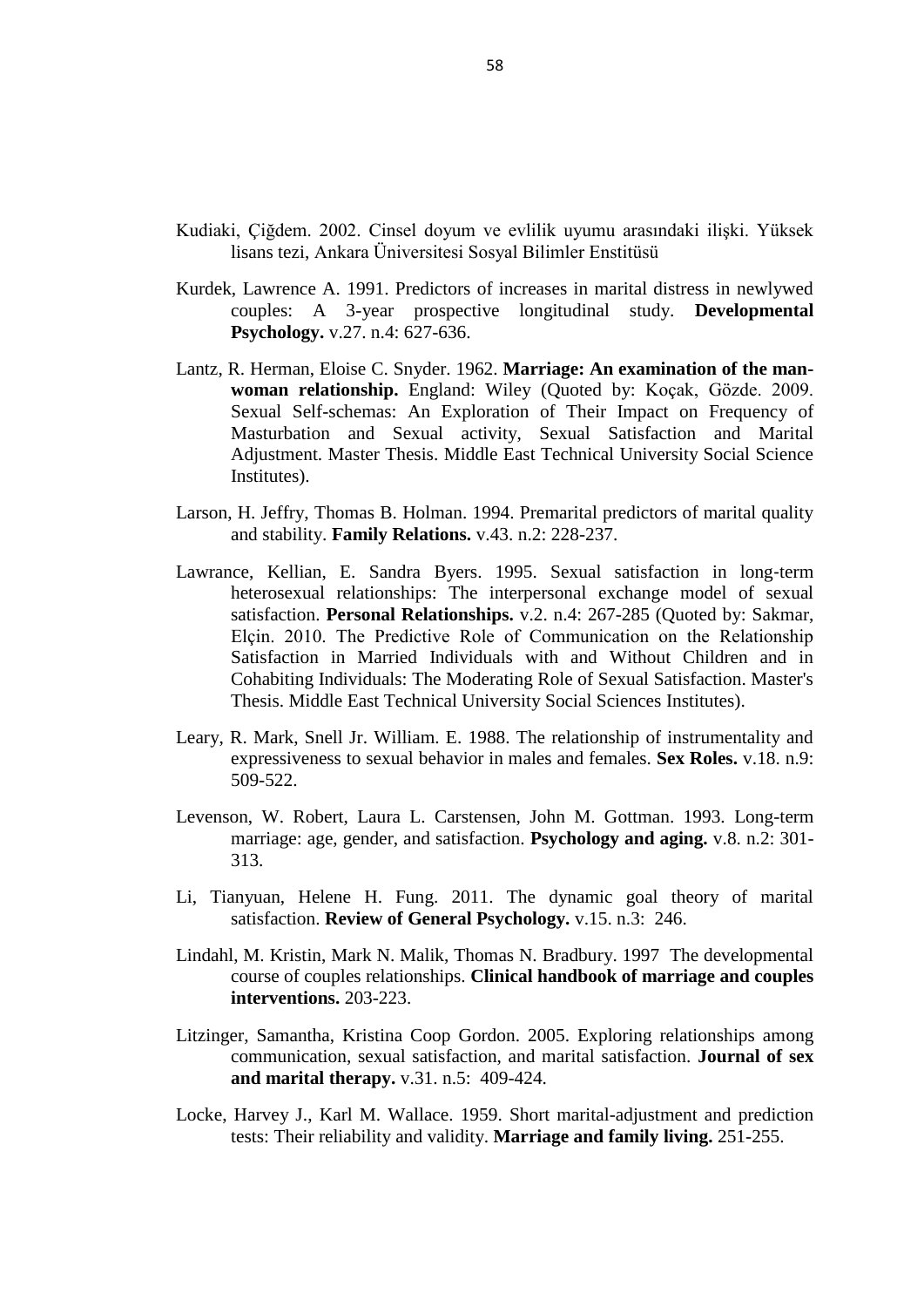Kudiaki, Çiğdem. 2002. Cinsel doyum ve evlilik uyumu arasındaki ilişki. Yüksek lisans tezi, Ankara Üniversitesi Sosyal Bilimler Enstitüsü

Kurdek, Lawrence A. 1991. Predictors of increases in marital distress in newlywed couples: A 3-year prospective longitudinal study. **Developmental Psychology.** v.27. n.4: 627-636.

Lantz, R. Herman, Eloise C. Snyder. 1962. **Marriage: An examination of the man-woman relationship.** England: Wiley (Quoted by: Koçak, Gözde. 2009. Sexual Self-schemas: An Exploration of Their Impact on Frequency of Masturbation and Sexual activity, Sexual Satisfaction and Marital Adjustment. Master Thesis. Middle East Technical University Social Science Institutes).

Larson, H. Jeffry, Thomas B. Holman. 1994. Premarital predictors of marital quality and stability. **Family Relations.** v.43. n.2: 228-237.

Lawrance, Kellian, E. Sandra Byers. 1995. Sexual satisfaction in long-term heterosexual relationships: The interpersonal exchange model of sexual satisfaction. **Personal Relationships.** v.2. n.4: 267-285 (Quoted by: Sakmar, Elçin. 2010. The Predictive Role of Communication on the Relationship Satisfaction in Married Individuals with and Without Children and in Cohabiting Individuals: The Moderating Role of Sexual Satisfaction. Master's Thesis. Middle East Technical University Social Sciences Institutes).

Leary, R. Mark, Snell Jr. William. E. 1988. The relationship of instrumentality and expressiveness to sexual behavior in males and females. **Sex Roles.** v.18. n.9: 509-522.

Levenson, W. Robert, Laura L. Carstensen, John M. Gottman. 1993. Long-term marriage: age, gender, and satisfaction. **Psychology and aging.** v.8. n.2: 301-313.

Li, Tianyuan, Helene H. Fung. 2011. The dynamic goal theory of marital satisfaction. **Review of General Psychology.** v.15. n.3: 246.

Lindahl, M. Kristin, Mark N. Malik, Thomas N. Bradbury. 1997 The developmental course of couples relationships. **Clinical handbook of marriage and couples interventions.** 203-223.

Litzinger, Samantha, Kristina Coop Gordon. 2005. Exploring relationships among communication, sexual satisfaction, and marital satisfaction. **Journal of sex and marital therapy.** v.31. n.5: 409-424.

Locke, Harvey J., Karl M. Wallace. 1959. Short marital-adjustment and prediction tests: Their reliability and validity. **Marriage and family living.** 251-255.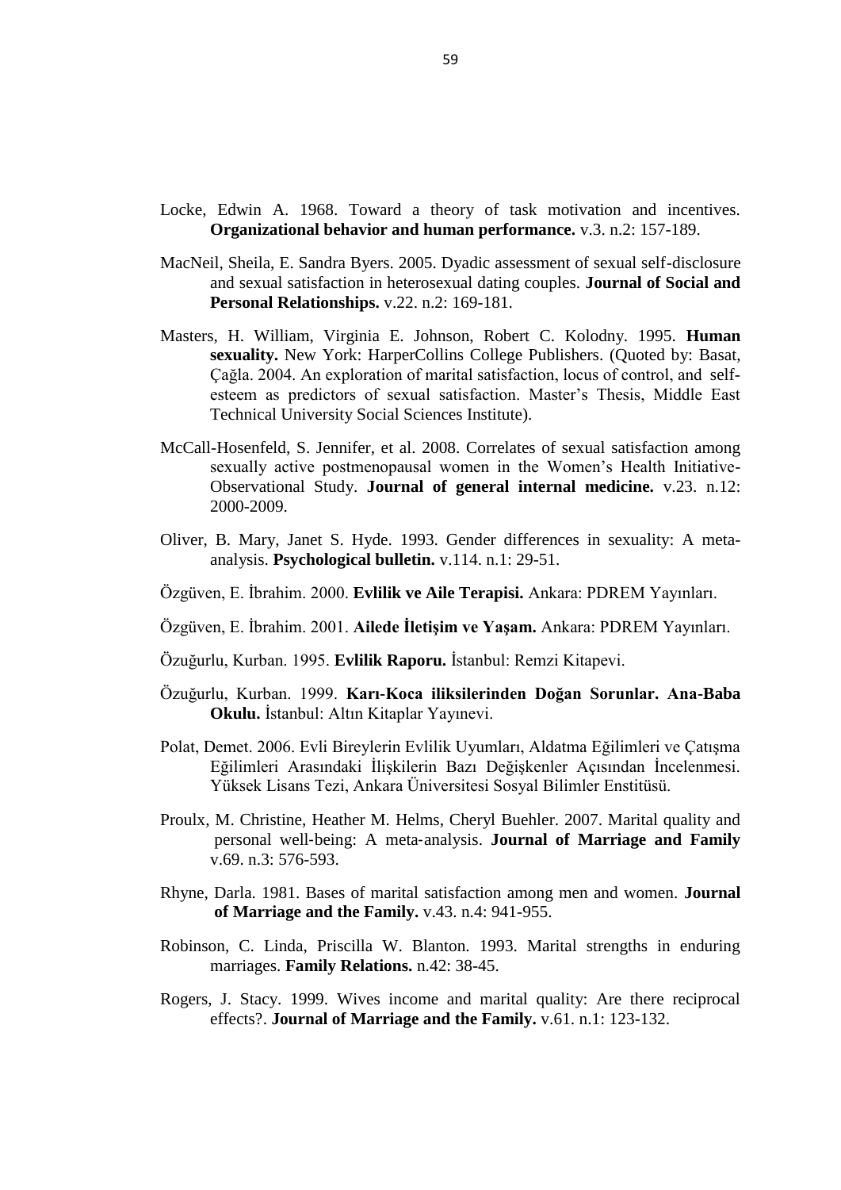Locke, Edwin A. 1968. Toward a theory of task motivation and incentives. **Organizational behavior and human performance.** v.3. n.2: 157-189.

MacNeil, Sheila, E. Sandra Byers. 2005. Dyadic assessment of sexual self-disclosure and sexual satisfaction in heterosexual dating couples. **Journal of Social and Personal Relationships.** v.22. n.2: 169-181.

Masters, H. William, Virginia E. Johnson, Robert C. Kolodny. 1995. **Human sexuality.** New York: HarperCollins College Publishers. (Quoted by: Basat, Çağla. 2004. An exploration of marital satisfaction, locus of control, and self-esteem as predictors of sexual satisfaction. Master's Thesis, Middle East Technical University Social Sciences Institute).

McCall-Hosenfeld, S. Jennifer, et al. 2008. Correlates of sexual satisfaction among sexually active postmenopausal women in the Women's Health Initiative-Observational Study. **Journal of general internal medicine.** v.23. n.12: 2000-2009.

Oliver, B. Mary, Janet S. Hyde. 1993. Gender differences in sexuality: A meta-analysis. **Psychological bulletin.** v.114. n.1: 29-51.

Özgüven, E. İbrahim. 2000. **Evlilik ve Aile Terapisi.** Ankara: PDREM Yayınları.

Özgüven, E. İbrahim. 2001. **Ailede İletişim ve Yaşam.** Ankara: PDREM Yayınları.

Özuğurlu, Kurban. 1995. **Evlilik Raporu.** İstanbul: Remzi Kitapevi.

Özuğurlu, Kurban. 1999. **Karı-Koca iliksilerinden Doğan Sorunlar. Ana-Baba Okulu.** İstanbul: Altın Kitaplar Yayınevi.

Polat, Demet. 2006. Evli Bireylerin Evlilik Uyumları, Aldatma Eğilimleri ve Çatışma Eğilimleri Arasındaki İlişkilerin Bazı Değişkenler Açısından İncelenmesi. Yüksek Lisans Tezi, Ankara Üniversitesi Sosyal Bilimler Enstitüsü.

Proulx, M. Christine, Heather M. Helms, Cheryl Buehler. 2007. Marital quality and personal well-being: A meta-analysis. **Journal of Marriage and Family** v.69. n.3: 576-593.

Rhyne, Darla. 1981. Bases of marital satisfaction among men and women. **Journal of Marriage and the Family.** v.43. n.4: 941-955.

Robinson, C. Linda, Priscilla W. Blanton. 1993. Marital strengths in enduring marriages. **Family Relations.** n.42: 38-45.

Rogers, J. Stacy. 1999. Wives income and marital quality: Are there reciprocal effects?. **Journal of Marriage and the Family.** v.61. n.1: 123-132.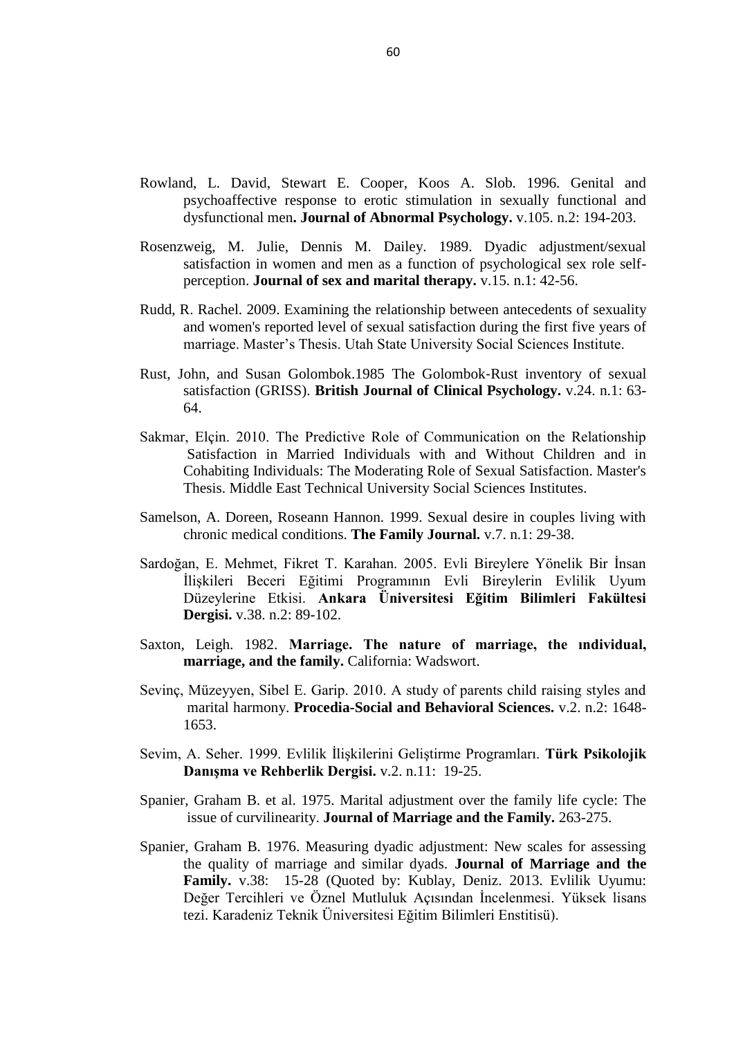Rowland, L. David, Stewart E. Cooper, Koos A. Slob. 1996. Genital and psychoaffective response to erotic stimulation in sexually functional and dysfunctional men**. Journal of Abnormal Psychology.** v.105. n.2: 194-203.

Rosenzweig, M. Julie, Dennis M. Dailey. 1989. Dyadic adjustment/sexual satisfaction in women and men as a function of psychological sex role self-perception. **Journal of sex and marital therapy.** v.15. n.1: 42-56.

Rudd, R. Rachel. 2009. Examining the relationship between antecedents of sexuality and women's reported level of sexual satisfaction during the first five years of marriage. Master's Thesis. Utah State University Social Sciences Institute.

Rust, John, and Susan Golombok.1985 The Golombok-Rust inventory of sexual satisfaction (GRISS). **British Journal of Clinical Psychology.** v.24. n.1: 63-64.

Sakmar, Elçin. 2010. The Predictive Role of Communication on the Relationship Satisfaction in Married Individuals with and Without Children and in Cohabiting Individuals: The Moderating Role of Sexual Satisfaction. Master's Thesis. Middle East Technical University Social Sciences Institutes.

Samelson, A. Doreen, Roseann Hannon. 1999. Sexual desire in couples living with chronic medical conditions. **The Family Journal.** v.7. n.1: 29-38.

Sardoğan, E. Mehmet, Fikret T. Karahan. 2005. Evli Bireylere Yönelik Bir İnsan İlişkileri Beceri Eğitimi Programının Evli Bireylerin Evlilik Uyum Düzeylerine Etkisi. **Ankara Üniversitesi Eğitim Bilimleri Fakültesi Dergisi.** v.38. n.2: 89-102.

Saxton, Leigh. 1982. **Marriage. The nature of marriage, the ındividual, marriage, and the family.** California: Wadswort.

Sevinç, Müzeyyen, Sibel E. Garip. 2010. A study of parents child raising styles and marital harmony. **Procedia-Social and Behavioral Sciences.** v.2. n.2: 1648-1653.

Sevim, A. Seher. 1999. Evlilik İlişkilerini Geliştirme Programları. **Türk Psikolojik Danışma ve Rehberlik Dergisi.** v.2. n.11: 19-25.

Spanier, Graham B. et al. 1975. Marital adjustment over the family life cycle: The issue of curvilinearity. **Journal of Marriage and the Family.** 263-275.

Spanier, Graham B. 1976. Measuring dyadic adjustment: New scales for assessing the quality of marriage and similar dyads. **Journal of Marriage and the Family.** v.38: 15-28 (Quoted by: Kublay, Deniz. 2013. Evlilik Uyumu: Değer Tercihleri ve Öznel Mutluluk Açısından İncelenmesi. Yüksek lisans tezi. Karadeniz Teknik Üniversitesi Eğitim Bilimleri Enstitisü).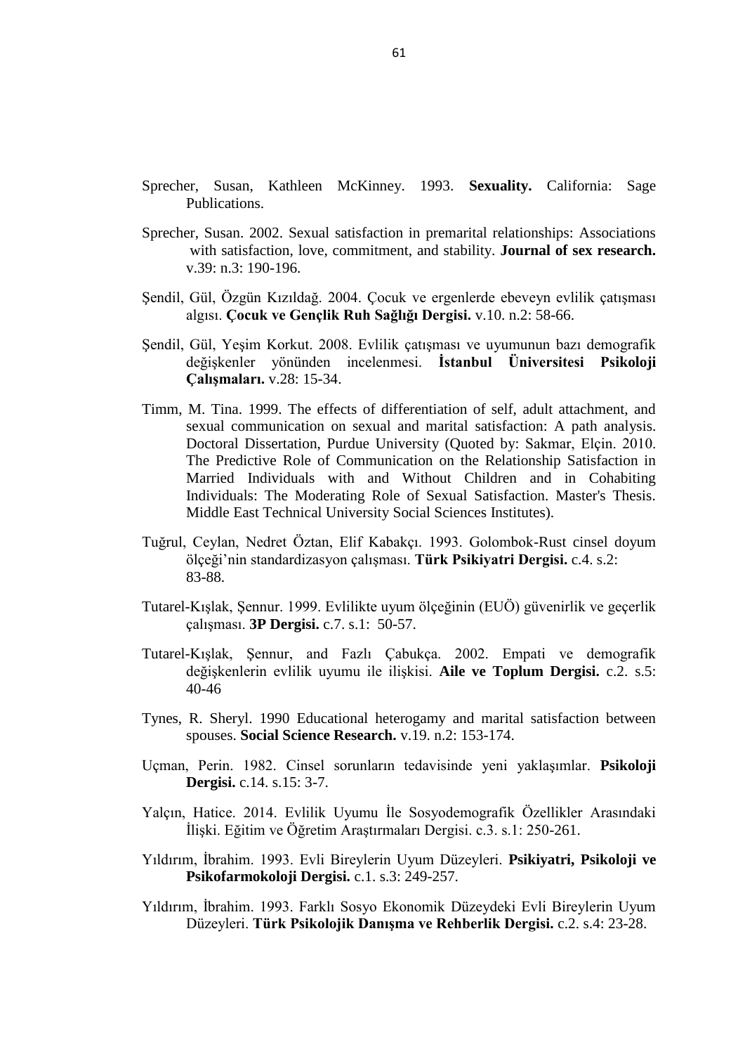Sprecher, Susan, Kathleen McKinney. 1993. **Sexuality.** California: Sage Publications.

Sprecher, Susan. 2002. Sexual satisfaction in premarital relationships: Associations with satisfaction, love, commitment, and stability. **Journal of sex research.** v.39: n.3: 190-196.

Şendil, Gül, Özgün Kızıldağ. 2004. Çocuk ve ergenlerde ebeveyn evlilik çatışması algısı. **Çocuk ve Gençlik Ruh Sağlığı Dergisi.** v.10. n.2: 58-66.

Şendil, Gül, Yeşim Korkut. 2008. Evlilik çatışması ve uyumunun bazı demografik değişkenler yönünden incelenmesi. **İstanbul Üniversitesi Psikoloji Çalışmaları.** v.28: 15-34.

Timm, M. Tina. 1999. The effects of differentiation of self, adult attachment, and sexual communication on sexual and marital satisfaction: A path analysis. Doctoral Dissertation, Purdue University (Quoted by: Sakmar, Elçin. 2010. The Predictive Role of Communication on the Relationship Satisfaction in Married Individuals with and Without Children and in Cohabiting Individuals: The Moderating Role of Sexual Satisfaction. Master's Thesis. Middle East Technical University Social Sciences Institutes).

Tuğrul, Ceylan, Nedret Öztan, Elif Kabakçı. 1993. Golombok-Rust cinsel doyum ölçeği'nin standardizasyon çalışması. **Türk Psikiyatri Dergisi.** c.4. s.2: 83-88.

Tutarel-Kışlak, Şennur. 1999. Evlilikte uyum ölçeğinin (EUÖ) güvenirlik ve geçerlik çalışması. **3P Dergisi.** c.7. s.1: 50-57.

Tutarel-Kışlak, Şennur, and Fazlı Çabukça. 2002. Empati ve demografik değişkenlerin evlilik uyumu ile ilişkisi. **Aile ve Toplum Dergisi.** c.2. s.5: 40-46

Tynes, R. Sheryl. 1990 Educational heterogamy and marital satisfaction between spouses. **Social Science Research.** v.19. n.2: 153-174.

Uçman, Perin. 1982. Cinsel sorunların tedavisinde yeni yaklaşımlar. **Psikoloji Dergisi.** c.14. s.15: 3-7.

Yalçın, Hatice. 2014. Evlilik Uyumu İle Sosyodemografik Özellikler Arasındaki İlişki. Eğitim ve Öğretim Araştırmaları Dergisi. c.3. s.1: 250-261.

Yıldırım, İbrahim. 1993. Evli Bireylerin Uyum Düzeyleri. **Psikiyatri, Psikoloji ve Psikofarmokoloji Dergisi.** c.1. s.3: 249-257.

Yıldırım, İbrahim. 1993. Farklı Sosyo Ekonomik Düzeydeki Evli Bireylerin Uyum Düzeyleri. **Türk Psikolojik Danışma ve Rehberlik Dergisi.** c.2. s.4: 23-28.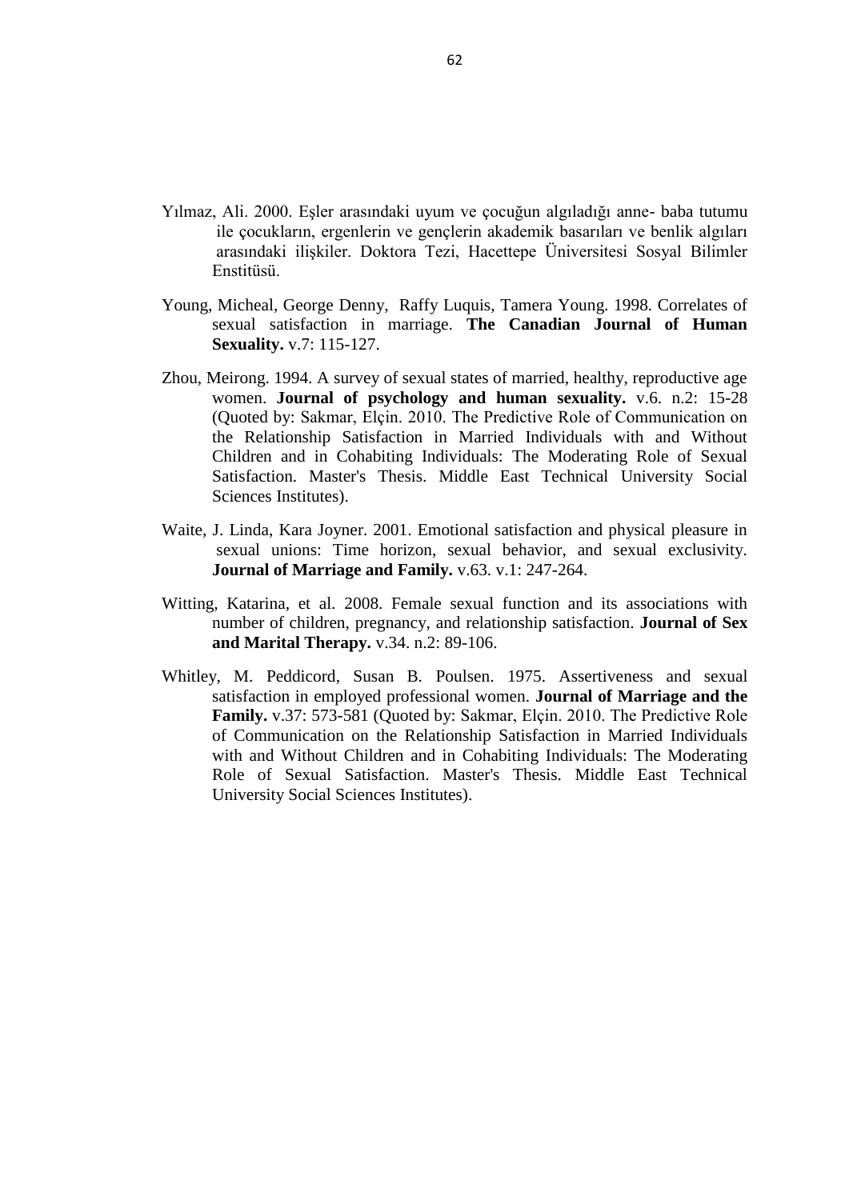Yılmaz, Ali. 2000. Eşler arasındaki uyum ve çocuğun algıladığı anne- baba tutumu ile çocukların, ergenlerin ve gençlerin akademik basarıları ve benlik algıları arasındaki ilişkiler. Doktora Tezi, Hacettepe Üniversitesi Sosyal Bilimler Enstitüsü.

Young, Micheal, George Denny, Raffy Luquis, Tamera Young. 1998. Correlates of sexual satisfaction in marriage. **The Canadian Journal of Human Sexuality.** v.7: 115-127.

Zhou, Meirong. 1994. A survey of sexual states of married, healthy, reproductive age women. **Journal of psychology and human sexuality.** v.6. n.2: 15-28 (Quoted by: Sakmar, Elçin. 2010. The Predictive Role of Communication on the Relationship Satisfaction in Married Individuals with and Without Children and in Cohabiting Individuals: The Moderating Role of Sexual Satisfaction. Master's Thesis. Middle East Technical University Social Sciences Institutes).

Waite, J. Linda, Kara Joyner. 2001. Emotional satisfaction and physical pleasure in sexual unions: Time horizon, sexual behavior, and sexual exclusivity. **Journal of Marriage and Family.** v.63. v.1: 247-264.

Witting, Katarina, et al. 2008. Female sexual function and its associations with number of children, pregnancy, and relationship satisfaction. **Journal of Sex and Marital Therapy.** v.34. n.2: 89-106.

Whitley, M. Peddicord, Susan B. Poulsen. 1975. Assertiveness and sexual satisfaction in employed professional women. **Journal of Marriage and the Family.** v.37: 573-581 (Quoted by: Sakmar, Elçin. 2010. The Predictive Role of Communication on the Relationship Satisfaction in Married Individuals with and Without Children and in Cohabiting Individuals: The Moderating Role of Sexual Satisfaction. Master's Thesis. Middle East Technical University Social Sciences Institutes).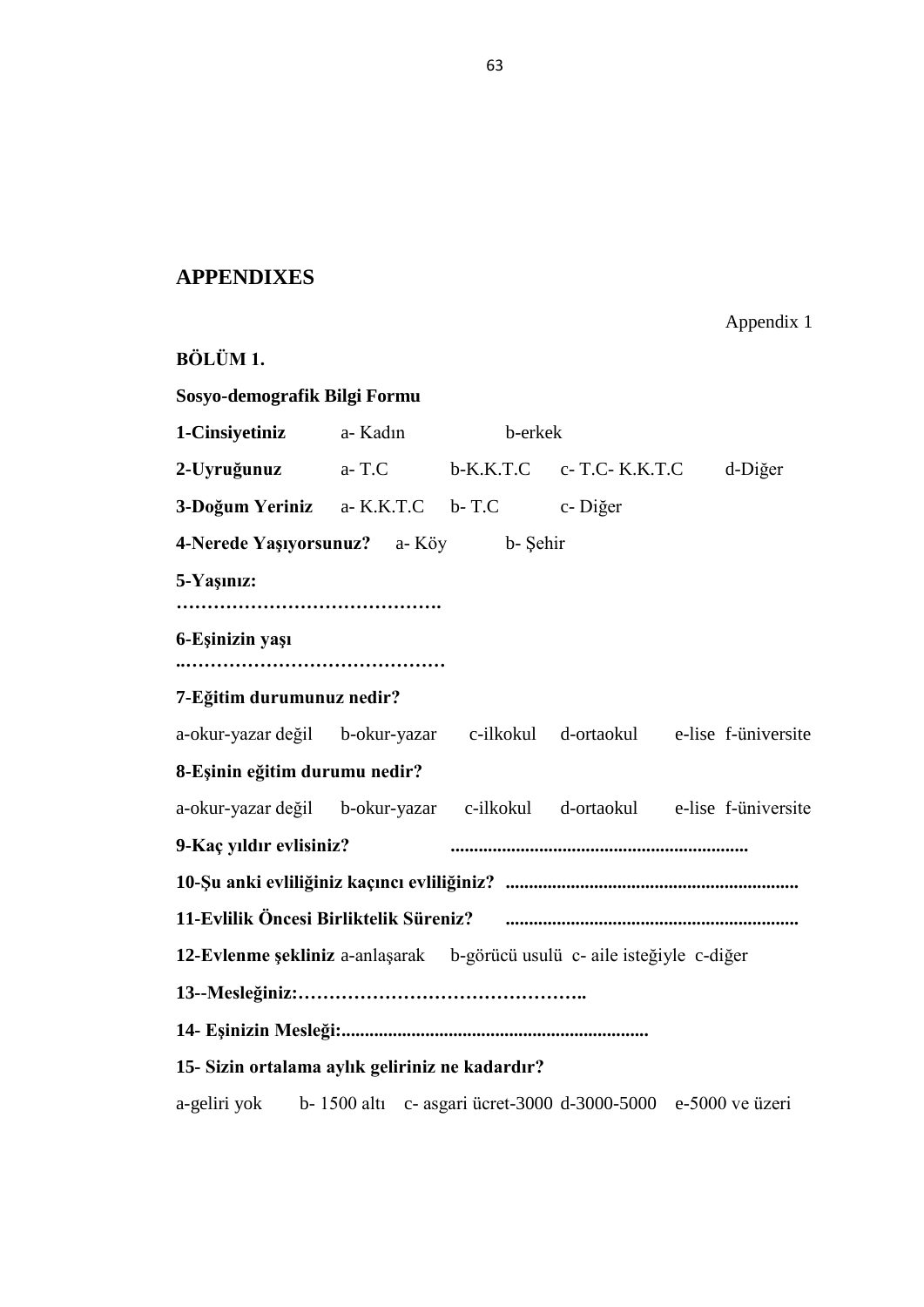## APPENDIXES

Appendix 1

**BÖLÜM 1.**

**Sosyo-demografik Bilgi Formu**

**1-Cinsiyetiniz** a- Kadın b-erkek

**2-Uyruğunuz** a- T.C b-K.K.T.C c- T.C- K.K.T.C d-Diğer

**3-Doğum Yeriniz** a- K.K.T.C b- T.C c- Diğer

**4-Nerede Yaşıyorsunuz?** a- Köy b- Şehir

**5-Yaşınız:**
**…………………………………….**

**6-Eşinizin yaşı**
**..……………………………………**

**7-Eğitim durumunuz nedir?**

a-okur-yazar değil b-okur-yazar c-ilkokul d-ortaokul e-lise f-üniversite

**8-Eşinin eğitim durumu nedir?**

a-okur-yazar değil b-okur-yazar c-ilkokul d-ortaokul e-lise f-üniversite

**9-Kaç yıldır evlisiniz? ...............................................................**

**10-Şu anki evliliğiniz kaçıncı evliliğiniz? ..............................................................**

**11-Evlilik Öncesi Birliktelik Süreniz? ..............................................................**

**12-Evlenme şekliniz** a-anlaşarak b-görücü usulü c- aile isteğiyle c-diğer

**13--Mesleğiniz:………………………………………..**

**14- Eşinizin Mesleği:..................................................................**

**15- Sizin ortalama aylık geliriniz ne kadardır?**

a-geliri yok b- 1500 altı c- asgari ücret-3000 d-3000-5000 e-5000 ve üzeri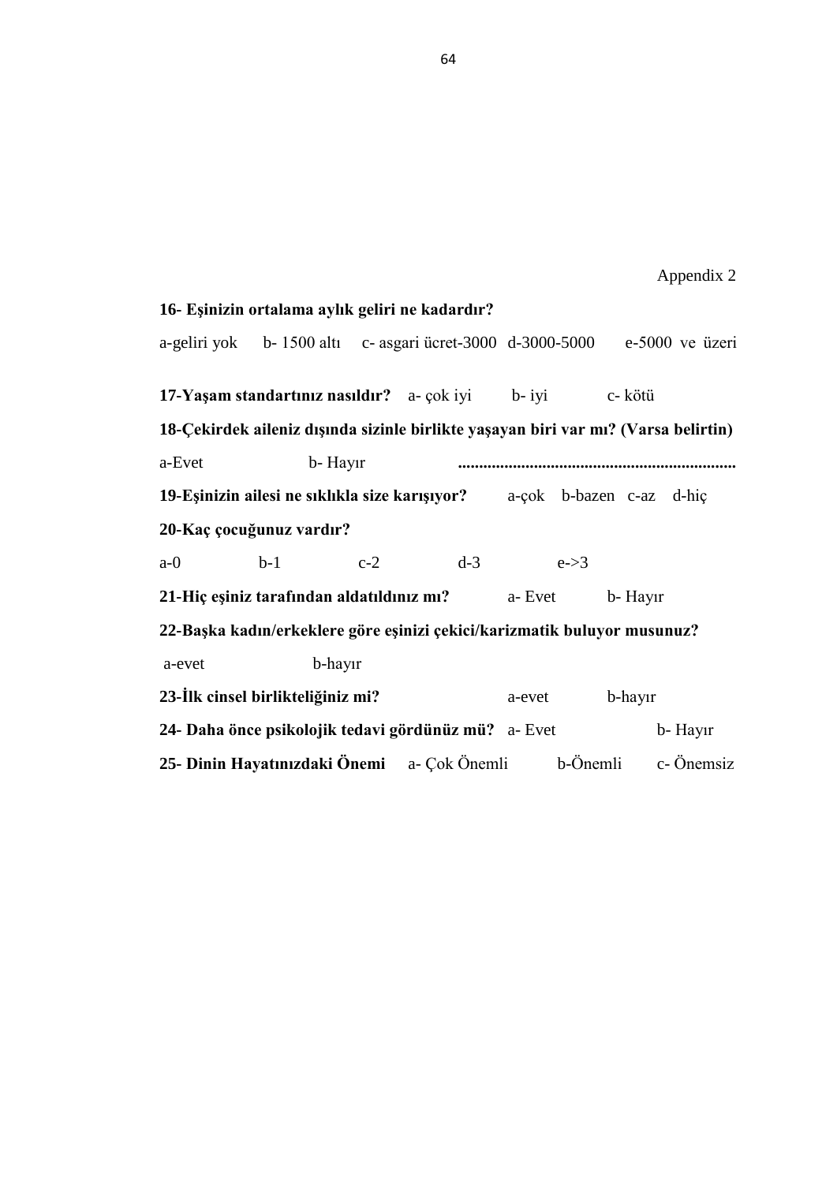Appendix 2

**16- Eşinizin ortalama aylık geliri ne kadardır?**

a-geliri yok b- 1500 altı c- asgari ücret-3000 d-3000-5000 e-5000 ve üzeri

**17-Yaşam standartınız nasıldır?** a- çok iyi b- iyi c- kötü

**18-Çekirdek aileniz dışında sizinle birlikte yaşayan biri var mı? (Varsa belirtin)**

a-Evet b- Hayır .................................................................

**19-Eşinizin ailesi ne sıklıkla size karışıyor?** a-çok b-bazen c-az d-hiç

**20-Kaç çocuğunuz vardır?**

a-0 b-1 c-2 d-3 e->3

**21-Hiç eşiniz tarafından aldatıldınız mı?** a- Evet b- Hayır

**22-Başka kadın/erkeklere göre eşinizi çekici/karizmatik buluyor musunuz?**

a-evet b-hayır

**23-İlk cinsel birlikteliğiniz mi?** a-evet b-hayır

**24- Daha önce psikolojik tedavi gördünüz mü?** a- Evet b- Hayır

**25- Dinin Hayatınızdaki Önemi** a- Çok Önemli b-Önemli c- Önemsiz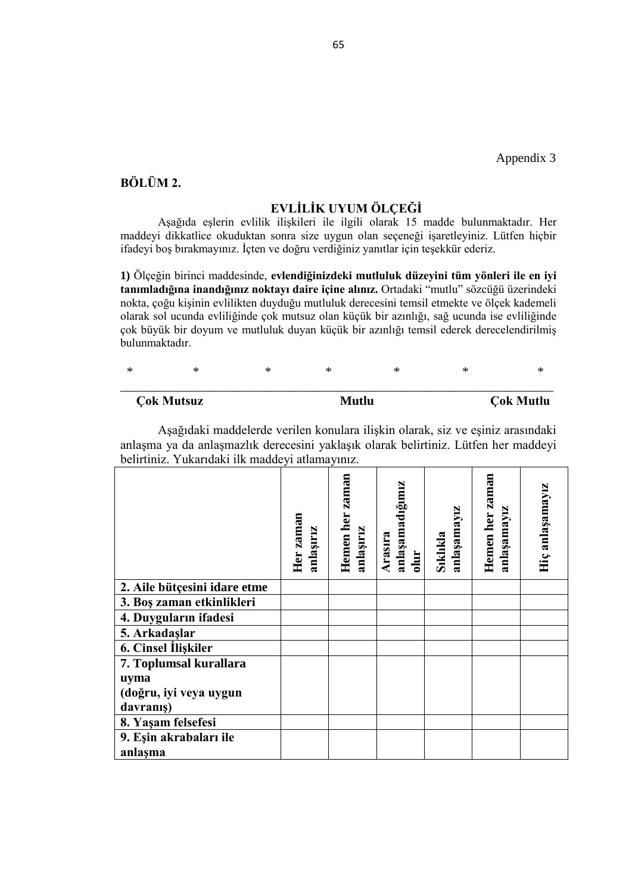Appendix 3

**BÖLÜM 2.**

## EVLİLİK UYUM ÖLÇEĞİ

Aşağıda eşlerin evlilik ilişkileri ile ilgili olarak 15 madde bulunmaktadır. Her maddeyi dikkatlice okuduktan sonra size uygun olan seçeneği işaretleyiniz. Lütfen hiçbir ifadeyi boş bırakmayınız. İçten ve doğru verdiğiniz yanıtlar için teşekkür ederiz.

**1)** Ölçeğin birinci maddesinde, **evlendiğinizdeki mutluluk düzeyini tüm yönleri ile en iyi tanımladığına inandığınız noktayı daire içine alınız.** Ortadaki "mutlu" sözcüğü üzerindeki nokta, çoğu kişinin evlilikten duyduğu mutluluk derecesini temsil etmekte ve ölçek kademeli olarak sol ucunda evliliğinde çok mutsuz olan küçük bir azınlığı, sağ ucunda ise evliliğinde çok büyük bir doyum ve mutluluk duyan küçük bir azınlığı temsil ederek derecelendirilmiş bulunmaktadır.

*          *          *          *          *          *          *

**Çok Mutsuz**          **Mutlu**          **Çok Mutlu**

Aşağıdaki maddelerde verilen konulara ilişkin olarak, siz ve eşiniz arasındaki anlaşma ya da anlaşmazlık derecesini yaklaşık olarak belirtiniz. Lütfen her maddeyi belirtiniz. Yukarıdaki ilk maddeyi atlamayınız.

| | **Her zaman anlaşırız** | **Hemen her zaman anlaşırız** | **Arasıra anlaşamadığımız olur** | **Sıklıkla anlaşamayız** | **Hemen her zaman anlaşamayız** | **Hiç anlaşamayız** |
|---|---|---|---|---|---|---|
| **2. Aile bütçesini idare etme** | | | | | | |
| **3. Boş zaman etkinlikleri** | | | | | | |
| **4. Duyguların ifadesi** | | | | | | |
| **5. Arkadaşlar** | | | | | | |
| **6. Cinsel İlişkiler** | | | | | | |
| **7. Toplumsal kurallara uyma (doğru, iyi veya uygun davranış)** | | | | | | |
| **8. Yaşam felsefesi** | | | | | | |
| **9. Eşin akrabaları ile anlaşma** | | | | | | |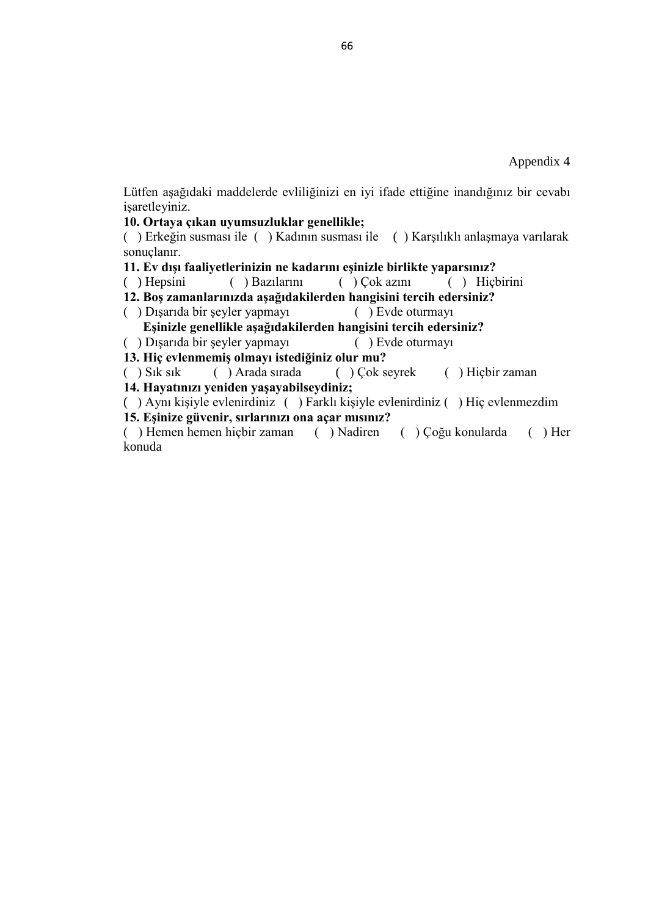Appendix 4

Lütfen aşağıdaki maddelerde evliliğinizi en iyi ifade ettiğine inandığınız bir cevabı işaretleyiniz.

**10. Ortaya çıkan uyumsuzluklar genellikle;**

( ) Erkeğin susması ile ( ) Kadının susması ile ( ) Karşılıklı anlaşmaya varılarak sonuçlanır.

**11. Ev dışı faaliyetlerinizin ne kadarını eşinizle birlikte yaparsınız?**

( ) Hepsini ( ) Bazılarını ( ) Çok azını ( ) Hiçbirini

**12. Boş zamanlarınızda aşağıdakilerden hangisini tercih edersiniz?**

( ) Dışarıda bir şeyler yapmayı ( ) Evde oturmayı

**Eşinizle genellikle aşağıdakilerden hangisini tercih edersiniz?**

( ) Dışarıda bir şeyler yapmayı ( ) Evde oturmayı

**13. Hiç evlenmemiş olmayı istediğiniz olur mu?**

( ) Sık sık ( ) Arada sırada ( ) Çok seyrek ( ) Hiçbir zaman

**14. Hayatınızı yeniden yaşayabilseydiniz;**

( ) Aynı kişiyle evlenirdiniz ( ) Farklı kişiyle evlenirdiniz ( ) Hiç evlenmezdim

**15. Eşinize güvenir, sırlarınızı ona açar mısınız?**

( ) Hemen hemen hiçbir zaman ( ) Nadiren ( ) Çoğu konularda ( ) Her konuda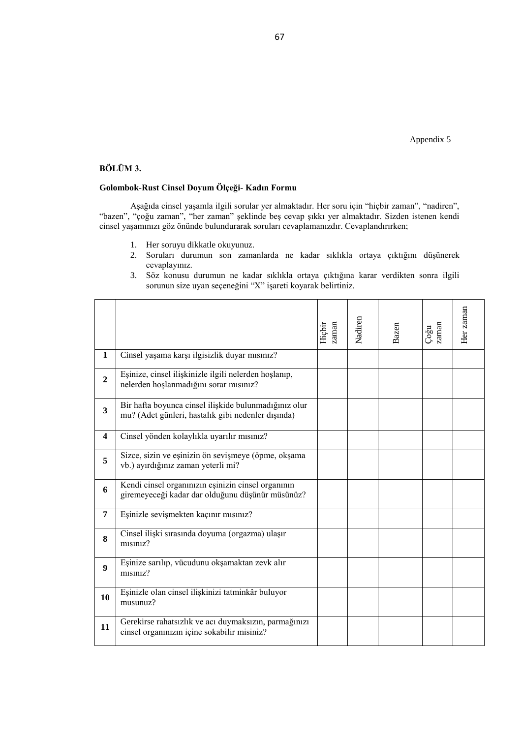Appendix 5

**BÖLÜM 3.**

**Golombok-Rust Cinsel Doyum Ölçeği- Kadın Formu**

Aşağıda cinsel yaşamla ilgili sorular yer almaktadır. Her soru için "hiçbir zaman", "nadiren", "bazen", "çoğu zaman", "her zaman" şeklinde beş cevap şıkkı yer almaktadır. Sizden istenen kendi cinsel yaşamınızı göz önünde bulundurarak soruları cevaplamanızdır. Cevaplandırırken;

1. Her soruyu dikkatle okuyunuz.
2. Soruları durumun son zamanlarda ne kadar sıklıkla ortaya çıktığını düşünerek cevaplayınız.
3. Söz konusu durumun ne kadar sıklıkla ortaya çıktığına karar verdikten sonra ilgili sorunun size uyan seçeneğini "X" işareti koyarak belirtiniz.

| | | Hiçbir zaman | Nadiren | Bazen | Çoğu zaman | Her zaman |
|---|---|---|---|---|---|---|
| **1** | Cinsel yaşama karşı ilgisizlik duyar mısınız? | | | | | |
| **2** | Eşinize, cinsel ilişkinizle ilgili nelerden hoşlanıp, nelerden hoşlanmadığını sorar mısınız? | | | | | |
| **3** | Bir hafta boyunca cinsel ilişkide bulunmadığınız olur mu? (Adet günleri, hastalık gibi nedenler dışında) | | | | | |
| **4** | Cinsel yönden kolaylıkla uyarılır mısınız? | | | | | |
| **5** | Sizce, sizin ve eşinizin ön sevişmeye (öpme, okşama vb.) ayırdığınız zaman yeterli mi? | | | | | |
| **6** | Kendi cinsel organınızın eşinizin cinsel organının giremeyeceği kadar dar olduğunu düşünür müsünüz? | | | | | |
| **7** | Eşinizle sevişmekten kaçınır mısınız? | | | | | |
| **8** | Cinsel ilişki sırasında doyuma (orgazma) ulaşır mısınız? | | | | | |
| **9** | Eşinize sarılıp, vücudunu okşamaktan zevk alır mısınız? | | | | | |
| **10** | Eşinizle olan cinsel ilişkinizi tatminkâr buluyor musunuz? | | | | | |
| **11** | Gerekirse rahatsızlık ve acı duymaksızın, parmağınızı cinsel organınızın içine sokabilir misiniz? | | | | | |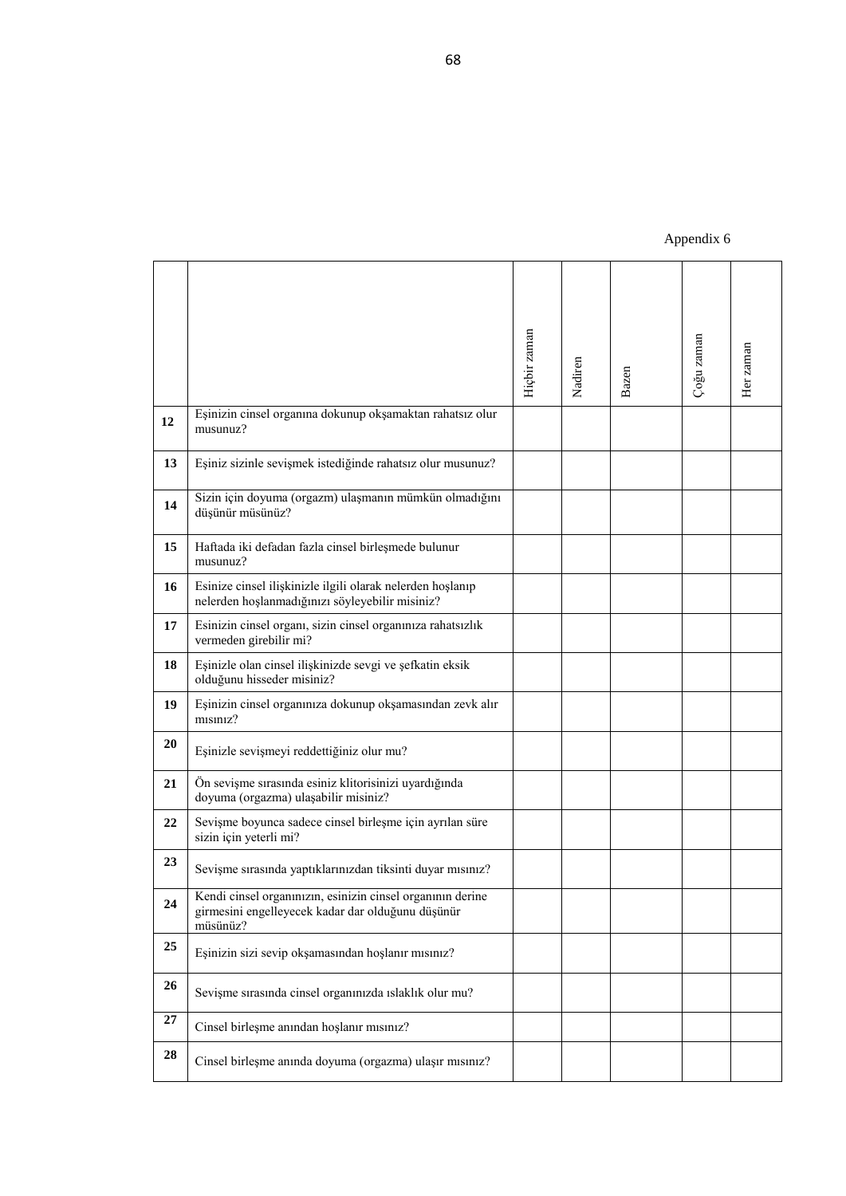Appendix 6

| | | Hiçbir zaman | Nadiren | Bazen | Çoğu zaman | Her zaman |
|---|---|---|---|---|---|---|
| **12** | Eşinizin cinsel organına dokunup okşamaktan rahatsız olur musunuz? | | | | | |
| **13** | Eşiniz sizinle sevişmek istediğinde rahatsız olur musunuz? | | | | | |
| **14** | Sizin için doyuma (orgazm) ulaşmanın mümkün olmadığını düşünür müsünüz? | | | | | |
| **15** | Haftada iki defadan fazla cinsel birleşmede bulunur musunuz? | | | | | |
| **16** | Esinize cinsel ilişkinizle ilgili olarak nelerden hoşlanıp nelerden hoşlanmadığınızı söyleyebilir misiniz? | | | | | |
| **17** | Esinizin cinsel organı, sizin cinsel organınıza rahatsızlık vermeden girebilir mi? | | | | | |
| **18** | Eşinizle olan cinsel ilişkinizde sevgi ve şefkatin eksik olduğunu hisseder misiniz? | | | | | |
| **19** | Eşinizin cinsel organınıza dokunup okşamasından zevk alır mısınız? | | | | | |
| **20** | Eşinizle sevişmeyi reddettiğiniz olur mu? | | | | | |
| **21** | Ön sevişme sırasında esiniz klitorisinizi uyardığında doyuma (orgazma) ulaşabilir misiniz? | | | | | |
| **22** | Sevişme boyunca sadece cinsel birleşme için ayrılan süre sizin için yeterli mi? | | | | | |
| **23** | Sevişme sırasında yaptıklarınızdan tiksinti duyar mısınız? | | | | | |
| **24** | Kendi cinsel organınızın, esinizin cinsel organının derine girmesini engelleyecek kadar dar olduğunu düşünür müsünüz? | | | | | |
| **25** | Eşinizin sizi sevip okşamasından hoşlanır mısınız? | | | | | |
| **26** | Sevişme sırasında cinsel organınızda ıslaklık olur mu? | | | | | |
| **27** | Cinsel birleşme anından hoşlanır mısınız? | | | | | |
| **28** | Cinsel birleşme anında doyuma (orgazma) ulaşır mısınız? | | | | | |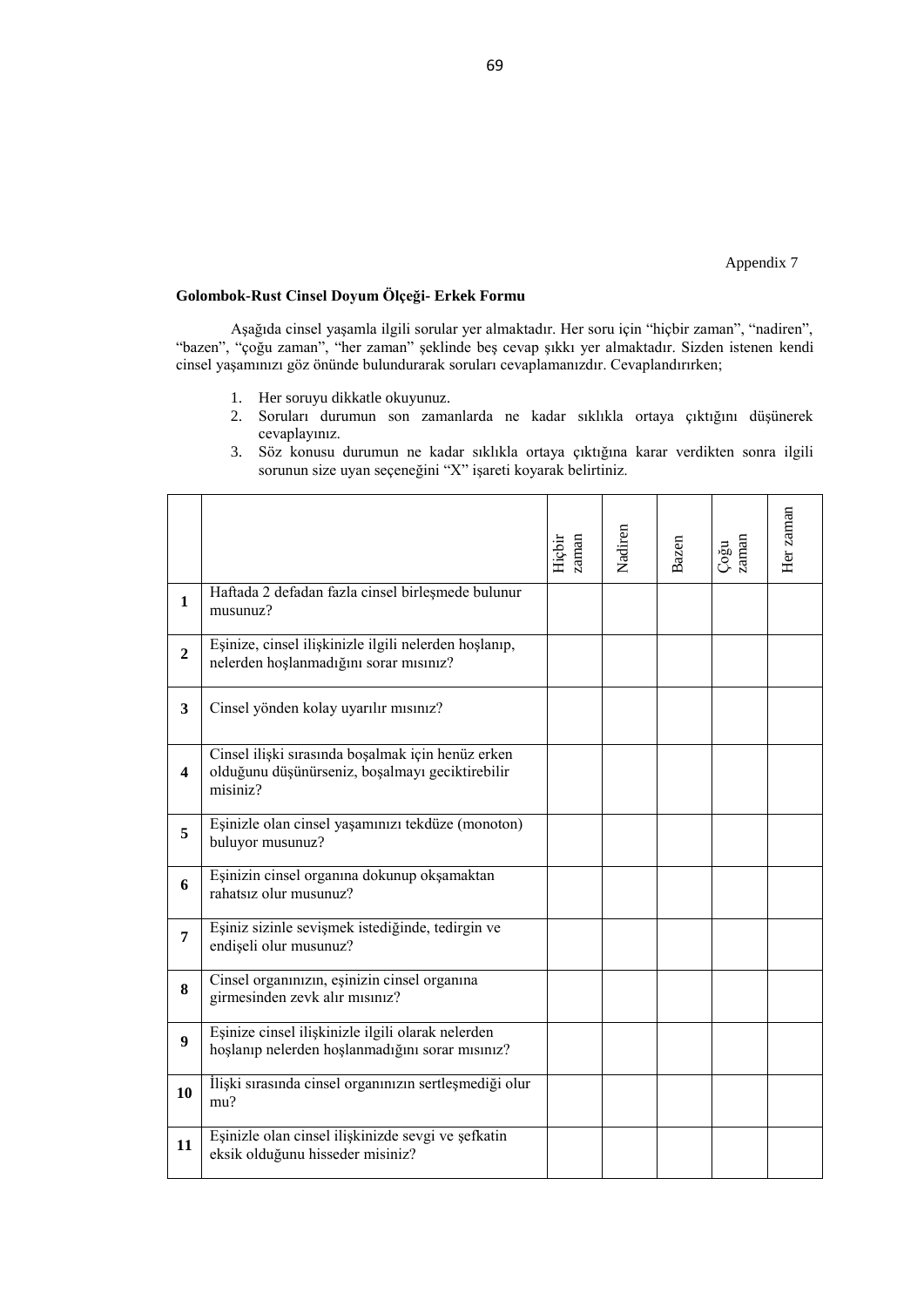Appendix 7

**Golombok-Rust Cinsel Doyum Ölçeği- Erkek Formu**

Aşağıda cinsel yaşamla ilgili sorular yer almaktadır. Her soru için "hiçbir zaman", "nadiren", "bazen", "çoğu zaman", "her zaman" şeklinde beş cevap şıkkı yer almaktadır. Sizden istenen kendi cinsel yaşamınızı göz önünde bulundurarak soruları cevaplamanızdır. Cevaplandırırken;

1. Her soruyu dikkatle okuyunuz.
2. Soruları durumun son zamanlarda ne kadar sıklıkla ortaya çıktığını düşünerek cevaplayınız.
3. Söz konusu durumun ne kadar sıklıkla ortaya çıktığına karar verdikten sonra ilgili sorunun size uyan seçeneğini "X" işareti koyarak belirtiniz.

| | | Hiçbir zaman | Nadiren | Bazen | Çoğu zaman | Her zaman |
|---|---|---|---|---|---|---|
| **1** | Haftada 2 defadan fazla cinsel birleşmede bulunur musunuz? | | | | | |
| **2** | Eşinize, cinsel ilişkinizle ilgili nelerden hoşlanıp, nelerden hoşlanmadığını sorar mısınız? | | | | | |
| **3** | Cinsel yönden kolay uyarılır mısınız? | | | | | |
| **4** | Cinsel ilişki sırasında boşalmak için henüz erken olduğunu düşünürseniz, boşalmayı geciktirebilir misiniz? | | | | | |
| **5** | Eşinizle olan cinsel yaşamınızı tekdüze (monoton) buluyor musunuz? | | | | | |
| **6** | Eşinizin cinsel organına dokunup okşamaktan rahatsız olur musunuz? | | | | | |
| **7** | Eşiniz sizinle sevişmek istediğinde, tedirgin ve endişeli olur musunuz? | | | | | |
| **8** | Cinsel organınızın, eşinizin cinsel organına girmesinden zevk alır mısınız? | | | | | |
| **9** | Eşinize cinsel ilişkinizle ilgili olarak nelerden hoşlanıp nelerden hoşlanmadığını sorar mısınız? | | | | | |
| **10** | İlişki sırasında cinsel organınızın sertleşmediği olur mu? | | | | | |
| **11** | Eşinizle olan cinsel ilişkinizde sevgi ve şefkatin eksik olduğunu hisseder misiniz? | | | | | |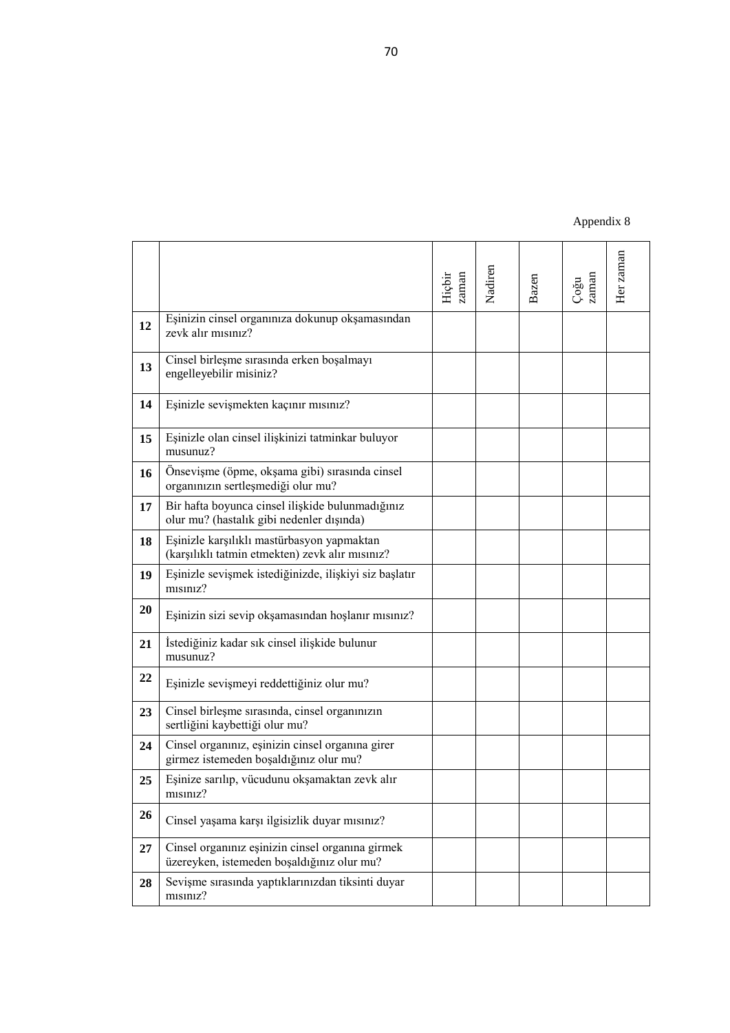Appendix 8

| | | Hiçbir zaman | Nadiren | Bazen | Çoğu zaman | Her zaman |
|---|---|---|---|---|---|---|
| **12** | Eşinizin cinsel organınıza dokunup okşamasından zevk alır mısınız? | | | | | |
| **13** | Cinsel birleşme sırasında erken boşalmayı engelleyebilir misiniz? | | | | | |
| **14** | Eşinizle sevişmekten kaçınır mısınız? | | | | | |
| **15** | Eşinizle olan cinsel ilişkinizi tatminkar buluyor musunuz? | | | | | |
| **16** | Önsevişme (öpme, okşama gibi) sırasında cinsel organınızın sertleşmediği olur mu? | | | | | |
| **17** | Bir hafta boyunca cinsel ilişkide bulunmadığınız olur mu? (hastalık gibi nedenler dışında) | | | | | |
| **18** | Eşinizle karşılıklı mastürbasyon yapmaktan (karşılıklı tatmin etmekten) zevk alır mısınız? | | | | | |
| **19** | Eşinizle sevişmek istediğinizde, ilişkiyi siz başlatır mısınız? | | | | | |
| **20** | Eşinizin sizi sevip okşamasından hoşlanır mısınız? | | | | | |
| **21** | İstediğiniz kadar sık cinsel ilişkide bulunur musunuz? | | | | | |
| **22** | Eşinizle sevişmeyi reddettiğiniz olur mu? | | | | | |
| **23** | Cinsel birleşme sırasında, cinsel organınızın sertliğini kaybettiği olur mu? | | | | | |
| **24** | Cinsel organınız, eşinizin cinsel organına girer girmez istemeden boşaldığınız olur mu? | | | | | |
| **25** | Eşinize sarılıp, vücudunu okşamaktan zevk alır mısınız? | | | | | |
| **26** | Cinsel yaşama karşı ilgisizlik duyar mısınız? | | | | | |
| **27** | Cinsel organınız eşinizin cinsel organına girmek üzereyken, istemeden boşaldığınız olur mu? | | | | | |
| **28** | Sevişme sırasında yaptıklarınızdan tiksinti duyar mısınız? | | | | | |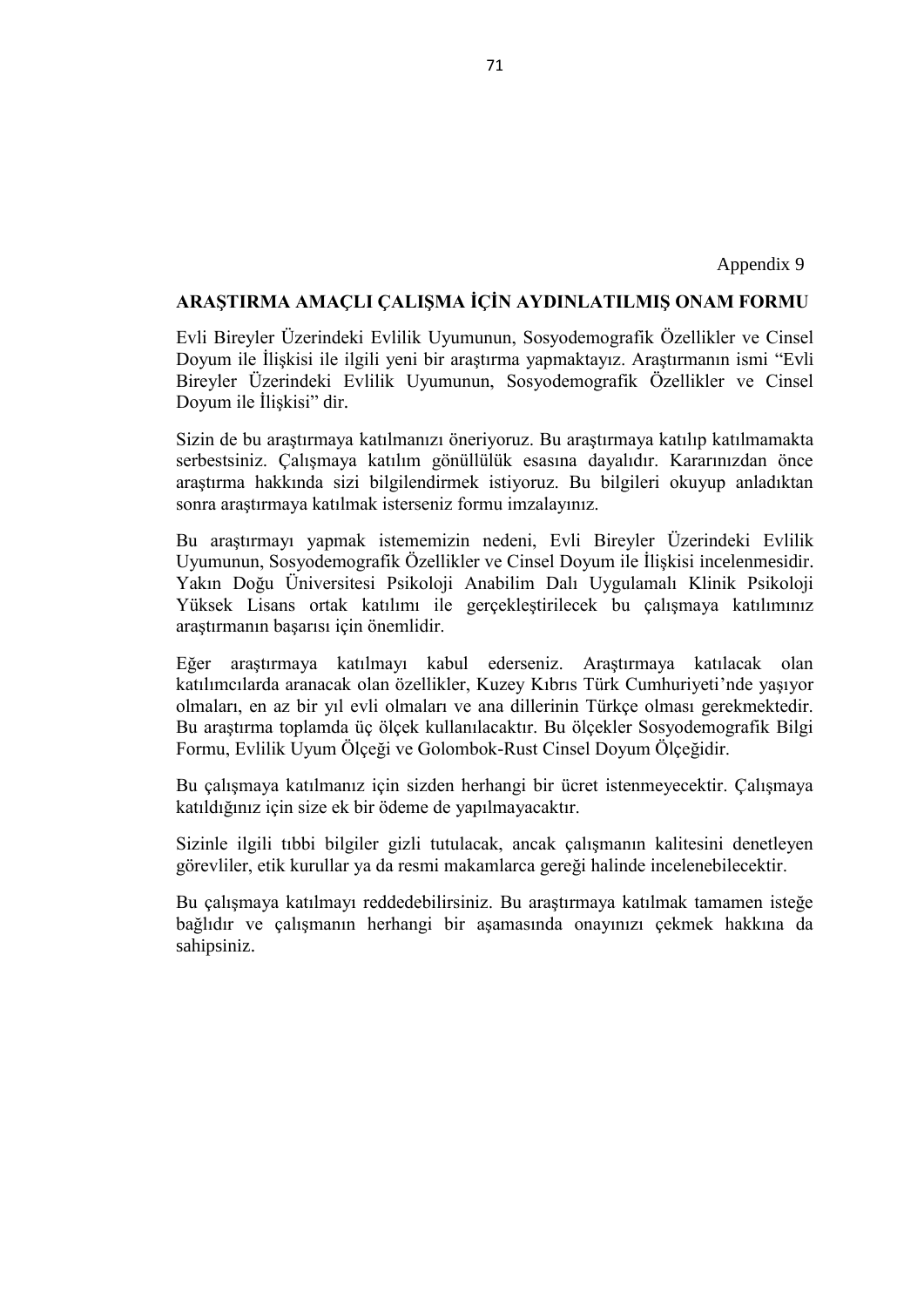Appendix 9

**ARAŞTIRMA AMAÇLI ÇALIŞMA İÇİN AYDINLATILMIŞ ONAM FORMU**

Evli Bireyler Üzerindeki Evlilik Uyumunun, Sosyodemografik Özellikler ve Cinsel Doyum ile İlişkisi ile ilgili yeni bir araştırma yapmaktayız. Araştırmanın ismi "Evli Bireyler Üzerindeki Evlilik Uyumunun, Sosyodemografik Özellikler ve Cinsel Doyum ile İlişkisi" dir.

Sizin de bu araştırmaya katılmanızı öneriyoruz. Bu araştırmaya katılıp katılmamakta serbestsiniz. Çalışmaya katılım gönüllülük esasına dayalıdır. Kararınızdan önce araştırma hakkında sizi bilgilendirmek istiyoruz. Bu bilgileri okuyup anladıktan sonra araştırmaya katılmak isterseniz formu imzalayınız.

Bu araştırmayı yapmak istememizin nedeni, Evli Bireyler Üzerindeki Evlilik Uyumunun, Sosyodemografik Özellikler ve Cinsel Doyum ile İlişkisi incelenmesidir. Yakın Doğu Üniversitesi Psikoloji Anabilim Dalı Uygulamalı Klinik Psikoloji Yüksek Lisans ortak katılımı ile gerçekleştirilecek bu çalışmaya katılımınız araştırmanın başarısı için önemlidir.

Eğer araştırmaya katılmayı kabul ederseniz. Araştırmaya katılacak olan katılımcılarda aranacak olan özellikler, Kuzey Kıbrıs Türk Cumhuriyeti'nde yaşıyor olmaları, en az bir yıl evli olmaları ve ana dillerinin Türkçe olması gerekmektedir. Bu araştırma toplamda üç ölçek kullanılacaktır. Bu ölçekler Sosyodemografik Bilgi Formu, Evlilik Uyum Ölçeği ve Golombok-Rust Cinsel Doyum Ölçeğidir.

Bu çalışmaya katılmanız için sizden herhangi bir ücret istenmeyecektir. Çalışmaya katıldığınız için size ek bir ödeme de yapılmayacaktır.

Sizinle ilgili tıbbi bilgiler gizli tutulacak, ancak çalışmanın kalitesini denetleyen görevliler, etik kurullar ya da resmi makamlarca gereği halinde incelenebilecektir.

Bu çalışmaya katılmayı reddedebilirsiniz. Bu araştırmaya katılmak tamamen isteğe bağlıdır ve çalışmanın herhangi bir aşamasında onayınızı çekmek hakkına da sahipsiniz.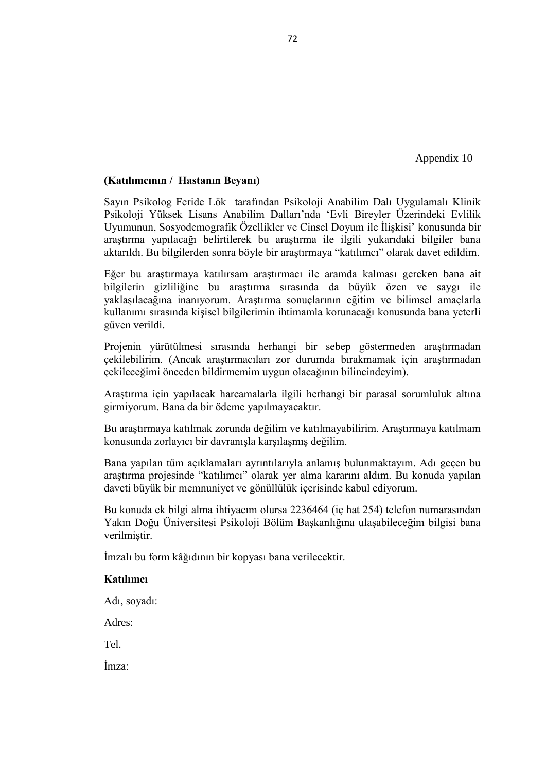Appendix 10

**(Katılımcının / Hastanın Beyanı)**

Sayın Psikolog Feride Lök tarafından Psikoloji Anabilim Dalı Uygulamalı Klinik Psikoloji Yüksek Lisans Anabilim Dalları'nda 'Evli Bireyler Üzerindeki Evlilik Uyumunun, Sosyodemografik Özellikler ve Cinsel Doyum ile İlişkisi' konusunda bir araştırma yapılacağı belirtilerek bu araştırma ile ilgili yukarıdaki bilgiler bana aktarıldı. Bu bilgilerden sonra böyle bir araştırmaya "katılımcı" olarak davet edildim.

Eğer bu araştırmaya katılırsam araştırmacı ile aramda kalması gereken bana ait bilgilerin gizliliğine bu araştırma sırasında da büyük özen ve saygı ile yaklaşılacağına inanıyorum. Araştırma sonuçlarının eğitim ve bilimsel amaçlarla kullanımı sırasında kişisel bilgilerimin ihtimamla korunacağı konusunda bana yeterli güven verildi.

Projenin yürütülmesi sırasında herhangi bir sebep göstermeden araştırmadan çekilebilirim. (Ancak araştırmacıları zor durumda bırakmamak için araştırmadan çekileceğimi önceden bildirmemim uygun olacağının bilincindeyim).

Araştırma için yapılacak harcamalarla ilgili herhangi bir parasal sorumluluk altına girmiyorum. Bana da bir ödeme yapılmayacaktır.

Bu araştırmaya katılmak zorunda değilim ve katılmayabilirim. Araştırmaya katılmam konusunda zorlayıcı bir davranışla karşılaşmış değilim.

Bana yapılan tüm açıklamaları ayrıntılarıyla anlamış bulunmaktayım. Adı geçen bu araştırma projesinde "katılımcı" olarak yer alma kararını aldım. Bu konuda yapılan daveti büyük bir memnuniyet ve gönüllülük içerisinde kabul ediyorum.

Bu konuda ek bilgi alma ihtiyacım olursa 2236464 (iç hat 254) telefon numarasından Yakın Doğu Üniversitesi Psikoloji Bölüm Başkanlığına ulaşabileceğim bilgisi bana verilmiştir.

İmzalı bu form kâğıdının bir kopyası bana verilecektir.

**Katılımcı**

Adı, soyadı:

Adres:

Tel.

İmza: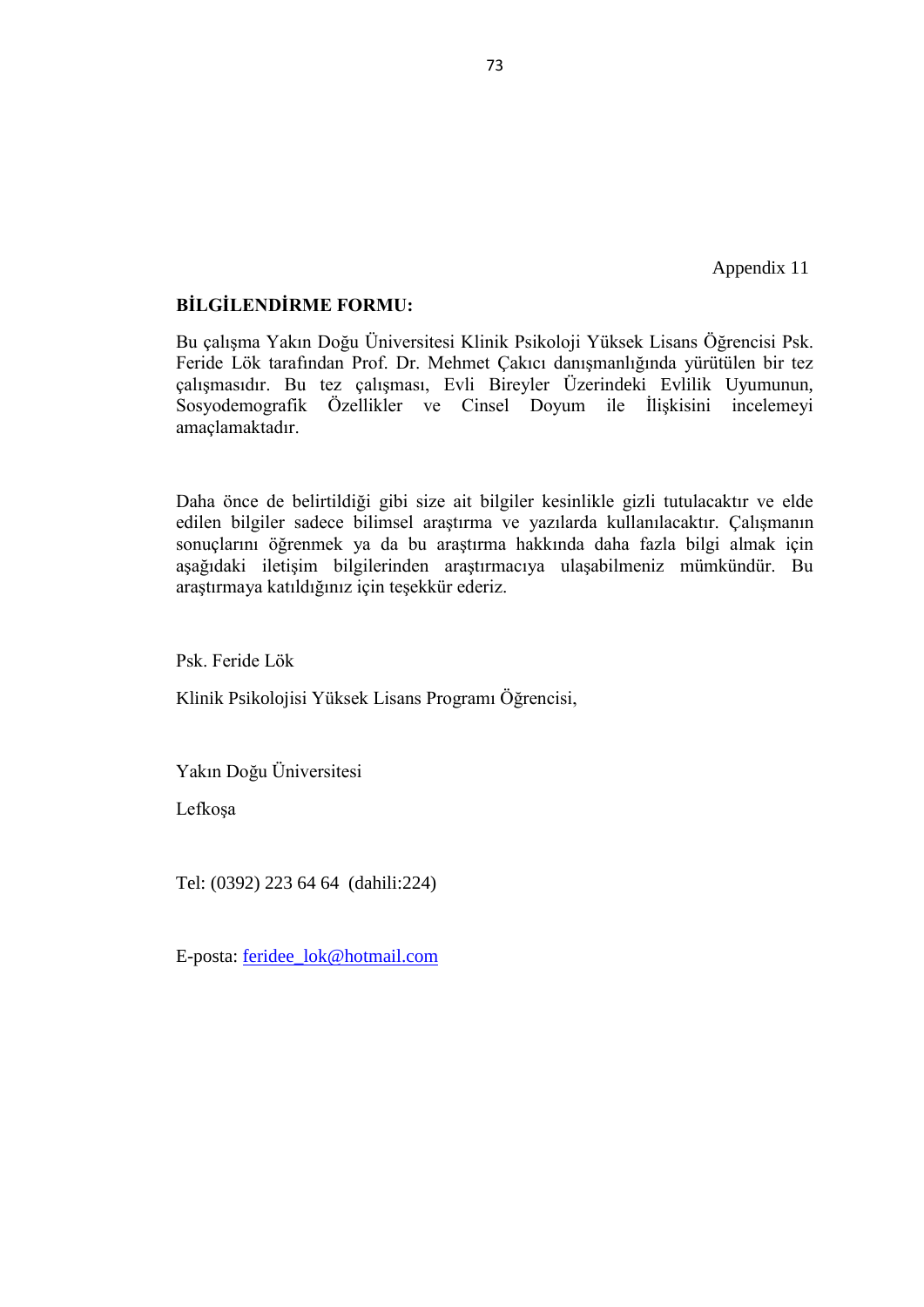Appendix 11

**BİLGİLENDİRME FORMU:**

Bu çalışma Yakın Doğu Üniversitesi Klinik Psikoloji Yüksek Lisans Öğrencisi Psk. Feride Lök tarafından Prof. Dr. Mehmet Çakıcı danışmanlığında yürütülen bir tez çalışmasıdır. Bu tez çalışması, Evli Bireyler Üzerindeki Evlilik Uyumunun, Sosyodemografik Özellikler ve Cinsel Doyum ile İlişkisini incelemeyi amaçlamaktadır.

Daha önce de belirtildiği gibi size ait bilgiler kesinlikle gizli tutulacaktır ve elde edilen bilgiler sadece bilimsel araştırma ve yazılarda kullanılacaktır. Çalışmanın sonuçlarını öğrenmek ya da bu araştırma hakkında daha fazla bilgi almak için aşağıdaki iletişim bilgilerinden araştırmacıya ulaşabilmeniz mümkündür. Bu araştırmaya katıldığınız için teşekkür ederiz.

Psk. Feride Lök

Klinik Psikolojisi Yüksek Lisans Programı Öğrencisi,

Yakın Doğu Üniversitesi

Lefkoşa

Tel: (0392) 223 64 64 (dahili:224)

E-posta: feridee_lok@hotmail.com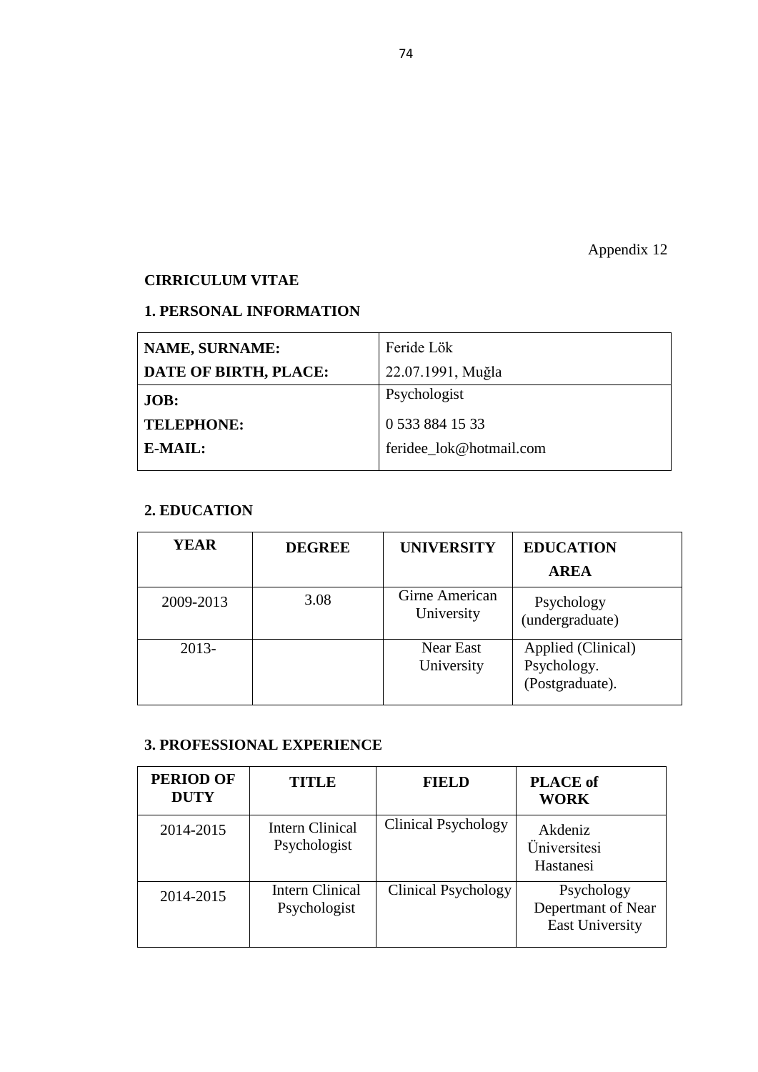Appendix 12

**CIRRICULUM VITAE**

**1. PERSONAL INFORMATION**

| | |
|---|---|
| **NAME, SURNAME:** | Feride Lök |
| **DATE OF BIRTH, PLACE:** | 22.07.1991, Muğla |
| **JOB:** | Psychologist |
| **TELEPHONE:** | 0 533 884 15 33 |
| **E-MAIL:** | feridee_lok@hotmail.com |

**2. EDUCATION**

| **YEAR** | **DEGREE** | **UNIVERSITY** | **EDUCATION AREA** |
|---|---|---|---|
| 2009-2013 | 3.08 | Girne American University | Psychology (undergraduate) |
| 2013- | | Near East University | Applied (Clinical) Psychology. (Postgraduate). |

**3. PROFESSIONAL EXPERIENCE**

| **PERIOD OF DUTY** | **TITLE** | **FIELD** | **PLACE of WORK** |
|---|---|---|---|
| 2014-2015 | Intern Clinical Psychologist | Clinical Psychology | Akdeniz Üniversitesi Hastanesi |
| 2014-2015 | Intern Clinical Psychologist | Clinical Psychology | Psychology Depertmant of Near East University |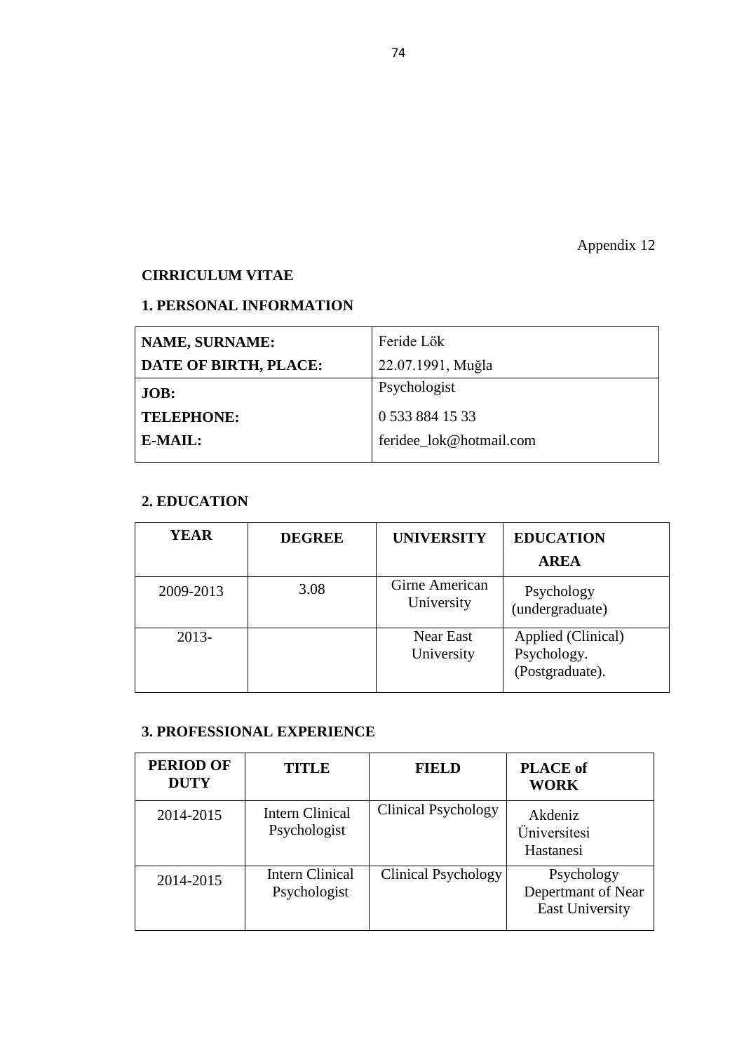Appendix 12

**CIRRICULUM VITAE**

**1. PERSONAL INFORMATION**

| | |
|---|---|
| **NAME, SURNAME:** | Feride Lök |
| **DATE OF BIRTH, PLACE:** | 22.07.1991, Muğla |
| **JOB:** | Psychologist |
| **TELEPHONE:** | 0 533 884 15 33 |
| **E-MAIL:** | feridee_lok@hotmail.com |

**2. EDUCATION**

| **YEAR** | **DEGREE** | **UNIVERSITY** | **EDUCATION AREA** |
|---|---|---|---|
| 2009-2013 | 3.08 | Girne American University | Psychology (undergraduate) |
| 2013- | | Near East University | Applied (Clinical) Psychology. (Postgraduate). |

**3. PROFESSIONAL EXPERIENCE**

| **PERIOD OF DUTY** | **TITLE** | **FIELD** | **PLACE of WORK** |
|---|---|---|---|
| 2014-2015 | Intern Clinical Psychologist | Clinical Psychology | Akdeniz Üniversitesi Hastanesi |
| 2014-2015 | Intern Clinical Psychologist | Clinical Psychology | Psychology Depertmant of Near East University |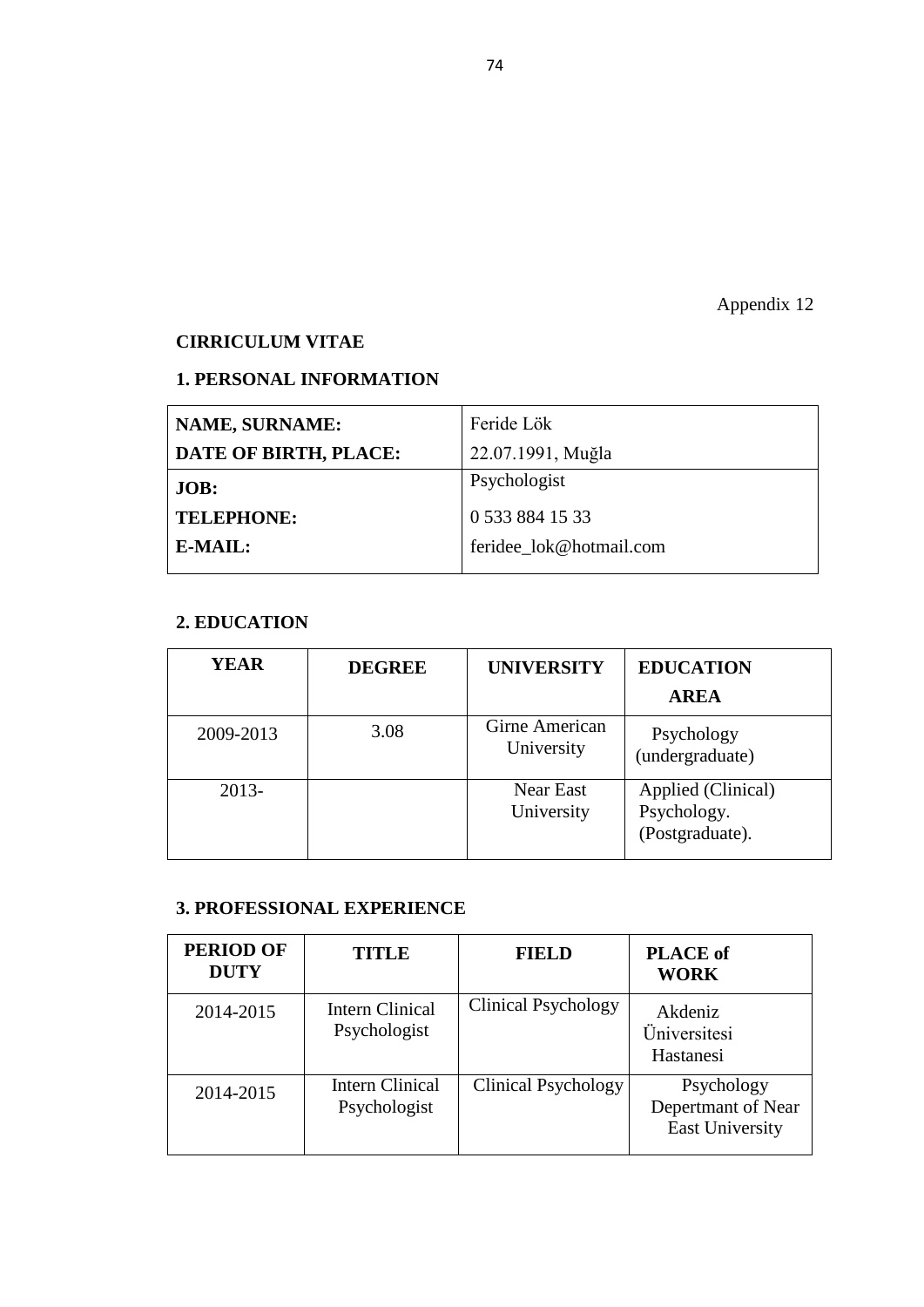Appendix 12

**CIRRICULUM VITAE**

**1. PERSONAL INFORMATION**

| | |
|---|---|
| **NAME, SURNAME:** | Feride Lök |
| **DATE OF BIRTH, PLACE:** | 22.07.1991, Muğla |
| **JOB:** | Psychologist |
| **TELEPHONE:** | 0 533 884 15 33 |
| **E-MAIL:** | feridee_lok@hotmail.com |

**2. EDUCATION**

| **YEAR** | **DEGREE** | **UNIVERSITY** | **EDUCATION AREA** |
|---|---|---|---|
| 2009-2013 | 3.08 | Girne American University | Psychology (undergraduate) |
| 2013- | | Near East University | Applied (Clinical) Psychology. (Postgraduate). |

**3. PROFESSIONAL EXPERIENCE**

| **PERIOD OF DUTY** | **TITLE** | **FIELD** | **PLACE of WORK** |
|---|---|---|---|
| 2014-2015 | Intern Clinical Psychologist | Clinical Psychology | Akdeniz Üniversitesi Hastanesi |
| 2014-2015 | Intern Clinical Psychologist | Clinical Psychology | Psychology Depertmant of Near East University |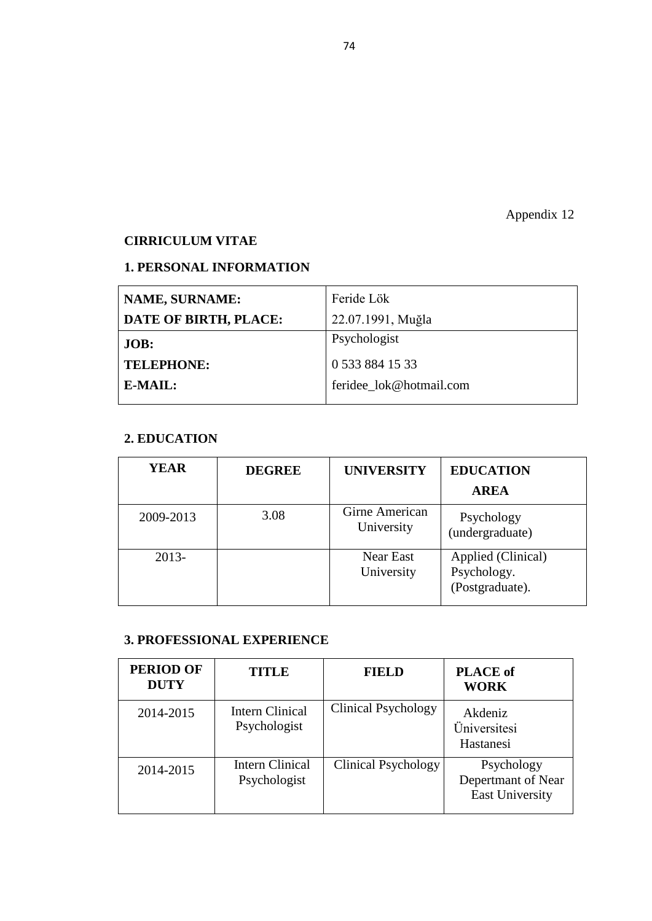Appendix 12

**CIRRICULUM VITAE**

**1. PERSONAL INFORMATION**

| | |
|---|---|
| **NAME, SURNAME:** | Feride Lök |
| **DATE OF BIRTH, PLACE:** | 22.07.1991, Muğla |
| **JOB:** | Psychologist |
| **TELEPHONE:** | 0 533 884 15 33 |
| **E-MAIL:** | feridee_lok@hotmail.com |

**2. EDUCATION**

| YEAR | DEGREE | UNIVERSITY | EDUCATION AREA |
|---|---|---|---|
| 2009-2013 | 3.08 | Girne American University | Psychology (undergraduate) |
| 2013- | | Near East University | Applied (Clinical) Psychology. (Postgraduate). |

**3. PROFESSIONAL EXPERIENCE**

| PERIOD OF DUTY | TITLE | FIELD | PLACE of WORK |
|---|---|---|---|
| 2014-2015 | Intern Clinical Psychologist | Clinical Psychology | Akdeniz Üniversitesi Hastanesi |
| 2014-2015 | Intern Clinical Psychologist | Clinical Psychology | Psychology Depertmant of Near East University |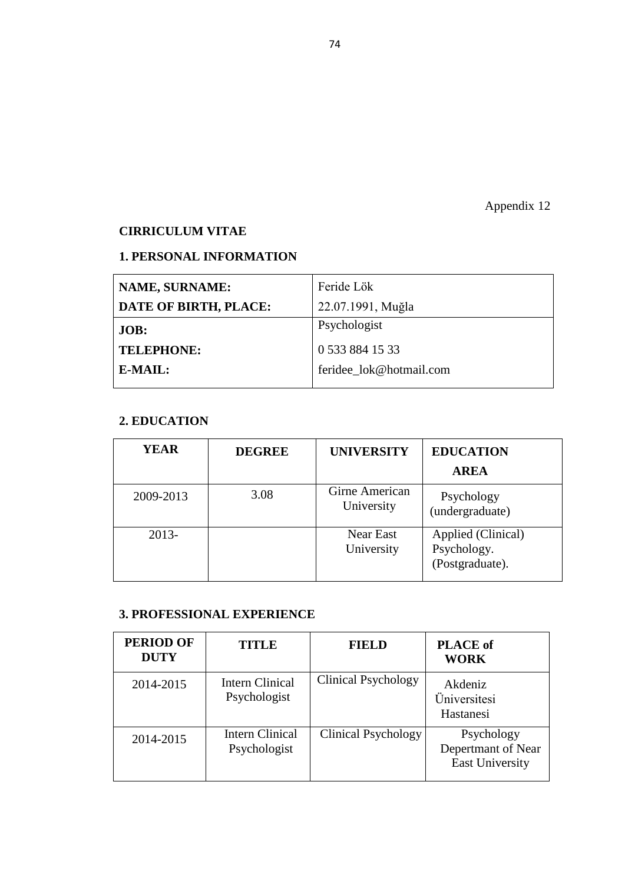Appendix 12

**CIRRICULUM VITAE**

**1. PERSONAL INFORMATION**

| **NAME, SURNAME:** | Feride Lök |
|---|---|
| **DATE OF BIRTH, PLACE:** | 22.07.1991, Muğla |
| **JOB:** | Psychologist |
| **TELEPHONE:** | 0 533 884 15 33 |
| **E-MAIL:** | feridee_lok@hotmail.com |

**2. EDUCATION**

| **YEAR** | **DEGREE** | **UNIVERSITY** | **EDUCATION AREA** |
|---|---|---|---|
| 2009-2013 | 3.08 | Girne American University | Psychology (undergraduate) |
| 2013- | | Near East University | Applied (Clinical) Psychology. (Postgraduate). |

**3. PROFESSIONAL EXPERIENCE**

| **PERIOD OF DUTY** | **TITLE** | **FIELD** | **PLACE of WORK** |
|---|---|---|---|
| 2014-2015 | Intern Clinical Psychologist | Clinical Psychology | Akdeniz Üniversitesi Hastanesi |
| 2014-2015 | Intern Clinical Psychologist | Clinical Psychology | Psychology Depertmant of Near East University |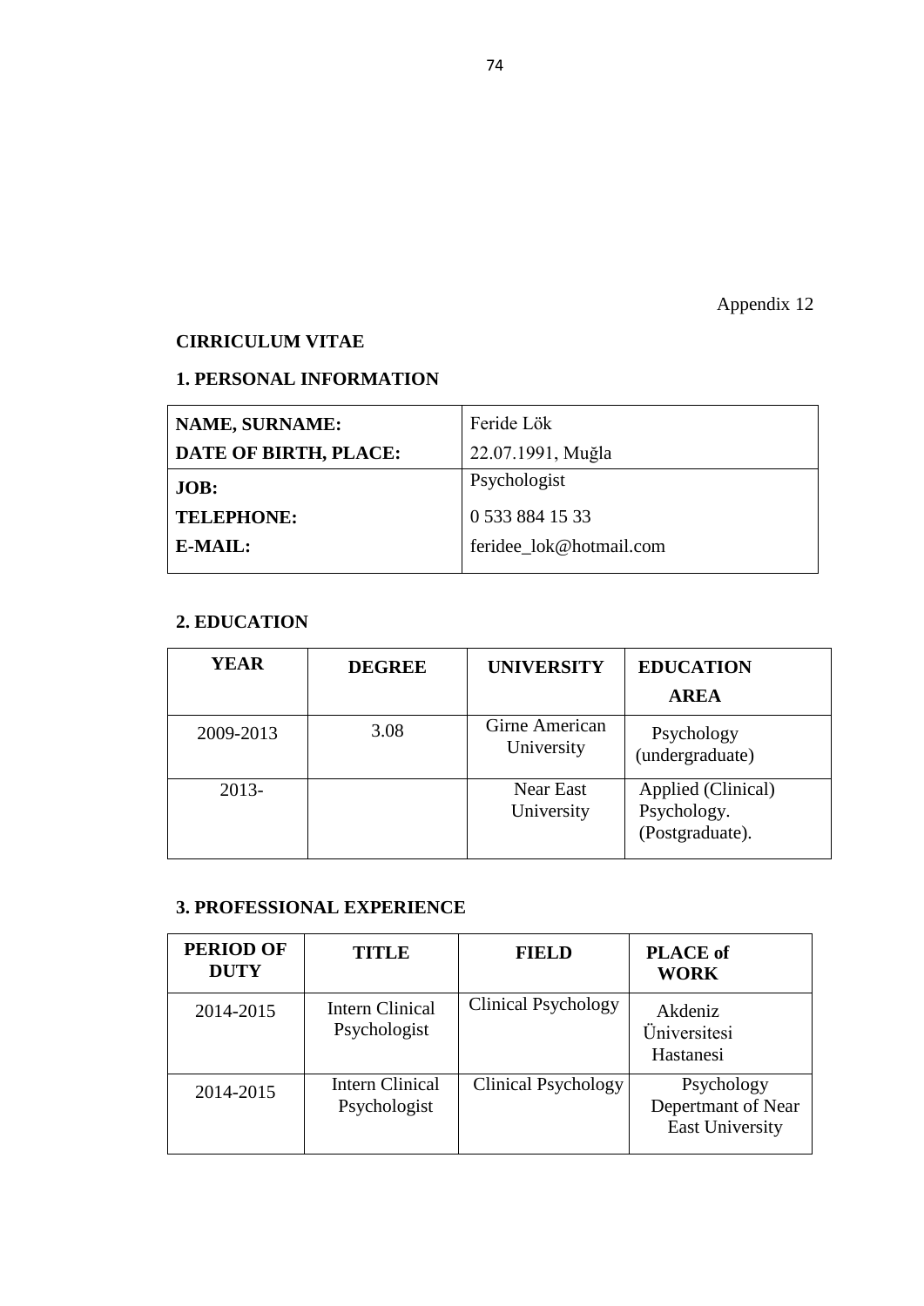Appendix 12

**CIRRICULUM VITAE**

**1. PERSONAL INFORMATION**

| | |
|---|---|
| **NAME, SURNAME:** | Feride Lök |
| **DATE OF BIRTH, PLACE:** | 22.07.1991, Muğla |
| **JOB:** | Psychologist |
| **TELEPHONE:** | 0 533 884 15 33 |
| **E-MAIL:** | feridee_lok@hotmail.com |

**2. EDUCATION**

| **YEAR** | **DEGREE** | **UNIVERSITY** | **EDUCATION AREA** |
|---|---|---|---|
| 2009-2013 | 3.08 | Girne American University | Psychology (undergraduate) |
| 2013- | | Near East University | Applied (Clinical) Psychology. (Postgraduate). |

**3. PROFESSIONAL EXPERIENCE**

| **PERIOD OF DUTY** | **TITLE** | **FIELD** | **PLACE of WORK** |
|---|---|---|---|
| 2014-2015 | Intern Clinical Psychologist | Clinical Psychology | Akdeniz Üniversitesi Hastanesi |
| 2014-2015 | Intern Clinical Psychologist | Clinical Psychology | Psychology Depertmant of Near East University |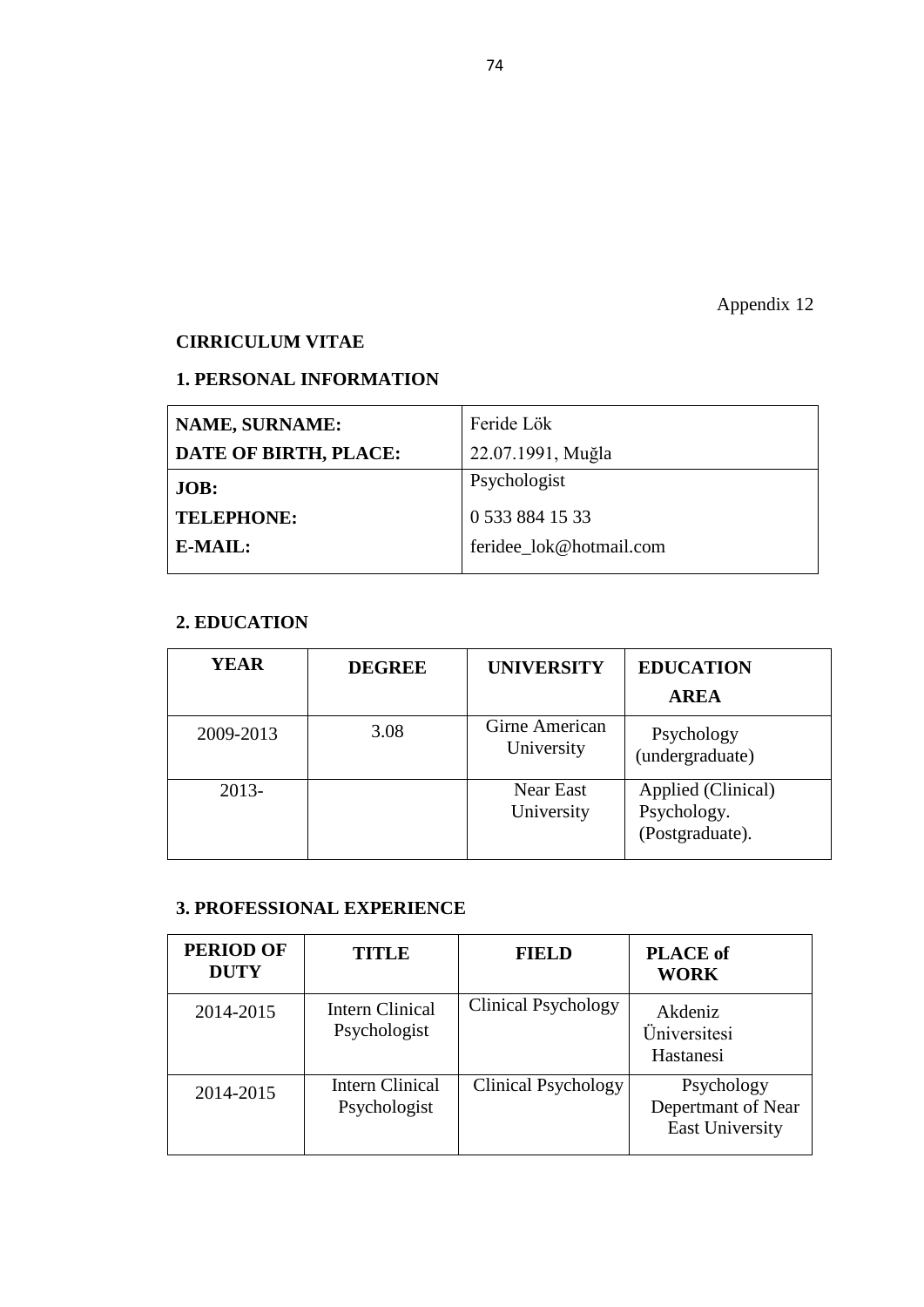Appendix 12

**CIRRICULUM VITAE**

**1. PERSONAL INFORMATION**

| | |
|---|---|
| **NAME, SURNAME:** | Feride Lök |
| **DATE OF BIRTH, PLACE:** | 22.07.1991, Muğla |
| **JOB:** | Psychologist |
| **TELEPHONE:** | 0 533 884 15 33 |
| **E-MAIL:** | feridee_lok@hotmail.com |

**2. EDUCATION**

| YEAR | DEGREE | UNIVERSITY | EDUCATION AREA |
|---|---|---|---|
| 2009-2013 | 3.08 | Girne American University | Psychology (undergraduate) |
| 2013- | | Near East University | Applied (Clinical) Psychology. (Postgraduate). |

**3. PROFESSIONAL EXPERIENCE**

| PERIOD OF DUTY | TITLE | FIELD | PLACE of WORK |
|---|---|---|---|
| 2014-2015 | Intern Clinical Psychologist | Clinical Psychology | Akdeniz Üniversitesi Hastanesi |
| 2014-2015 | Intern Clinical Psychologist | Clinical Psychology | Psychology Depertmant of Near East University |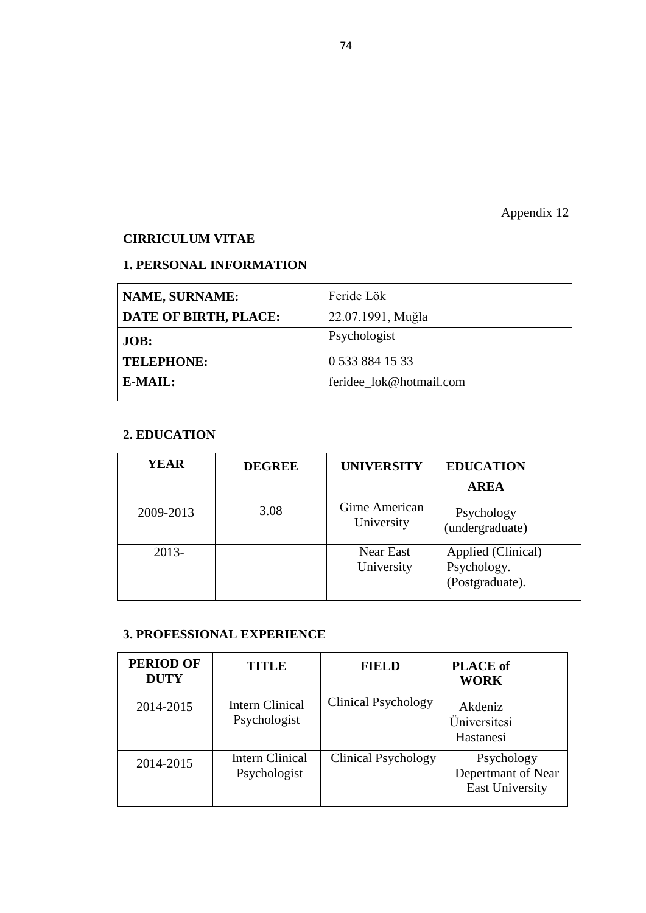Appendix 12

**CIRRICULUM VITAE**

**1. PERSONAL INFORMATION**

| | |
|---|---|
| **NAME, SURNAME:** | Feride Lök |
| **DATE OF BIRTH, PLACE:** | 22.07.1991, Muğla |
| **JOB:** | Psychologist |
| **TELEPHONE:** | 0 533 884 15 33 |
| **E-MAIL:** | feridee_lok@hotmail.com |

**2. EDUCATION**

| YEAR | DEGREE | UNIVERSITY | EDUCATION AREA |
|---|---|---|---|
| 2009-2013 | 3.08 | Girne American University | Psychology (undergraduate) |
| 2013- | | Near East University | Applied (Clinical) Psychology. (Postgraduate). |

**3. PROFESSIONAL EXPERIENCE**

| PERIOD OF DUTY | TITLE | FIELD | PLACE of WORK |
|---|---|---|---|
| 2014-2015 | Intern Clinical Psychologist | Clinical Psychology | Akdeniz Üniversitesi Hastanesi |
| 2014-2015 | Intern Clinical Psychologist | Clinical Psychology | Psychology Depertmant of Near East University |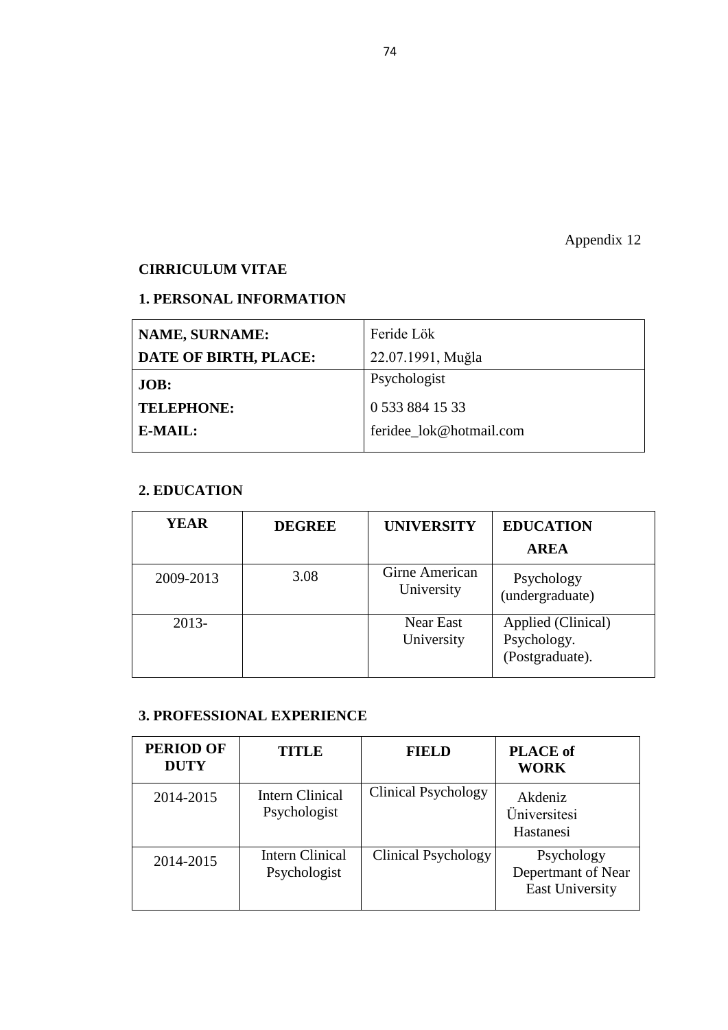Appendix 12

**CIRRICULUM VITAE**

**1. PERSONAL INFORMATION**

| | |
|---|---|
| **NAME, SURNAME:** | Feride Lök |
| **DATE OF BIRTH, PLACE:** | 22.07.1991, Muğla |
| **JOB:** | Psychologist |
| **TELEPHONE:** | 0 533 884 15 33 |
| **E-MAIL:** | feridee_lok@hotmail.com |

**2. EDUCATION**

| **YEAR** | **DEGREE** | **UNIVERSITY** | **EDUCATION AREA** |
|---|---|---|---|
| 2009-2013 | 3.08 | Girne American University | Psychology (undergraduate) |
| 2013- | | Near East University | Applied (Clinical) Psychology. (Postgraduate). |

**3. PROFESSIONAL EXPERIENCE**

| **PERIOD OF DUTY** | **TITLE** | **FIELD** | **PLACE of WORK** |
|---|---|---|---|
| 2014-2015 | Intern Clinical Psychologist | Clinical Psychology | Akdeniz Üniversitesi Hastanesi |
| 2014-2015 | Intern Clinical Psychologist | Clinical Psychology | Psychology Depertmant of Near East University |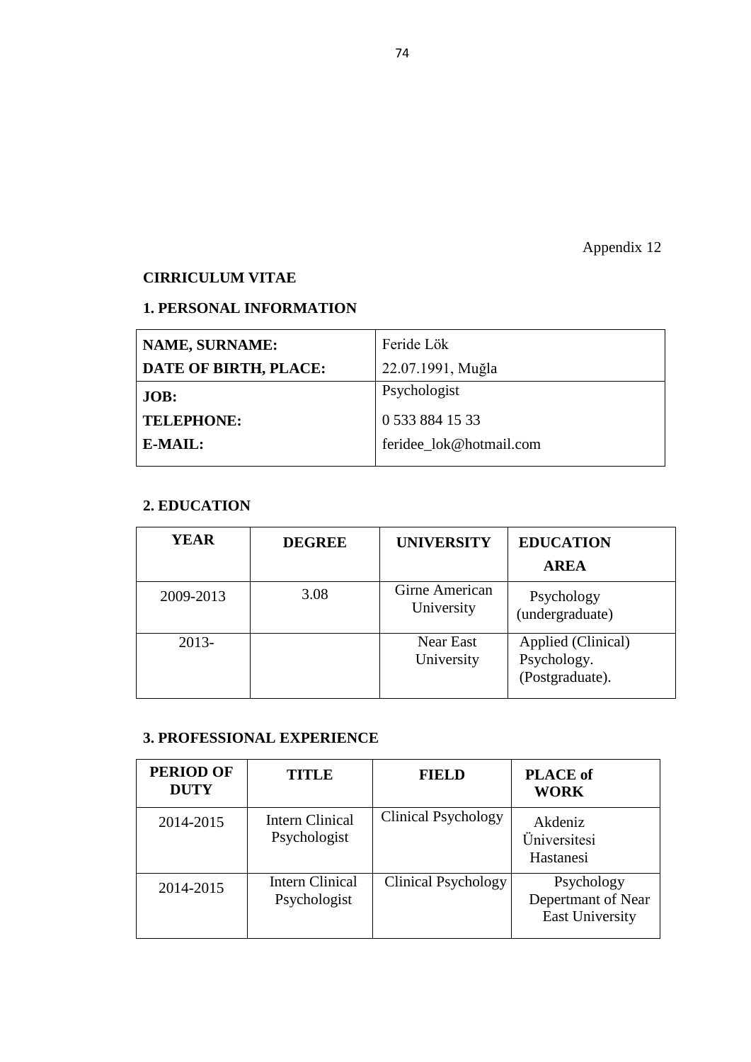Appendix 12

**CIRRICULUM VITAE**

**1. PERSONAL INFORMATION**

| | |
|---|---|
| **NAME, SURNAME:** | Feride Lök |
| **DATE OF BIRTH, PLACE:** | 22.07.1991, Muğla |
| **JOB:** | Psychologist |
| **TELEPHONE:** | 0 533 884 15 33 |
| **E-MAIL:** | feridee_lok@hotmail.com |

**2. EDUCATION**

| YEAR | DEGREE | UNIVERSITY | EDUCATION AREA |
|---|---|---|---|
| 2009-2013 | 3.08 | Girne American University | Psychology (undergraduate) |
| 2013- | | Near East University | Applied (Clinical) Psychology. (Postgraduate). |

**3. PROFESSIONAL EXPERIENCE**

| PERIOD OF DUTY | TITLE | FIELD | PLACE of WORK |
|---|---|---|---|
| 2014-2015 | Intern Clinical Psychologist | Clinical Psychology | Akdeniz Üniversitesi Hastanesi |
| 2014-2015 | Intern Clinical Psychologist | Clinical Psychology | Psychology Depertmant of Near East University |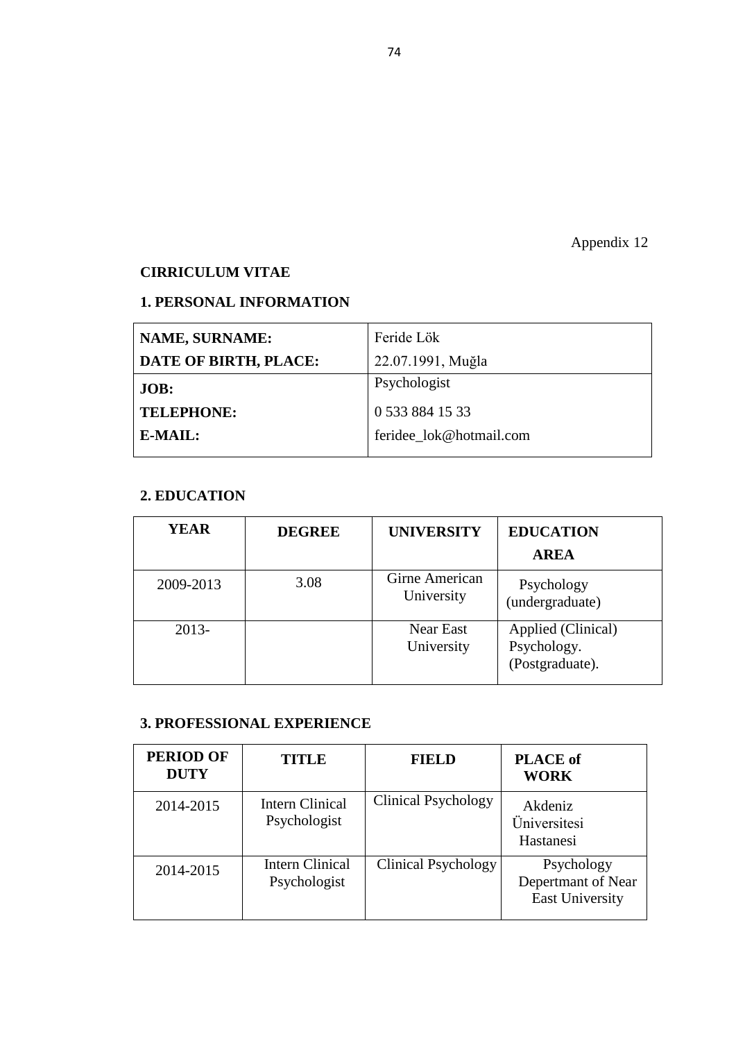Appendix 12

**CIRRICULUM VITAE**

**1. PERSONAL INFORMATION**

| | |
|---|---|
| **NAME, SURNAME:** | Feride Lök |
| **DATE OF BIRTH, PLACE:** | 22.07.1991, Muğla |
| **JOB:** | Psychologist |
| **TELEPHONE:** | 0 533 884 15 33 |
| **E-MAIL:** | feridee_lok@hotmail.com |

**2. EDUCATION**

| **YEAR** | **DEGREE** | **UNIVERSITY** | **EDUCATION AREA** |
|---|---|---|---|
| 2009-2013 | 3.08 | Girne American University | Psychology (undergraduate) |
| 2013- | | Near East University | Applied (Clinical) Psychology. (Postgraduate). |

**3. PROFESSIONAL EXPERIENCE**

| **PERIOD OF DUTY** | **TITLE** | **FIELD** | **PLACE of WORK** |
|---|---|---|---|
| 2014-2015 | Intern Clinical Psychologist | Clinical Psychology | Akdeniz Üniversitesi Hastanesi |
| 2014-2015 | Intern Clinical Psychologist | Clinical Psychology | Psychology Depertmant of Near East University |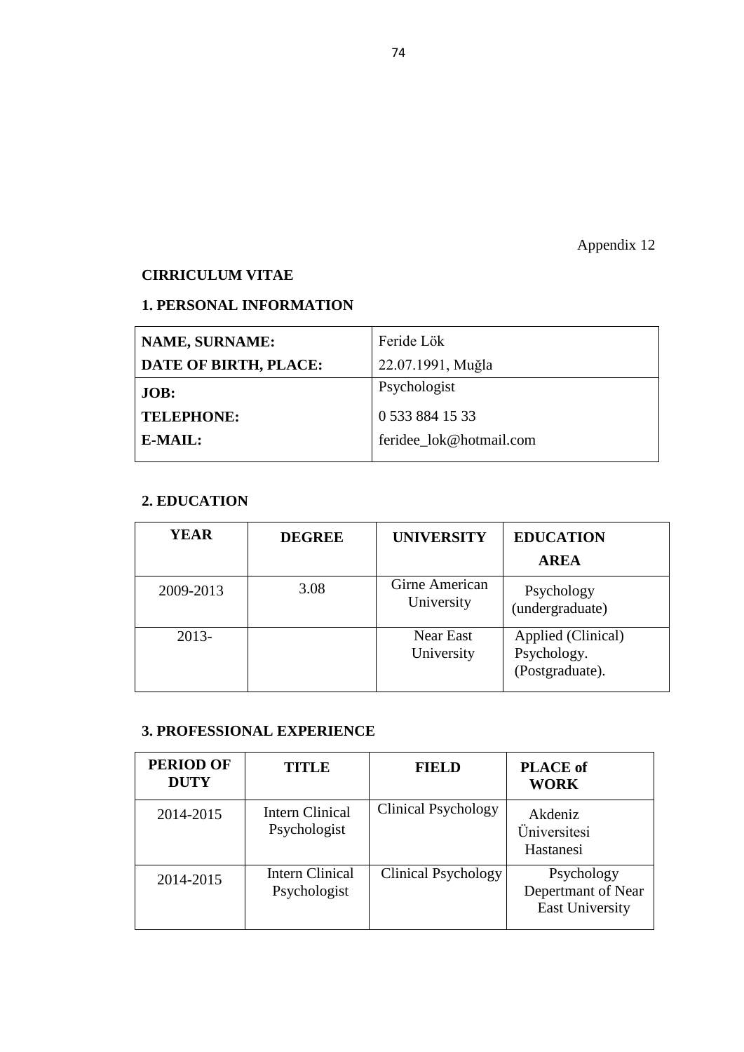Appendix 12

**CIRRICULUM VITAE**

**1. PERSONAL INFORMATION**

| | |
|---|---|
| **NAME, SURNAME:** | Feride Lök |
| **DATE OF BIRTH, PLACE:** | 22.07.1991, Muğla |
| **JOB:** | Psychologist |
| **TELEPHONE:** | 0 533 884 15 33 |
| **E-MAIL:** | feridee_lok@hotmail.com |

**2. EDUCATION**

| **YEAR** | **DEGREE** | **UNIVERSITY** | **EDUCATION AREA** |
|---|---|---|---|
| 2009-2013 | 3.08 | Girne American University | Psychology (undergraduate) |
| 2013- | | Near East University | Applied (Clinical) Psychology. (Postgraduate). |

**3. PROFESSIONAL EXPERIENCE**

| **PERIOD OF DUTY** | **TITLE** | **FIELD** | **PLACE of WORK** |
|---|---|---|---|
| 2014-2015 | Intern Clinical Psychologist | Clinical Psychology | Akdeniz Üniversitesi Hastanesi |
| 2014-2015 | Intern Clinical Psychologist | Clinical Psychology | Psychology Depertmant of Near East University |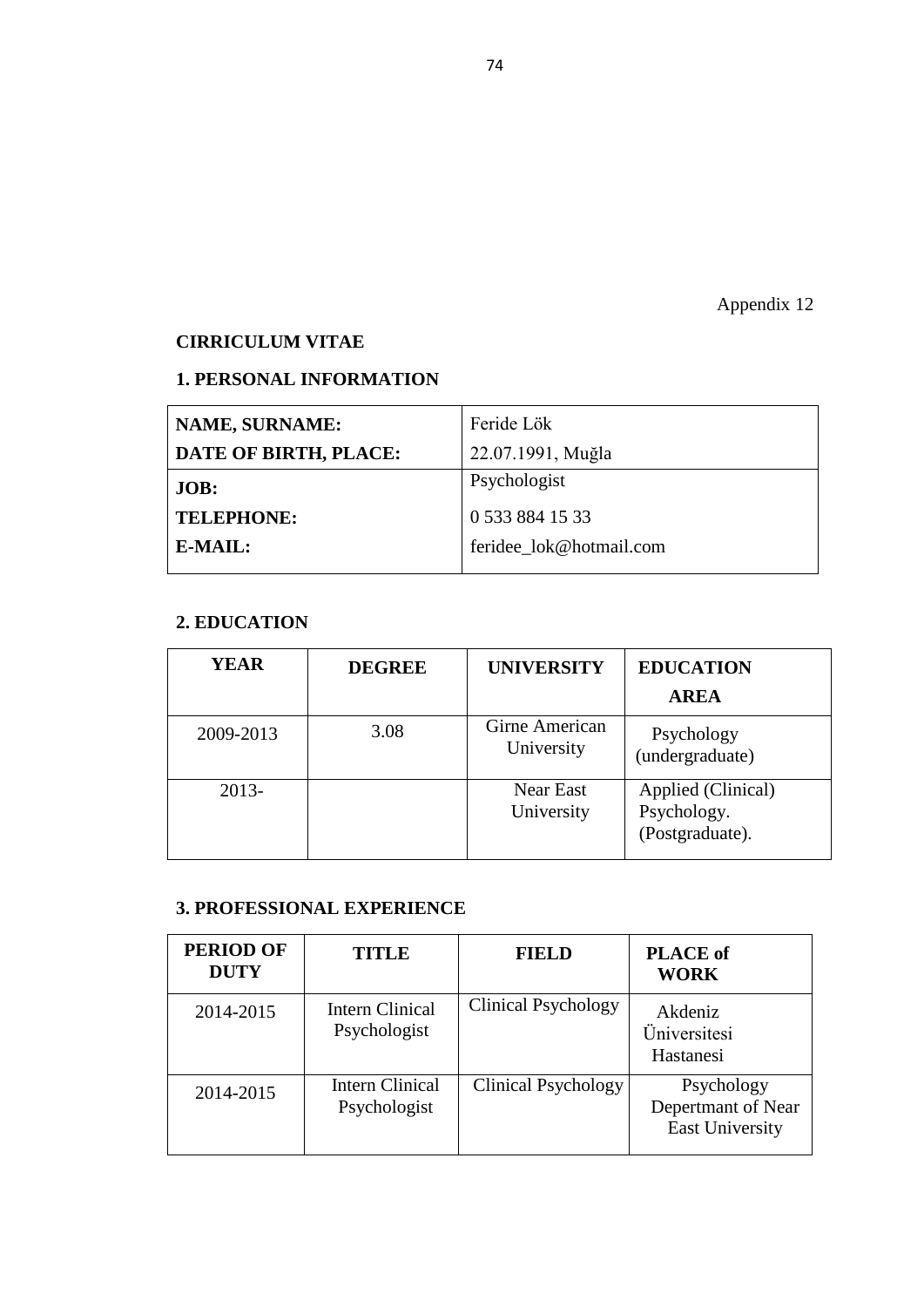Appendix 12

**CIRRICULUM VITAE**

**1. PERSONAL INFORMATION**

| | |
|---|---|
| **NAME, SURNAME:** | Feride Lök |
| **DATE OF BIRTH, PLACE:** | 22.07.1991, Muğla |
| **JOB:** | Psychologist |
| **TELEPHONE:** | 0 533 884 15 33 |
| **E-MAIL:** | feridee_lok@hotmail.com |

**2. EDUCATION**

| **YEAR** | **DEGREE** | **UNIVERSITY** | **EDUCATION AREA** |
|---|---|---|---|
| 2009-2013 | 3.08 | Girne American University | Psychology (undergraduate) |
| 2013- | | Near East University | Applied (Clinical) Psychology. (Postgraduate). |

**3. PROFESSIONAL EXPERIENCE**

| **PERIOD OF DUTY** | **TITLE** | **FIELD** | **PLACE of WORK** |
|---|---|---|---|
| 2014-2015 | Intern Clinical Psychologist | Clinical Psychology | Akdeniz Üniversitesi Hastanesi |
| 2014-2015 | Intern Clinical Psychologist | Clinical Psychology | Psychology Depertmant of Near East University |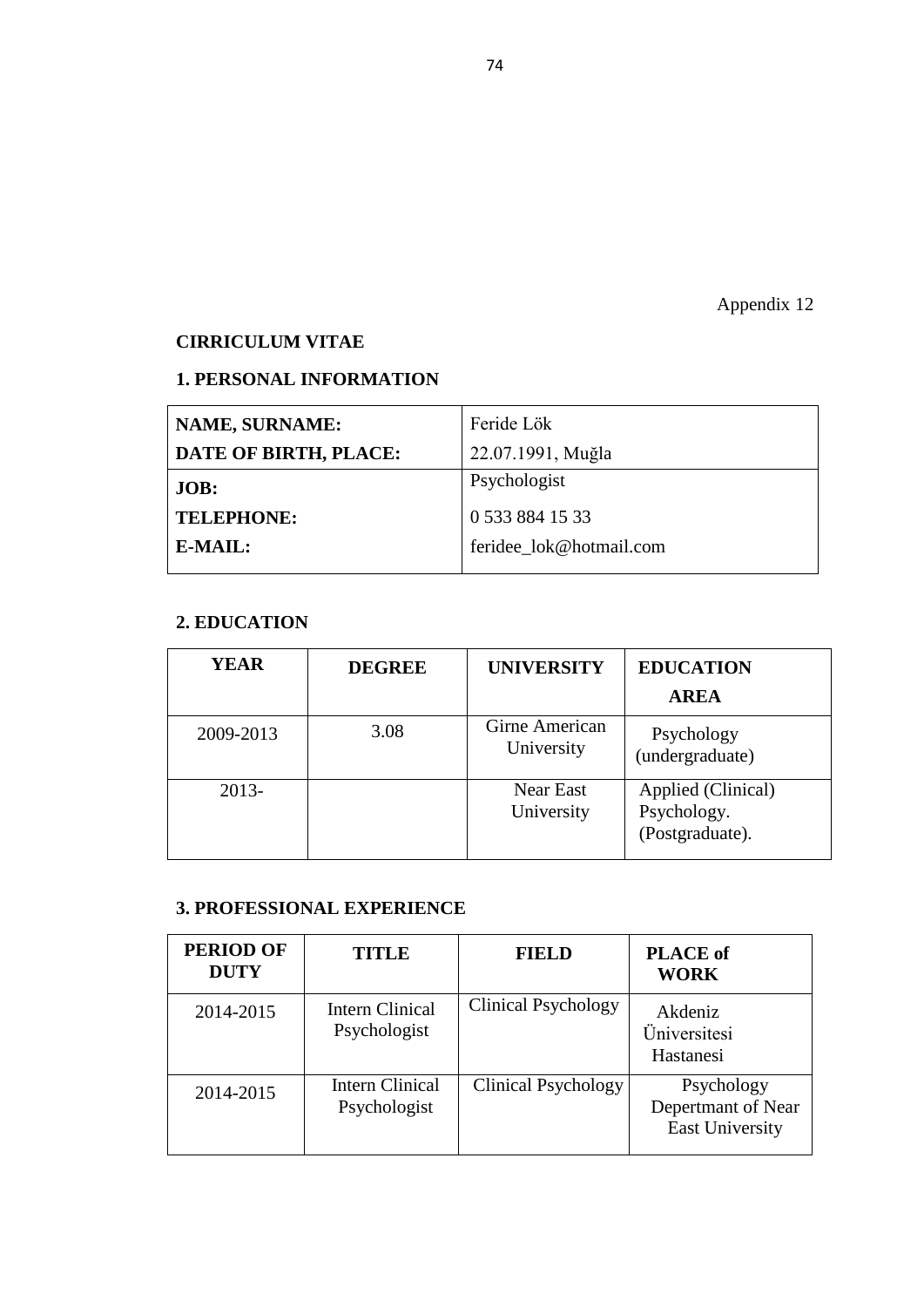Appendix 12

**CIRRICULUM VITAE**

**1. PERSONAL INFORMATION**

| | |
|---|---|
| **NAME, SURNAME:** | Feride Lök |
| **DATE OF BIRTH, PLACE:** | 22.07.1991, Muğla |
| **JOB:** | Psychologist |
| **TELEPHONE:** | 0 533 884 15 33 |
| **E-MAIL:** | feridee_lok@hotmail.com |

**2. EDUCATION**

| **YEAR** | **DEGREE** | **UNIVERSITY** | **EDUCATION AREA** |
|---|---|---|---|
| 2009-2013 | 3.08 | Girne American University | Psychology (undergraduate) |
| 2013- | | Near East University | Applied (Clinical) Psychology. (Postgraduate). |

**3. PROFESSIONAL EXPERIENCE**

| **PERIOD OF DUTY** | **TITLE** | **FIELD** | **PLACE of WORK** |
|---|---|---|---|
| 2014-2015 | Intern Clinical Psychologist | Clinical Psychology | Akdeniz Üniversitesi Hastanesi |
| 2014-2015 | Intern Clinical Psychologist | Clinical Psychology | Psychology Depertmant of Near East University |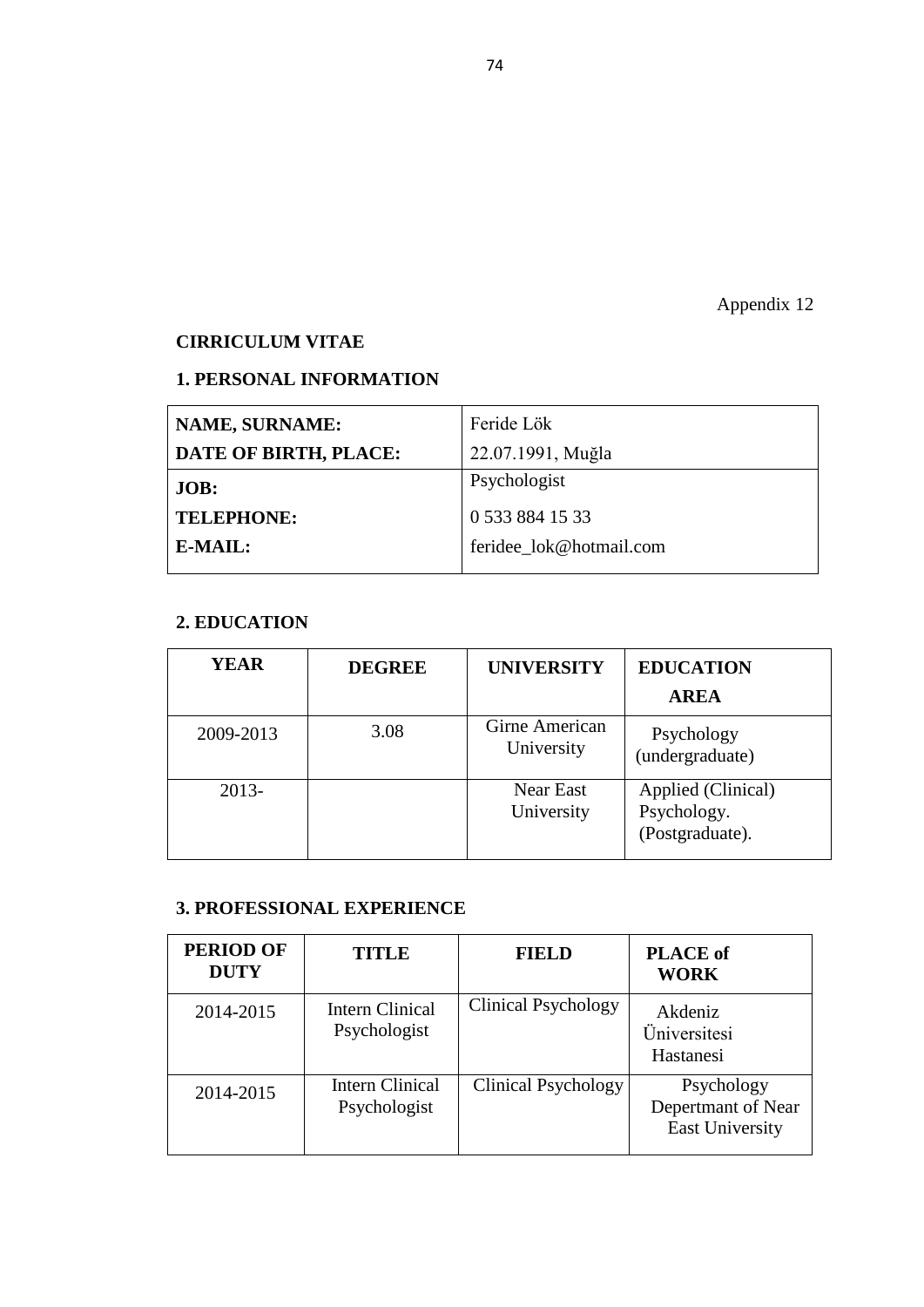Appendix 12

**CIRRICULUM VITAE**

## 1. PERSONAL INFORMATION

| | |
|---|---|
| **NAME, SURNAME:** | Feride Lök |
| **DATE OF BIRTH, PLACE:** | 22.07.1991, Muğla |
| **JOB:** | Psychologist |
| **TELEPHONE:** | 0 533 884 15 33 |
| **E-MAIL:** | feridee_lok@hotmail.com |

## 2. EDUCATION

| YEAR | DEGREE | UNIVERSITY | EDUCATION AREA |
|---|---|---|---|
| 2009-2013 | 3.08 | Girne American University | Psychology (undergraduate) |
| 2013- | | Near East University | Applied (Clinical) Psychology. (Postgraduate). |

## 3. PROFESSIONAL EXPERIENCE

| PERIOD OF DUTY | TITLE | FIELD | PLACE of WORK |
|---|---|---|---|
| 2014-2015 | Intern Clinical Psychologist | Clinical Psychology | Akdeniz Üniversitesi Hastanesi |
| 2014-2015 | Intern Clinical Psychologist | Clinical Psychology | Psychology Depertmant of Near East University |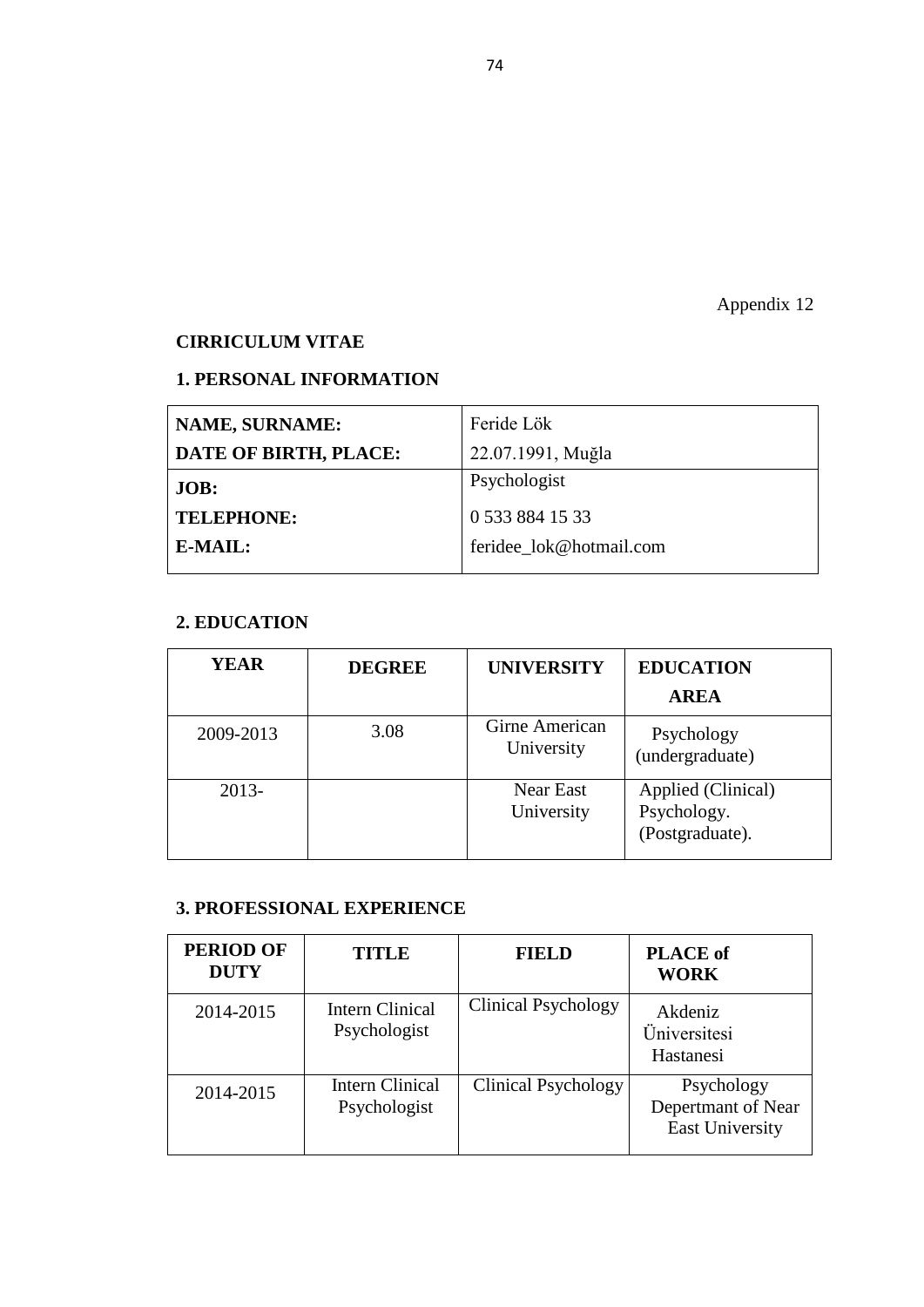Appendix 12

**CIRRICULUM VITAE**

**1. PERSONAL INFORMATION**

| | |
|---|---|
| **NAME, SURNAME:** | Feride Lök |
| **DATE OF BIRTH, PLACE:** | 22.07.1991, Muğla |
| **JOB:** | Psychologist |
| **TELEPHONE:** | 0 533 884 15 33 |
| **E-MAIL:** | feridee_lok@hotmail.com |

**2. EDUCATION**

| YEAR | DEGREE | UNIVERSITY | EDUCATION AREA |
|---|---|---|---|
| 2009-2013 | 3.08 | Girne American University | Psychology (undergraduate) |
| 2013- | | Near East University | Applied (Clinical) Psychology. (Postgraduate). |

**3. PROFESSIONAL EXPERIENCE**

| PERIOD OF DUTY | TITLE | FIELD | PLACE of WORK |
|---|---|---|---|
| 2014-2015 | Intern Clinical Psychologist | Clinical Psychology | Akdeniz Üniversitesi Hastanesi |
| 2014-2015 | Intern Clinical Psychologist | Clinical Psychology | Psychology Depertmant of Near East University |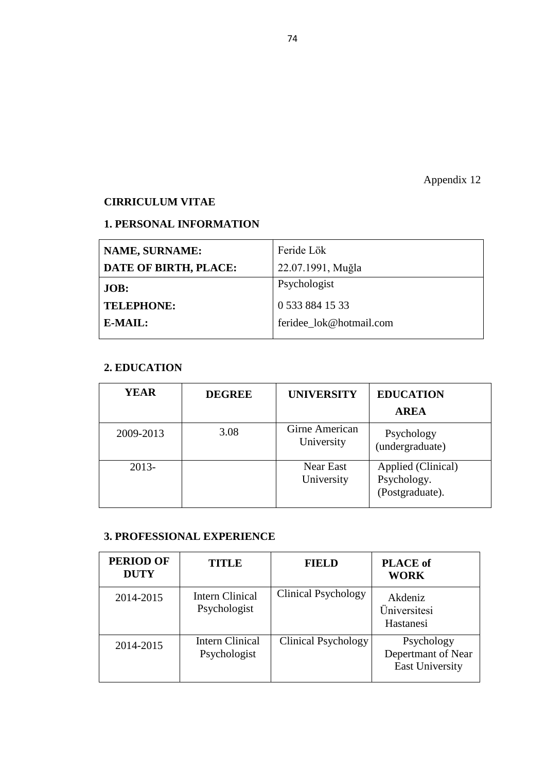Appendix 12

**CIRRICULUM VITAE**

**1. PERSONAL INFORMATION**

| | |
|---|---|
| **NAME, SURNAME:** | Feride Lök |
| **DATE OF BIRTH, PLACE:** | 22.07.1991, Muğla |
| **JOB:** | Psychologist |
| **TELEPHONE:** | 0 533 884 15 33 |
| **E-MAIL:** | feridee_lok@hotmail.com |

**2. EDUCATION**

| YEAR | DEGREE | UNIVERSITY | EDUCATION AREA |
|---|---|---|---|
| 2009-2013 | 3.08 | Girne American University | Psychology (undergraduate) |
| 2013- | | Near East University | Applied (Clinical) Psychology. (Postgraduate). |

**3. PROFESSIONAL EXPERIENCE**

| PERIOD OF DUTY | TITLE | FIELD | PLACE of WORK |
|---|---|---|---|
| 2014-2015 | Intern Clinical Psychologist | Clinical Psychology | Akdeniz Üniversitesi Hastanesi |
| 2014-2015 | Intern Clinical Psychologist | Clinical Psychology | Psychology Depertmant of Near East University |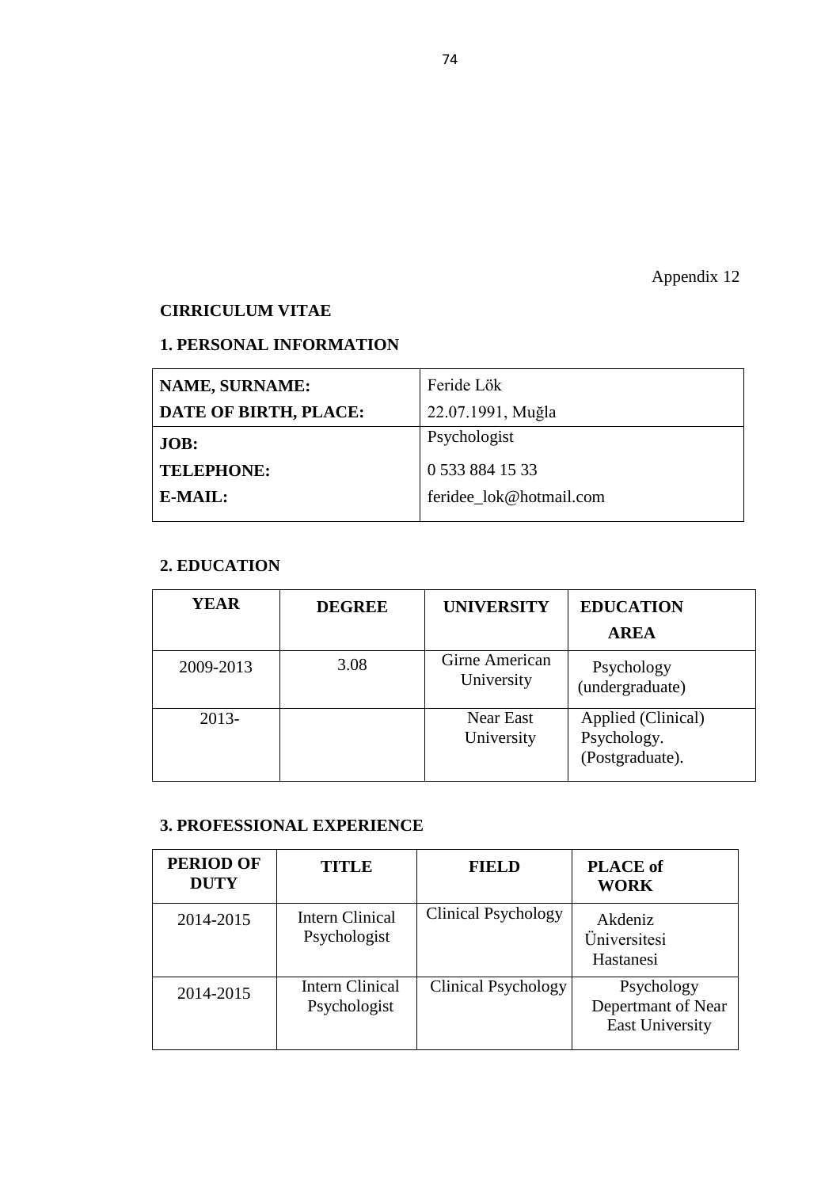Appendix 12

**CIRRICULUM VITAE**

**1. PERSONAL INFORMATION**

| | |
|---|---|
| **NAME, SURNAME:** | Feride Lök |
| **DATE OF BIRTH, PLACE:** | 22.07.1991, Muğla |
| **JOB:** | Psychologist |
| **TELEPHONE:** | 0 533 884 15 33 |
| **E-MAIL:** | feridee_lok@hotmail.com |

**2. EDUCATION**

| **YEAR** | **DEGREE** | **UNIVERSITY** | **EDUCATION AREA** |
|---|---|---|---|
| 2009-2013 | 3.08 | Girne American University | Psychology (undergraduate) |
| 2013- | | Near East University | Applied (Clinical) Psychology. (Postgraduate). |

**3. PROFESSIONAL EXPERIENCE**

| **PERIOD OF DUTY** | **TITLE** | **FIELD** | **PLACE of WORK** |
|---|---|---|---|
| 2014-2015 | Intern Clinical Psychologist | Clinical Psychology | Akdeniz Üniversitesi Hastanesi |
| 2014-2015 | Intern Clinical Psychologist | Clinical Psychology | Psychology Depertmant of Near East University |